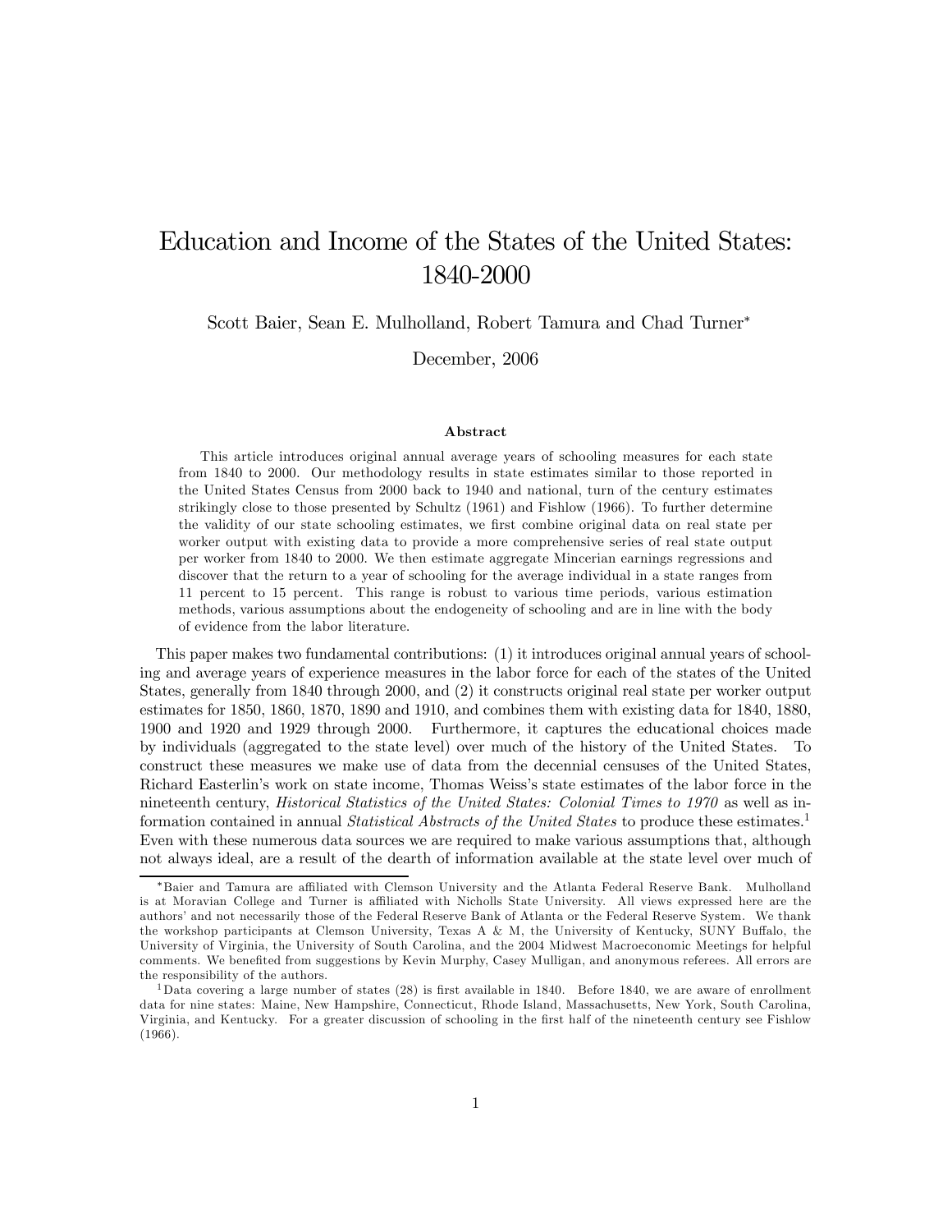# Education and Income of the States of the United States: 1840-2000

Scott Baier, Sean E. Mulholland, Robert Tamura and Chad Turner*

December, 2006

### Abstract

This article introduces original annual average years of schooling measures for each state from 1840 to 2000. Our methodology results in state estimates similar to those reported in the United States Census from 2000 back to 1940 and national, turn of the century estimates strikingly close to those presented by Schultz (1961) and Fishlow (1966). To further determine the validity of our state schooling estimates, we first combine original data on real state per worker output with existing data to provide a more comprehensive series of real state output per worker from 1840 to 2000. We then estimate aggregate Mincerian earnings regressions and discover that the return to a year of schooling for the average individual in a state ranges from 11 percent to 15 percent. This range is robust to various time periods, various estimation methods, various assumptions about the endogeneity of schooling and are in line with the body of evidence from the labor literature.

This paper makes two fundamental contributions: (1) it introduces original annual years of schooling and average years of experience measures in the labor force for each of the states of the United States, generally from 1840 through 2000, and (2) it constructs original real state per worker output estimates for 1850, 1860, 1870, 1890 and 1910, and combines them with existing data for 1840, 1880, 1900 and 1920 and 1929 through 2000. Furthermore, it captures the educational choices made by individuals (aggregated to the state level) over much of the history of the United States. To construct these measures we make use of data from the decennial censuses of the United States, Richard Easterlin's work on state income, Thomas Weiss's state estimates of the labor force in the nineteenth century, *Historical Statistics of the United States: Colonial Times to 1970* as well as information contained in annual *Statistical Abstracts of the United States* to produce these estimates.[1] Even with these numerous data sources we are required to make various assumptions that, although not always ideal, are a result of the dearth of information available at the state level over much of

---

*Baier and Tamura are affiliated with Clemson University and the Atlanta Federal Reserve Bank. Mulholland is at Moravian College and Turner is affiliated with Nicholls State University. All views expressed here are the authors' and not necessarily those of the Federal Reserve Bank of Atlanta or the Federal Reserve System. We thank the workshop participants at Clemson University, Texas A & M, the University of Kentucky, SUNY Buffalo, the University of Virginia, the University of South Carolina, and the 2004 Midwest Macroeconomic Meetings for helpful comments. We benefited from suggestions by Kevin Murphy, Casey Mulligan, and anonymous referees. All errors are the responsibility of the authors.

[1] Data covering a large number of states (28) is first available in 1840. Before 1840, we are aware of enrollment data for nine states: Maine, New Hampshire, Connecticut, Rhode Island, Massachusetts, New York, South Carolina, Virginia, and Kentucky. For a greater discussion of schooling in the first half of the nineteenth century see Fishlow (1966).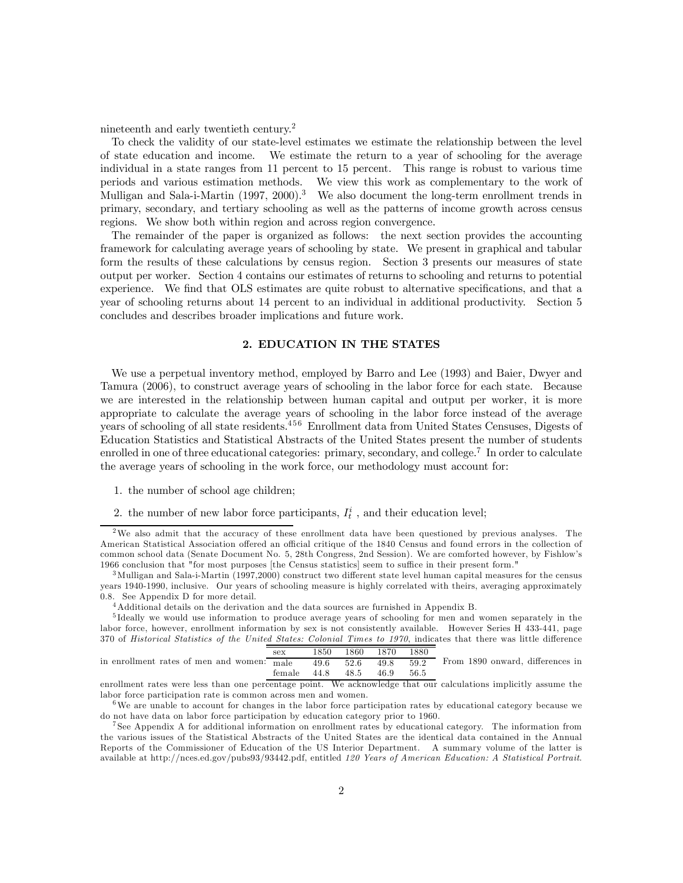nineteenth and early twentieth century.[2]

To check the validity of our state-level estimates we estimate the relationship between the level of state education and income. We estimate the return to a year of schooling for the average individual in a state ranges from 11 percent to 15 percent. This range is robust to various time periods and various estimation methods. We view this work as complementary to the work of Mulligan and Sala-i-Martin (1997, 2000).[3] We also document the long-term enrollment trends in primary, secondary, and tertiary schooling as well as the patterns of income growth across census regions. We show both within region and across region convergence.

The remainder of the paper is organized as follows: the next section provides the accounting framework for calculating average years of schooling by state. We present in graphical and tabular form the results of these calculations by census region. Section 3 presents our measures of state output per worker. Section 4 contains our estimates of returns to schooling and returns to potential experience. We find that OLS estimates are quite robust to alternative specifications, and that a year of schooling returns about 14 percent to an individual in additional productivity. Section 5 concludes and describes broader implications and future work.

## 2. EDUCATION IN THE STATES

We use a perpetual inventory method, employed by Barro and Lee (1993) and Baier, Dwyer and Tamura (2006), to construct average years of schooling in the labor force for each state. Because we are interested in the relationship between human capital and output per worker, it is more appropriate to calculate the average years of schooling in the labor force instead of the average years of schooling of all state residents.[4,5,6] Enrollment data from United States Censuses, Digests of Education Statistics and Statistical Abstracts of the United States present the number of students enrolled in one of three educational categories: primary, secondary, and college.[7] In order to calculate the average years of schooling in the work force, our methodology must account for:

1. the number of school age children;
2. the number of new labor force participants, $I_t^i$ , and their education level;

---

[2] We also admit that the accuracy of these enrollment data have been questioned by previous analyses. The American Statistical Association offered an official critique of the 1840 Census and found errors in the collection of common school data (Senate Document No. 5, 28th Congress, 2nd Session). We are comforted however, by Fishlow's 1966 conclusion that "for most purposes [the Census statistics] seem to suffice in their present form."

[3] Mulligan and Sala-i-Martin (1997,2000) construct two different state level human capital measures for the census years 1940-1990, inclusive. Our years of schooling measure is highly correlated with theirs, averaging approximately 0.8. See Appendix D for more detail.

[4] Additional details on the derivation and the data sources are furnished in Appendix B.

[5] Ideally we would use information to produce average years of schooling for men and women separately in the labor force, however, enrollment information by sex is not consistently available. However Series H 433-441, page 370 of *Historical Statistics of the United States: Colonial Times to 1970*, indicates that there was little difference in enrollment rates of men and women:

| sex | 1850 | 1860 | 1870 | 1880 |
|---|---|---|---|---|
| male | 49.6 | 52.6 | 49.8 | 59.2 |
| female | 44.8 | 48.5 | 46.9 | 56.5 |

From 1890 onward, differences in enrollment rates were less than one percentage point. We acknowledge that our calculations implicitly assume the labor force participation rate is common across men and women.

[6] We are unable to account for changes in the labor force participation rates by educational category because we do not have data on labor force participation by education category prior to 1960.

[7] See Appendix A for additional information on enrollment rates by educational category. The information from the various issues of the Statistical Abstracts of the United States are the identical data contained in the Annual Reports of the Commissioner of Education of the US Interior Department. A summary volume of the latter is available at http://nces.ed.gov/pubs93/93442.pdf, entitled *120 Years of American Education: A Statistical Portrait*.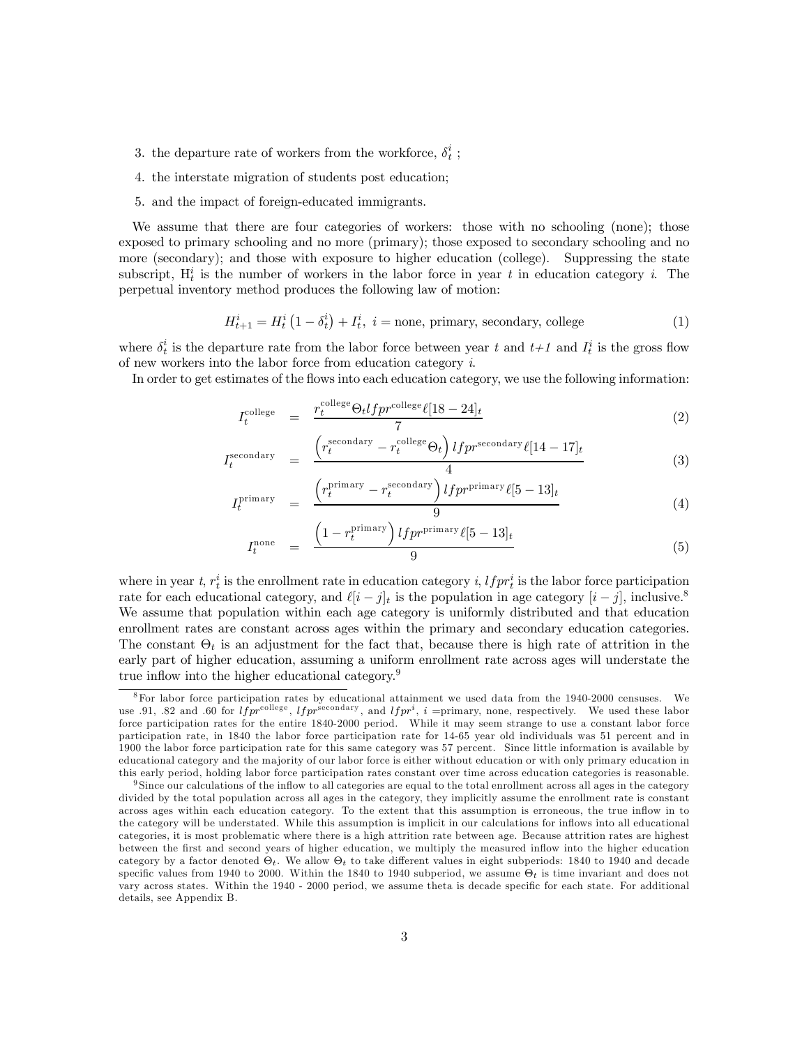3. the departure rate of workers from the workforce, $\delta_t^i$ ;
4. the interstate migration of students post education;
5. and the impact of foreign-educated immigrants.

We assume that there are four categories of workers: those with no schooling (none); those exposed to primary schooling and no more (primary); those exposed to secondary schooling and no more (secondary); and those with exposure to higher education (college). Suppressing the state subscript, $\mathrm{H}_t^i$ is the number of workers in the labor force in year $t$ in education category $i$. The perpetual inventory method produces the following law of motion:

$$H_{t+1}^i = H_t^i \left(1 - \delta_t^i\right) + I_t^i, \ i = \text{none, primary, secondary, college} \tag{1}$$

where $\delta_t^i$ is the departure rate from the labor force between year $t$ and $t$+$1$ and $I_t^i$ is the gross flow of new workers into the labor force from education category $i$.

In order to get estimates of the flows into each education category, we use the following information:

$$I_t^{\text{college}} = \frac{r_t^{\text{college}} \Theta_t lfpr^{\text{college}} \ell[18-24]_t}{7} \tag{2}$$

$$I_t^{\text{secondary}} = \frac{\left(r_t^{\text{secondary}} - r_t^{\text{college}} \Theta_t\right) lfpr^{\text{secondary}} \ell[14-17]_t}{4} \tag{3}$$

$$I_t^{\text{primary}} = \frac{\left(r_t^{\text{primary}} - r_t^{\text{secondary}}\right) lfpr^{\text{primary}} \ell[5-13]_t}{9} \tag{4}$$

$$I_t^{\text{none}} = \frac{\left(1 - r_t^{\text{primary}}\right) lfpr^{\text{primary}} \ell[5-13]_t}{9} \tag{5}$$

where in year $t$, $r_t^i$ is the enrollment rate in education category $i$, $lfpr_t^i$ is the labor force participation rate for each educational category, and $\ell[i-j]_t$ is the population in age category $[i-j]$, inclusive.[8] We assume that population within each age category is uniformly distributed and that education enrollment rates are constant across ages within the primary and secondary education categories. The constant $\Theta_t$ is an adjustment for the fact that, because there is high rate of attrition in the early part of higher education, assuming a uniform enrollment rate across ages will understate the true inflow into the higher educational category.[9]

---

[8] For labor force participation rates by educational attainment we used data from the 1940-2000 censuses. We use .91, .82 and .60 for $lfpr^{\text{college}}$, $lfpr^{\text{secondary}}$, and $lfpr^i$, $i$ =primary, none, respectively. We used these labor force participation rates for the entire 1840-2000 period. While it may seem strange to use a constant labor force participation rate, in 1840 the labor force participation rate for 14-65 year old individuals was 51 percent and in 1900 the labor force participation rate for this same category was 57 percent. Since little information is available by educational category and the majority of our labor force is either without education or with only primary education in this early period, holding labor force participation rates constant over time across education categories is reasonable.

[9] Since our calculations of the inflow to all categories are equal to the total enrollment across all ages in the category divided by the total population across all ages in the category, they implicitly assume the enrollment rate is constant across ages within each education category. To the extent that this assumption is erroneous, the true inflow in to the category will be understated. While this assumption is implicit in our calculations for inflows into all educational categories, it is most problematic where there is a high attrition rate between age. Because attrition rates are highest between the first and second years of higher education, we multiply the measured inflow into the higher education category by a factor denoted $\Theta_t$. We allow $\Theta_t$ to take different values in eight subperiods: 1840 to 1940 and decade specific values from 1940 to 2000. Within the 1840 to 1940 subperiod, we assume $\Theta_t$ is time invariant and does not vary across states. Within the 1940 - 2000 period, we assume theta is decade specific for each state. For additional details, see Appendix B.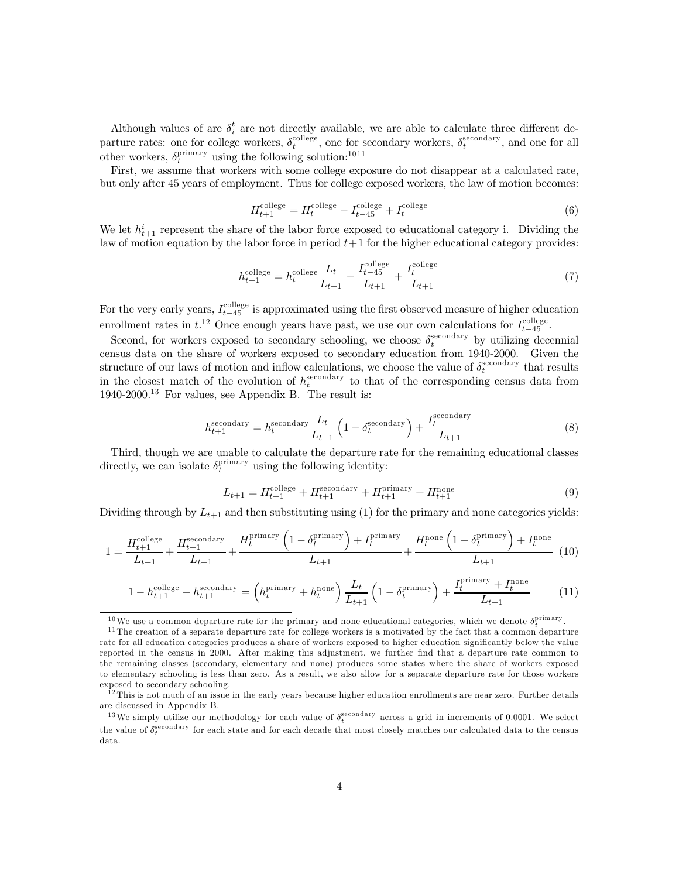Although values of are $\delta_i^t$ are not directly available, we are able to calculate three different departure rates: one for college workers, $\delta_t^{\text{college}}$, one for secondary workers, $\delta_t^{\text{secondary}}$, and one for all other workers, $\delta_t^{\text{primary}}$ using the following solution:[10][11]

First, we assume that workers with some college exposure do not disappear at a calculated rate, but only after 45 years of employment. Thus for college exposed workers, the law of motion becomes:

$$H_{t+1}^{\text{college}} = H_t^{\text{college}} - I_{t-45}^{\text{college}} + I_t^{\text{college}} \tag{6}$$

We let $h_{t+1}^i$ represent the share of the labor force exposed to educational category i. Dividing the law of motion equation by the labor force in period $t+1$ for the higher educational category provides:

$$h_{t+1}^{\text{college}} = h_t^{\text{college}} \frac{L_t}{L_{t+1}} - \frac{I_{t-45}^{\text{college}}}{L_{t+1}} + \frac{I_t^{\text{college}}}{L_{t+1}} \tag{7}$$

For the very early years, $I_{t-45}^{\text{college}}$ is approximated using the first observed measure of higher education enrollment rates in $t$.[12] Once enough years have past, we use our own calculations for $I_{t-45}^{\text{college}}$.

Second, for workers exposed to secondary schooling, we choose $\delta_t^{\text{secondary}}$ by utilizing decennial census data on the share of workers exposed to secondary education from 1940-2000. Given the structure of our laws of motion and inflow calculations, we choose the value of $\delta_t^{\text{secondary}}$ that results in the closest match of the evolution of $h_t^{\text{secondary}}$ to that of the corresponding census data from 1940-2000.[13] For values, see Appendix B. The result is:

$$h_{t+1}^{\text{secondary}} = h_t^{\text{secondary}} \frac{L_t}{L_{t+1}} \left(1 - \delta_t^{\text{secondary}}\right) + \frac{I_t^{\text{secondary}}}{L_{t+1}} \tag{8}$$

Third, though we are unable to calculate the departure rate for the remaining educational classes directly, we can isolate $\delta_t^{\text{primary}}$ using the following identity:

$$L_{t+1} = H_{t+1}^{\text{college}} + H_{t+1}^{\text{secondary}} + H_{t+1}^{\text{primary}} + H_{t+1}^{\text{none}} \tag{9}$$

Dividing through by $L_{t+1}$ and then substituting using (1) for the primary and none categories yields:

$$1 = \frac{H_{t+1}^{\text{college}}}{L_{t+1}} + \frac{H_{t+1}^{\text{secondary}}}{L_{t+1}} + \frac{H_t^{\text{primary}}\left(1 - \delta_t^{\text{primary}}\right) + I_t^{\text{primary}}}{L_{t+1}} + \frac{H_t^{\text{none}}\left(1 - \delta_t^{\text{primary}}\right) + I_t^{\text{none}}}{L_{t+1}} \tag{10}$$

$$1 - h_{t+1}^{\text{college}} - h_{t+1}^{\text{secondary}} = \left(h_t^{\text{primary}} + h_t^{\text{none}}\right) \frac{L_t}{L_{t+1}} \left(1 - \delta_t^{\text{primary}}\right) + \frac{I_t^{\text{primary}} + I_t^{\text{none}}}{L_{t+1}} \tag{11}$$

---

[10] We use a common departure rate for the primary and none educational categories, which we denote $\delta_t^{\text{primary}}$.

[11] The creation of a separate departure rate for college workers is a motivated by the fact that a common departure rate for all education categories produces a share of workers exposed to higher education significantly below the value reported in the census in 2000. After making this adjustment, we further find that a departure rate common to the remaining classes (secondary, elementary and none) produces some states where the share of workers exposed to elementary schooling is less than zero. As a result, we also allow for a separate departure rate for those workers exposed to secondary schooling.

[12] This is not much of an issue in the early years because higher education enrollments are near zero. Further details are discussed in Appendix B.

[13] We simply utilize our methodology for each value of $\delta_t^{\text{secondary}}$ across a grid in increments of 0.0001. We select the value of $\delta_t^{\text{secondary}}$ for each state and for each decade that most closely matches our calculated data to the census data.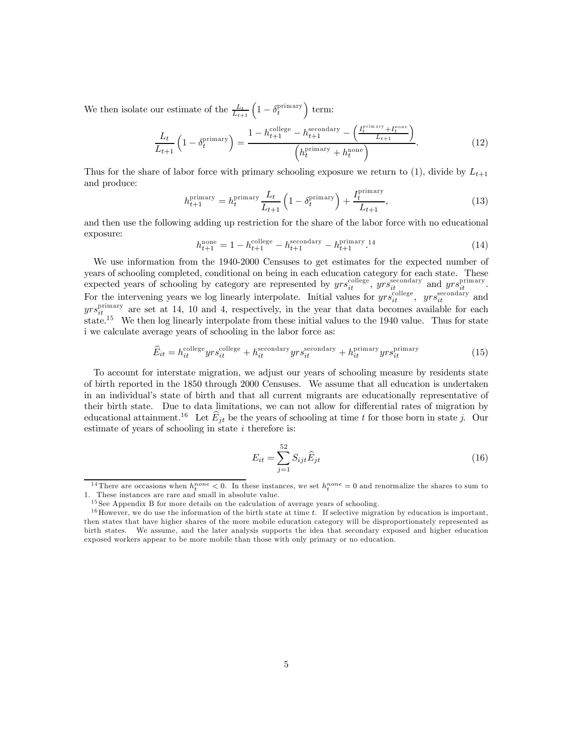We then isolate our estimate of the $\frac{L_t}{L_{t+1}}\left(1-\delta_t^{\text{primary}}\right)$ term:

$$\frac{L_t}{L_{t+1}}\left(1-\delta_t^{\text{primary}}\right) = \frac{1-h_{t+1}^{\text{college}}-h_{t+1}^{\text{secondary}}-\left(\frac{I_t^{\text{primary}}+I_t^{\text{none}}}{L_{t+1}}\right)}{\left(h_t^{\text{primary}}+h_t^{\text{none}}\right)}. \tag{12}$$

Thus for the share of labor force with primary schooling exposure we return to (1), divide by $L_{t+1}$ and produce:

$$h_{t+1}^{\text{primary}} = h_t^{\text{primary}}\frac{L_t}{L_{t+1}}\left(1-\delta_t^{\text{primary}}\right)+\frac{I_t^{\text{primary}}}{L_{t+1}}, \tag{13}$$

and then use the following adding up restriction for the share of the labor force with no educational exposure:

$$h_{t+1}^{\text{none}} = 1-h_{t+1}^{\text{college}}-h_{t+1}^{\text{secondary}}-h_{t+1}^{\text{primary}}.\text{[14]} \tag{14}$$

We use information from the 1940-2000 Censuses to get estimates for the expected number of years of schooling completed, conditional on being in each education category for each state. These expected years of schooling by category are represented by $yrs_{it}^{\text{college}}$, $yrs_{it}^{\text{secondary}}$ and $yrs_{it}^{\text{primary}}$. For the intervening years we log linearly interpolate. Initial values for $yrs_{it}^{\text{college}}$, $yrs_{it}^{\text{secondary}}$ and $yrs_{it}^{\text{primary}}$ are set at 14, 10 and 4, respectively, in the year that data becomes available for each state.[15] We then log linearly interpolate from these initial values to the 1940 value. Thus for state i we calculate average years of schooling in the labor force as:

$$\widehat{E}_{it} = h_{it}^{\text{college}}yrs_{it}^{\text{college}}+h_{it}^{\text{secondary}}yrs_{it}^{\text{secondary}}+h_{it}^{\text{primary}}yrs_{it}^{\text{primary}} \tag{15}$$

To account for interstate migration, we adjust our years of schooling measure by residents state of birth reported in the 1850 through 2000 Censuses. We assume that all education is undertaken in an individual's state of birth and that all current migrants are educationally representative of their birth state. Due to data limitations, we can not allow for differential rates of migration by educational attainment.[16] Let $\widehat{E}_{jt}$ be the years of schooling at time $t$ for those born in state $j$. Our estimate of years of schooling in state $i$ therefore is:

$$E_{it} = \sum_{j=1}^{52} S_{ijt}\widehat{E}_{jt} \tag{16}$$

[14] There are occasions when $h_t^{none} < 0$. In these instances, we set $h_t^{none} = 0$ and renormalize the shares to sum to 1. These instances are rare and small in absolute value.

[15] See Appendix B for more details on the calculation of average years of schooling.

[16] However, we do use the information of the birth state at time $t$. If selective migration by education is important, then states that have higher shares of the more mobile education category will be disproportionately represented as birth states. We assume, and the later analysis supports the idea that secondary exposed and higher education exposed workers appear to be more mobile than those with only primary or no education.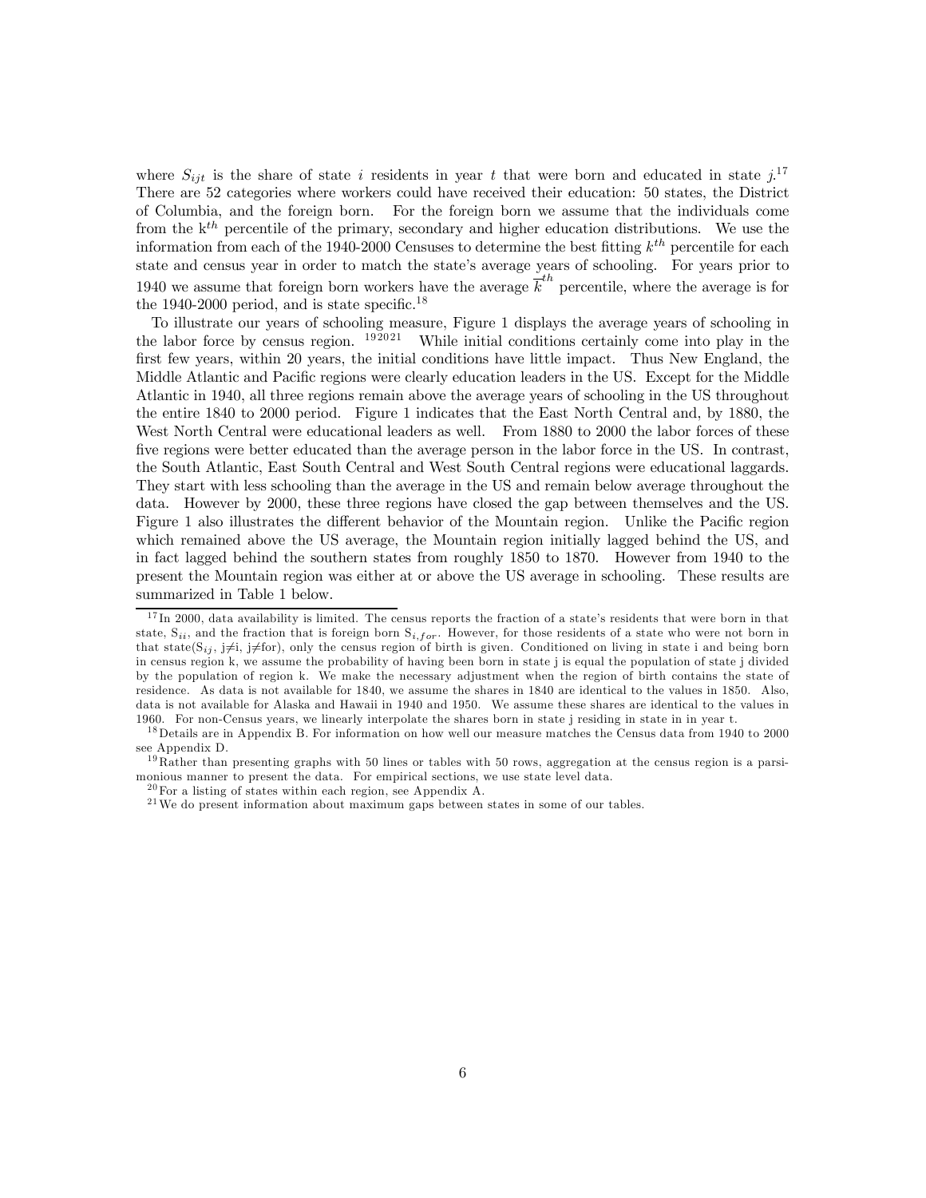where $S_{ijt}$ is the share of state $i$ residents in year $t$ that were born and educated in state $j$.[17] There are 52 categories where workers could have received their education: 50 states, the District of Columbia, and the foreign born. For the foreign born we assume that the individuals come from the k$^{th}$ percentile of the primary, secondary and higher education distributions. We use the information from each of the 1940-2000 Censuses to determine the best fitting $k^{th}$ percentile for each state and census year in order to match the state's average years of schooling. For years prior to 1940 we assume that foreign born workers have the average $\overline{k}^{th}$ percentile, where the average is for the 1940-2000 period, and is state specific.[18]

To illustrate our years of schooling measure, Figure 1 displays the average years of schooling in the labor force by census region. [19][20][21] While initial conditions certainly come into play in the first few years, within 20 years, the initial conditions have little impact. Thus New England, the Middle Atlantic and Pacific regions were clearly education leaders in the US. Except for the Middle Atlantic in 1940, all three regions remain above the average years of schooling in the US throughout the entire 1840 to 2000 period. Figure 1 indicates that the East North Central and, by 1880, the West North Central were educational leaders as well. From 1880 to 2000 the labor forces of these five regions were better educated than the average person in the labor force in the US. In contrast, the South Atlantic, East South Central and West South Central regions were educational laggards. They start with less schooling than the average in the US and remain below average throughout the data. However by 2000, these three regions have closed the gap between themselves and the US. Figure 1 also illustrates the different behavior of the Mountain region. Unlike the Pacific region which remained above the US average, the Mountain region initially lagged behind the US, and in fact lagged behind the southern states from roughly 1850 to 1870. However from 1940 to the present the Mountain region was either at or above the US average in schooling. These results are summarized in Table 1 below.

[17] In 2000, data availability is limited. The census reports the fraction of a state's residents that were born in that state, $S_{ii}$, and the fraction that is foreign born $S_{i,for}$. However, for those residents of a state who were not born in that state($S_{ij}$, j≠i, j≠for), only the census region of birth is given. Conditioned on living in state i and being born in census region k, we assume the probability of having been born in state j is equal the population of state j divided by the population of region k. We make the necessary adjustment when the region of birth contains the state of residence. As data is not available for 1840, we assume the shares in 1840 are identical to the values in 1850. Also, data is not available for Alaska and Hawaii in 1940 and 1950. We assume these shares are identical to the values in 1960. For non-Census years, we linearly interpolate the shares born in state j residing in state in in year t.

[18] Details are in Appendix B. For information on how well our measure matches the Census data from 1940 to 2000 see Appendix D.

[19] Rather than presenting graphs with 50 lines or tables with 50 rows, aggregation at the census region is a parsimonious manner to present the data. For empirical sections, we use state level data.

[20] For a listing of states within each region, see Appendix A.

[21] We do present information about maximum gaps between states in some of our tables.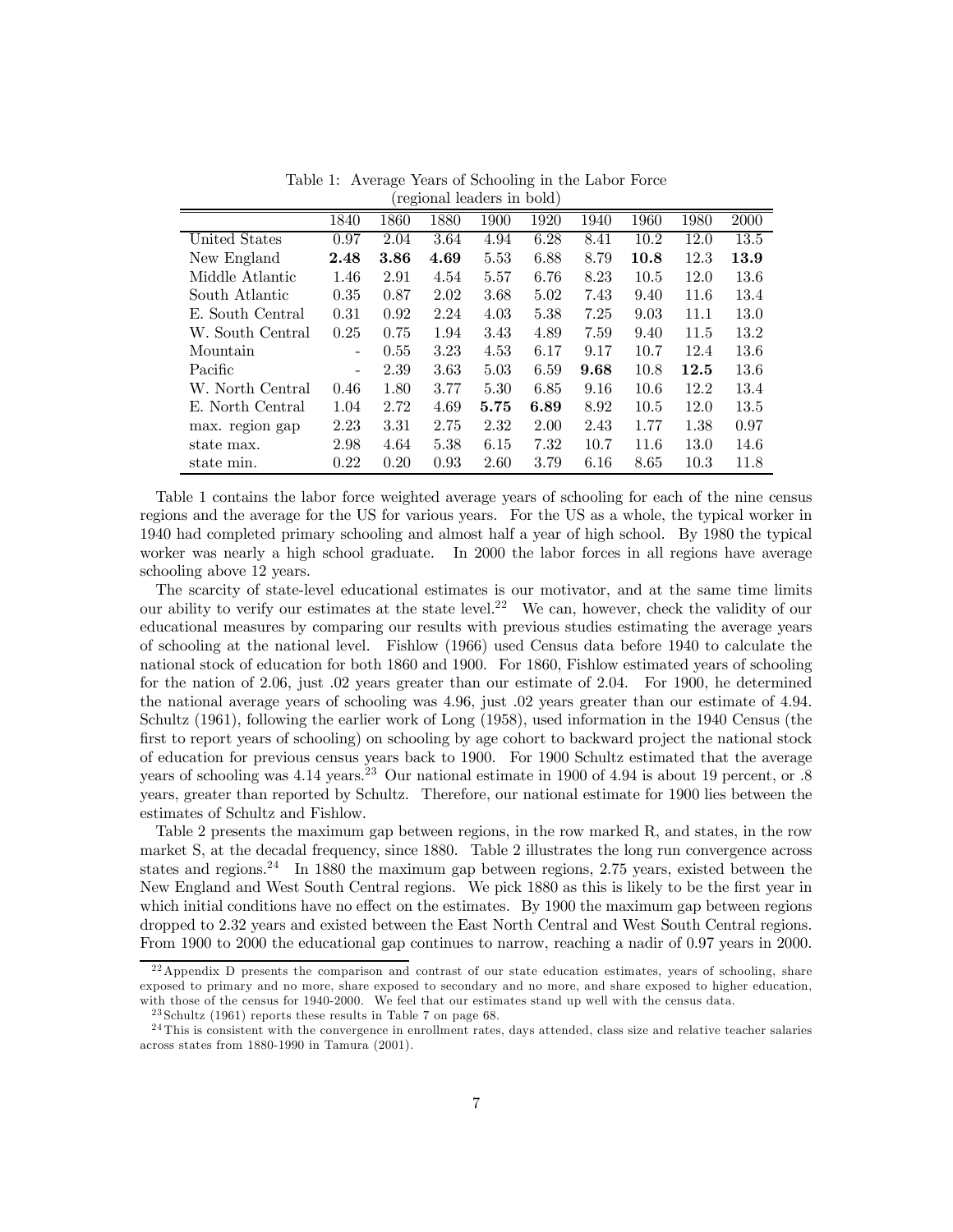Table 1: Average Years of Schooling in the Labor Force
(regional leaders in bold)

| | 1840 | 1860 | 1880 | 1900 | 1920 | 1940 | 1960 | 1980 | 2000 |
|---|---|---|---|---|---|---|---|---|---|
| United States | 0.97 | 2.04 | 3.64 | 4.94 | 6.28 | 8.41 | 10.2 | 12.0 | 13.5 |
| New England | **2.48** | **3.86** | **4.69** | 5.53 | 6.88 | 8.79 | **10.8** | 12.3 | **13.9** |
| Middle Atlantic | 1.46 | 2.91 | 4.54 | 5.57 | 6.76 | 8.23 | 10.5 | 12.0 | 13.6 |
| South Atlantic | 0.35 | 0.87 | 2.02 | 3.68 | 5.02 | 7.43 | 9.40 | 11.6 | 13.4 |
| E. South Central | 0.31 | 0.92 | 2.24 | 4.03 | 5.38 | 7.25 | 9.03 | 11.1 | 13.0 |
| W. South Central | 0.25 | 0.75 | 1.94 | 3.43 | 4.89 | 7.59 | 9.40 | 11.5 | 13.2 |
| Mountain | - | 0.55 | 3.23 | 4.53 | 6.17 | 9.17 | 10.7 | 12.4 | 13.6 |
| Pacific | - | 2.39 | 3.63 | 5.03 | 6.59 | **9.68** | 10.8 | **12.5** | 13.6 |
| W. North Central | 0.46 | 1.80 | 3.77 | 5.30 | 6.85 | 9.16 | 10.6 | 12.2 | 13.4 |
| E. North Central | 1.04 | 2.72 | 4.69 | **5.75** | **6.89** | 8.92 | 10.5 | 12.0 | 13.5 |
| max. region gap | 2.23 | 3.31 | 2.75 | 2.32 | 2.00 | 2.43 | 1.77 | 1.38 | 0.97 |
| state max. | 2.98 | 4.64 | 5.38 | 6.15 | 7.32 | 10.7 | 11.6 | 13.0 | 14.6 |
| state min. | 0.22 | 0.20 | 0.93 | 2.60 | 3.79 | 6.16 | 8.65 | 10.3 | 11.8 |

Table 1 contains the labor force weighted average years of schooling for each of the nine census regions and the average for the US for various years. For the US as a whole, the typical worker in 1940 had completed primary schooling and almost half a year of high school. By 1980 the typical worker was nearly a high school graduate. In 2000 the labor forces in all regions have average schooling above 12 years.

The scarcity of state-level educational estimates is our motivator, and at the same time limits our ability to verify our estimates at the state level.[22] We can, however, check the validity of our educational measures by comparing our results with previous studies estimating the average years of schooling at the national level. Fishlow (1966) used Census data before 1940 to calculate the national stock of education for both 1860 and 1900. For 1860, Fishlow estimated years of schooling for the nation of 2.06, just .02 years greater than our estimate of 2.04. For 1900, he determined the national average years of schooling was 4.96, just .02 years greater than our estimate of 4.94. Schultz (1961), following the earlier work of Long (1958), used information in the 1940 Census (the first to report years of schooling) on schooling by age cohort to backward project the national stock of education for previous census years back to 1900. For 1900 Schultz estimated that the average years of schooling was 4.14 years.[23] Our national estimate in 1900 of 4.94 is about 19 percent, or .8 years, greater than reported by Schultz. Therefore, our national estimate for 1900 lies between the estimates of Schultz and Fishlow.

Table 2 presents the maximum gap between regions, in the row marked R, and states, in the row market S, at the decadal frequency, since 1880. Table 2 illustrates the long run convergence across states and regions.[24] In 1880 the maximum gap between regions, 2.75 years, existed between the New England and West South Central regions. We pick 1880 as this is likely to be the first year in which initial conditions have no effect on the estimates. By 1900 the maximum gap between regions dropped to 2.32 years and existed between the East North Central and West South Central regions. From 1900 to 2000 the educational gap continues to narrow, reaching a nadir of 0.97 years in 2000.

[22] Appendix D presents the comparison and contrast of our state education estimates, years of schooling, share exposed to primary and no more, share exposed to secondary and no more, and share exposed to higher education, with those of the census for 1940-2000. We feel that our estimates stand up well with the census data.

[23] Schultz (1961) reports these results in Table 7 on page 68.

[24] This is consistent with the convergence in enrollment rates, days attended, class size and relative teacher salaries across states from 1880-1990 in Tamura (2001).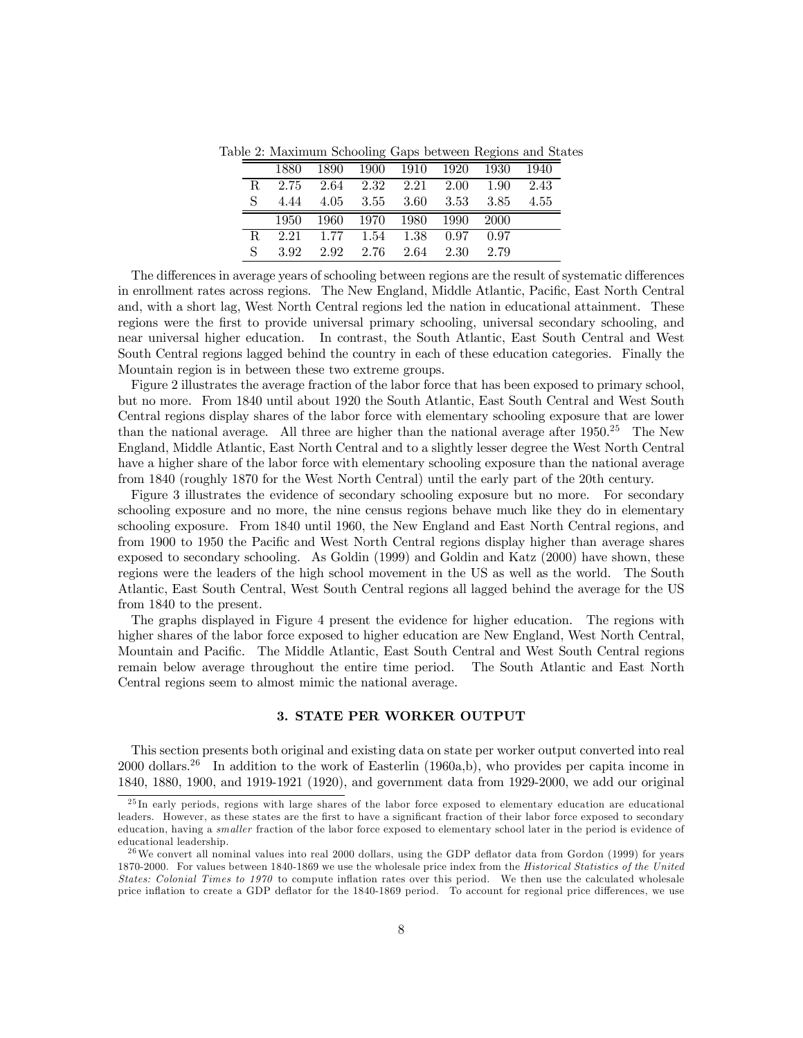Table 2: Maximum Schooling Gaps between Regions and States

| | 1880 | 1890 | 1900 | 1910 | 1920 | 1930 | 1940 |
|---|---|---|---|---|---|---|---|
| R | 2.75 | 2.64 | 2.32 | 2.21 | 2.00 | 1.90 | 2.43 |
| S | 4.44 | 4.05 | 3.55 | 3.60 | 3.53 | 3.85 | 4.55 |
| | **1950** | **1960** | **1970** | **1980** | **1990** | **2000** | |
| R | 2.21 | 1.77 | 1.54 | 1.38 | 0.97 | 0.97 | |
| S | 3.92 | 2.92 | 2.76 | 2.64 | 2.30 | 2.79 | |

The differences in average years of schooling between regions are the result of systematic differences in enrollment rates across regions. The New England, Middle Atlantic, Pacific, East North Central and, with a short lag, West North Central regions led the nation in educational attainment. These regions were the first to provide universal primary schooling, universal secondary schooling, and near universal higher education. In contrast, the South Atlantic, East South Central and West South Central regions lagged behind the country in each of these education categories. Finally the Mountain region is in between these two extreme groups.

Figure 2 illustrates the average fraction of the labor force that has been exposed to primary school, but no more. From 1840 until about 1920 the South Atlantic, East South Central and West South Central regions display shares of the labor force with elementary schooling exposure that are lower than the national average. All three are higher than the national average after 1950.[25] The New England, Middle Atlantic, East North Central and to a slightly lesser degree the West North Central have a higher share of the labor force with elementary schooling exposure than the national average from 1840 (roughly 1870 for the West North Central) until the early part of the 20th century.

Figure 3 illustrates the evidence of secondary schooling exposure but no more. For secondary schooling exposure and no more, the nine census regions behave much like they do in elementary schooling exposure. From 1840 until 1960, the New England and East North Central regions, and from 1900 to 1950 the Pacific and West North Central regions display higher than average shares exposed to secondary schooling. As Goldin (1999) and Goldin and Katz (2000) have shown, these regions were the leaders of the high school movement in the US as well as the world. The South Atlantic, East South Central, West South Central regions all lagged behind the average for the US from 1840 to the present.

The graphs displayed in Figure 4 present the evidence for higher education. The regions with higher shares of the labor force exposed to higher education are New England, West North Central, Mountain and Pacific. The Middle Atlantic, East South Central and West South Central regions remain below average throughout the entire time period. The South Atlantic and East North Central regions seem to almost mimic the national average.

## 3. STATE PER WORKER OUTPUT

This section presents both original and existing data on state per worker output converted into real 2000 dollars.[26] In addition to the work of Easterlin (1960a,b), who provides per capita income in 1840, 1880, 1900, and 1919-1921 (1920), and government data from 1929-2000, we add our original

[25] In early periods, regions with large shares of the labor force exposed to elementary education are educational leaders. However, as these states are the first to have a significant fraction of their labor force exposed to secondary education, having a *smaller* fraction of the labor force exposed to elementary school later in the period is evidence of educational leadership.

[26] We convert all nominal values into real 2000 dollars, using the GDP deflator data from Gordon (1999) for years 1870-2000. For values between 1840-1869 we use the wholesale price index from the *Historical Statistics of the United States: Colonial Times to 1970* to compute inflation rates over this period. We then use the calculated wholesale price inflation to create a GDP deflator for the 1840-1869 period. To account for regional price differences, we use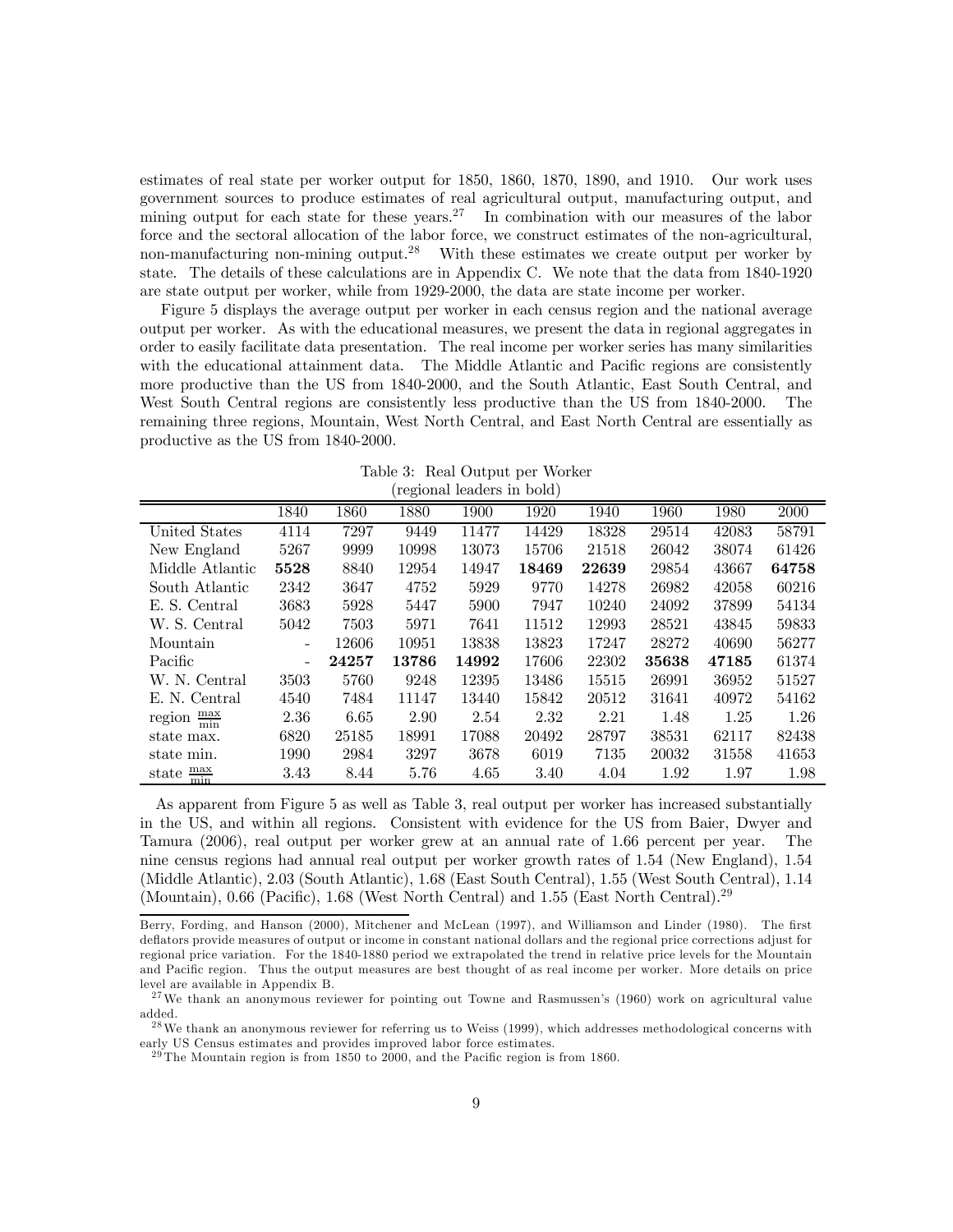estimates of real state per worker output for 1850, 1860, 1870, 1890, and 1910. Our work uses government sources to produce estimates of real agricultural output, manufacturing output, and mining output for each state for these years.[27] In combination with our measures of the labor force and the sectoral allocation of the labor force, we construct estimates of the non-agricultural, non-manufacturing non-mining output.[28] With these estimates we create output per worker by state. The details of these calculations are in Appendix C. We note that the data from 1840-1920 are state output per worker, while from 1929-2000, the data are state income per worker.

Figure 5 displays the average output per worker in each census region and the national average output per worker. As with the educational measures, we present the data in regional aggregates in order to easily facilitate data presentation. The real income per worker series has many similarities with the educational attainment data. The Middle Atlantic and Pacific regions are consistently more productive than the US from 1840-2000, and the South Atlantic, East South Central, and West South Central regions are consistently less productive than the US from 1840-2000. The remaining three regions, Mountain, West North Central, and East North Central are essentially as productive as the US from 1840-2000.

Table 3: Real Output per Worker
(regional leaders in bold)

| | 1840 | 1860 | 1880 | 1900 | 1920 | 1940 | 1960 | 1980 | 2000 |
|---|---|---|---|---|---|---|---|---|---|
| United States | 4114 | 7297 | 9449 | 11477 | 14429 | 18328 | 29514 | 42083 | 58791 |
| New England | 5267 | 9999 | 10998 | 13073 | 15706 | 21518 | 26042 | 38074 | 61426 |
| Middle Atlantic | **5528** | 8840 | 12954 | 14947 | **18469** | **22639** | 29854 | 43667 | **64758** |
| South Atlantic | 2342 | 3647 | 4752 | 5929 | 9770 | 14278 | 26982 | 42058 | 60216 |
| E. S. Central | 3683 | 5928 | 5447 | 5900 | 7947 | 10240 | 24092 | 37899 | 54134 |
| W. S. Central | 5042 | 7503 | 5971 | 7641 | 11512 | 12993 | 28521 | 43845 | 59833 |
| Mountain | - | 12606 | 10951 | 13838 | 13823 | 17247 | 28272 | 40690 | 56277 |
| Pacific | - | **24257** | **13786** | **14992** | 17606 | 22302 | **35638** | **47185** | 61374 |
| W. N. Central | 3503 | 5760 | 9248 | 12395 | 13486 | 15515 | 26991 | 36952 | 51527 |
| E. N. Central | 4540 | 7484 | 11147 | 13440 | 15842 | 20512 | 31641 | 40972 | 54162 |
| region $\frac{\max}{\min}$ | 2.36 | 6.65 | 2.90 | 2.54 | 2.32 | 2.21 | 1.48 | 1.25 | 1.26 |
| state max. | 6820 | 25185 | 18991 | 17088 | 20492 | 28797 | 38531 | 62117 | 82438 |
| state min. | 1990 | 2984 | 3297 | 3678 | 6019 | 7135 | 20032 | 31558 | 41653 |
| state $\frac{\max}{\min}$ | 3.43 | 8.44 | 5.76 | 4.65 | 3.40 | 4.04 | 1.92 | 1.97 | 1.98 |

As apparent from Figure 5 as well as Table 3, real output per worker has increased substantially in the US, and within all regions. Consistent with evidence for the US from Baier, Dwyer and Tamura (2006), real output per worker grew at an annual rate of 1.66 percent per year. The nine census regions had annual real output per worker growth rates of 1.54 (New England), 1.54 (Middle Atlantic), 2.03 (South Atlantic), 1.68 (East South Central), 1.55 (West South Central), 1.14 (Mountain), 0.66 (Pacific), 1.68 (West North Central) and 1.55 (East North Central).[29]

Berry, Fording, and Hanson (2000), Mitchener and McLean (1997), and Williamson and Linder (1980). The first deflators provide measures of output or income in constant national dollars and the regional price corrections adjust for regional price variation. For the 1840-1880 period we extrapolated the trend in relative price levels for the Mountain and Pacific region. Thus the output measures are best thought of as real income per worker. More details on price level are available in Appendix B.

[27] We thank an anonymous reviewer for pointing out Towne and Rasmussen's (1960) work on agricultural value added.

[28] We thank an anonymous reviewer for referring us to Weiss (1999), which addresses methodological concerns with early US Census estimates and provides improved labor force estimates.

[29] The Mountain region is from 1850 to 2000, and the Pacific region is from 1860.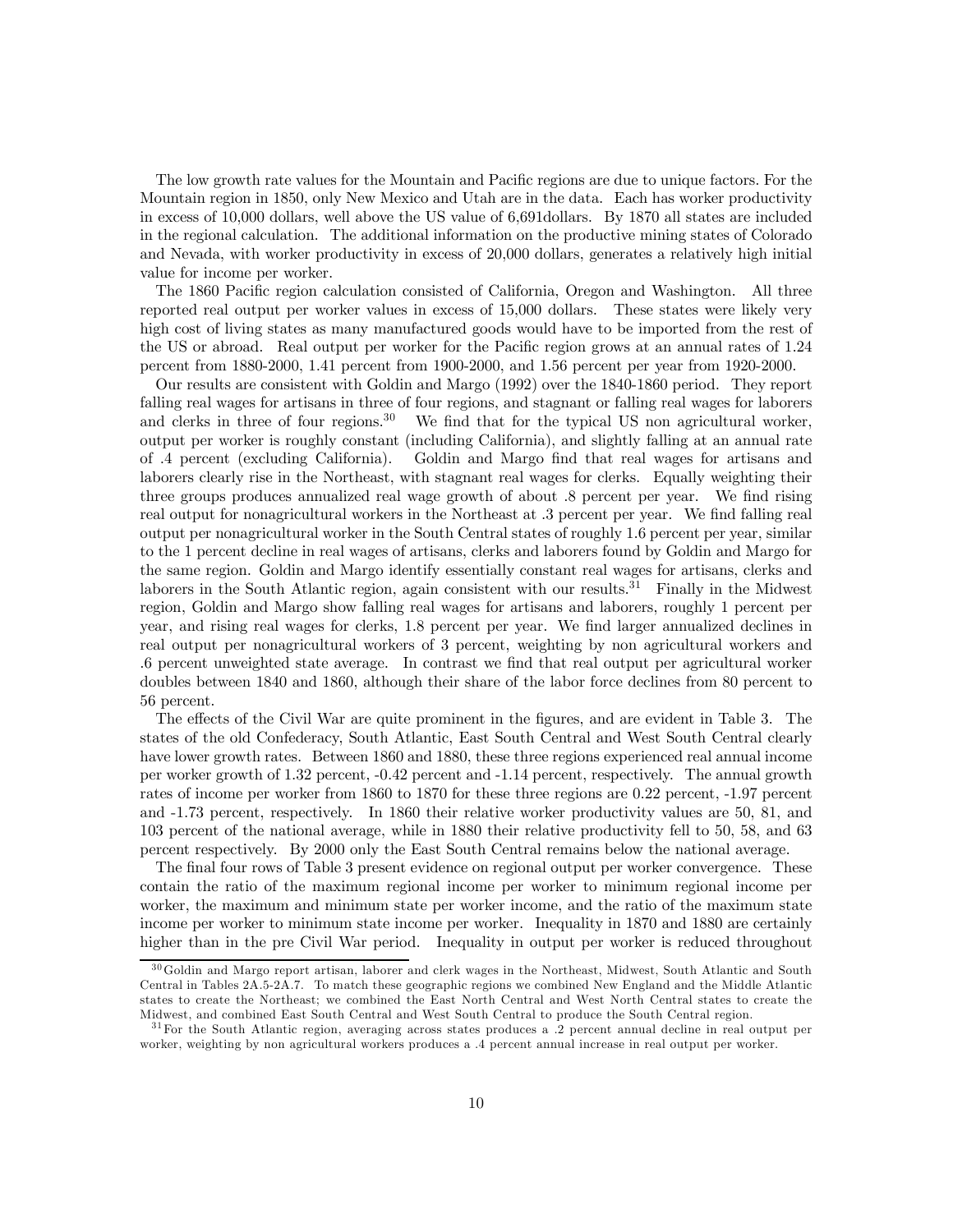The low growth rate values for the Mountain and Pacific regions are due to unique factors. For the Mountain region in 1850, only New Mexico and Utah are in the data. Each has worker productivity in excess of 10,000 dollars, well above the US value of 6,691dollars. By 1870 all states are included in the regional calculation. The additional information on the productive mining states of Colorado and Nevada, with worker productivity in excess of 20,000 dollars, generates a relatively high initial value for income per worker.

The 1860 Pacific region calculation consisted of California, Oregon and Washington. All three reported real output per worker values in excess of 15,000 dollars. These states were likely very high cost of living states as many manufactured goods would have to be imported from the rest of the US or abroad. Real output per worker for the Pacific region grows at an annual rates of 1.24 percent from 1880-2000, 1.41 percent from 1900-2000, and 1.56 percent per year from 1920-2000.

Our results are consistent with Goldin and Margo (1992) over the 1840-1860 period. They report falling real wages for artisans in three of four regions, and stagnant or falling real wages for laborers and clerks in three of four regions.[30] We find that for the typical US non agricultural worker, output per worker is roughly constant (including California), and slightly falling at an annual rate of .4 percent (excluding California). Goldin and Margo find that real wages for artisans and laborers clearly rise in the Northeast, with stagnant real wages for clerks. Equally weighting their three groups produces annualized real wage growth of about .8 percent per year. We find rising real output for nonagricultural workers in the Northeast at .3 percent per year. We find falling real output per nonagricultural worker in the South Central states of roughly 1.6 percent per year, similar to the 1 percent decline in real wages of artisans, clerks and laborers found by Goldin and Margo for the same region. Goldin and Margo identify essentially constant real wages for artisans, clerks and laborers in the South Atlantic region, again consistent with our results.[31] Finally in the Midwest region, Goldin and Margo show falling real wages for artisans and laborers, roughly 1 percent per year, and rising real wages for clerks, 1.8 percent per year. We find larger annualized declines in real output per nonagricultural workers of 3 percent, weighting by non agricultural workers and .6 percent unweighted state average. In contrast we find that real output per agricultural worker doubles between 1840 and 1860, although their share of the labor force declines from 80 percent to 56 percent.

The effects of the Civil War are quite prominent in the figures, and are evident in Table 3. The states of the old Confederacy, South Atlantic, East South Central and West South Central clearly have lower growth rates. Between 1860 and 1880, these three regions experienced real annual income per worker growth of 1.32 percent, -0.42 percent and -1.14 percent, respectively. The annual growth rates of income per worker from 1860 to 1870 for these three regions are 0.22 percent, -1.97 percent and -1.73 percent, respectively. In 1860 their relative worker productivity values are 50, 81, and 103 percent of the national average, while in 1880 their relative productivity fell to 50, 58, and 63 percent respectively. By 2000 only the East South Central remains below the national average.

The final four rows of Table 3 present evidence on regional output per worker convergence. These contain the ratio of the maximum regional income per worker to minimum regional income per worker, the maximum and minimum state per worker income, and the ratio of the maximum state income per worker to minimum state income per worker. Inequality in 1870 and 1880 are certainly higher than in the pre Civil War period. Inequality in output per worker is reduced throughout

[30] Goldin and Margo report artisan, laborer and clerk wages in the Northeast, Midwest, South Atlantic and South Central in Tables 2A.5-2A.7. To match these geographic regions we combined New England and the Middle Atlantic states to create the Northeast; we combined the East North Central and West North Central states to create the Midwest, and combined East South Central and West South Central to produce the South Central region.

[31] For the South Atlantic region, averaging across states produces a .2 percent annual decline in real output per worker, weighting by non agricultural workers produces a .4 percent annual increase in real output per worker.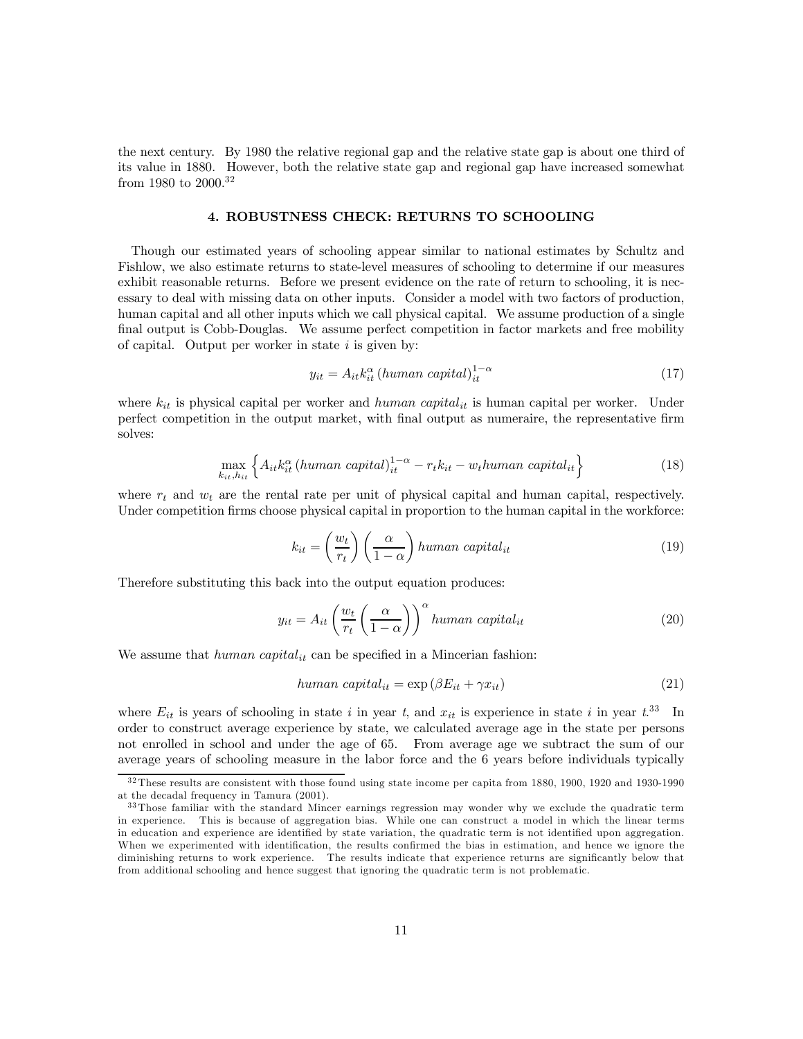the next century. By 1980 the relative regional gap and the relative state gap is about one third of its value in 1880. However, both the relative state gap and regional gap have increased somewhat from 1980 to 2000.[32]

## 4. ROBUSTNESS CHECK: RETURNS TO SCHOOLING

Though our estimated years of schooling appear similar to national estimates by Schultz and Fishlow, we also estimate returns to state-level measures of schooling to determine if our measures exhibit reasonable returns. Before we present evidence on the rate of return to schooling, it is necessary to deal with missing data on other inputs. Consider a model with two factors of production, human capital and all other inputs which we call physical capital. We assume production of a single final output is Cobb-Douglas. We assume perfect competition in factor markets and free mobility of capital. Output per worker in state $i$ is given by:

$$y_{it} = A_{it} k_{it}^{\alpha} \left(human\ capital\right)_{it}^{1-\alpha} \tag{17}$$

where $k_{it}$ is physical capital per worker and $human\ capital_{it}$ is human capital per worker. Under perfect competition in the output market, with final output as numeraire, the representative firm solves:

$$\max_{k_{it},h_{it}} \left\{ A_{it} k_{it}^{\alpha} \left(human\ capital\right)_{it}^{1-\alpha} - r_t k_{it} - w_t human\ capital_{it} \right\} \tag{18}$$

where $r_t$ and $w_t$ are the rental rate per unit of physical capital and human capital, respectively. Under competition firms choose physical capital in proportion to the human capital in the workforce:

$$k_{it} = \left(\frac{w_t}{r_t}\right)\left(\frac{\alpha}{1-\alpha}\right) human\ capital_{it} \tag{19}$$

Therefore substituting this back into the output equation produces:

$$y_{it} = A_{it} \left(\frac{w_t}{r_t}\left(\frac{\alpha}{1-\alpha}\right)\right)^{\alpha} human\ capital_{it} \tag{20}$$

We assume that $human\ capital_{it}$ can be specified in a Mincerian fashion:

$$human\ capital_{it} = \exp\left(\beta E_{it} + \gamma x_{it}\right) \tag{21}$$

where $E_{it}$ is years of schooling in state $i$ in year $t$, and $x_{it}$ is experience in state $i$ in year $t$.[33] In order to construct average experience by state, we calculated average age in the state per persons not enrolled in school and under the age of 65. From average age we subtract the sum of our average years of schooling measure in the labor force and the 6 years before individuals typically

[32] These results are consistent with those found using state income per capita from 1880, 1900, 1920 and 1930-1990 at the decadal frequency in Tamura (2001).

[33] Those familiar with the standard Mincer earnings regression may wonder why we exclude the quadratic term in experience. This is because of aggregation bias. While one can construct a model in which the linear terms in education and experience are identified by state variation, the quadratic term is not identified upon aggregation. When we experimented with identification, the results confirmed the bias in estimation, and hence we ignore the diminishing returns to work experience. The results indicate that experience returns are significantly below that from additional schooling and hence suggest that ignoring the quadratic term is not problematic.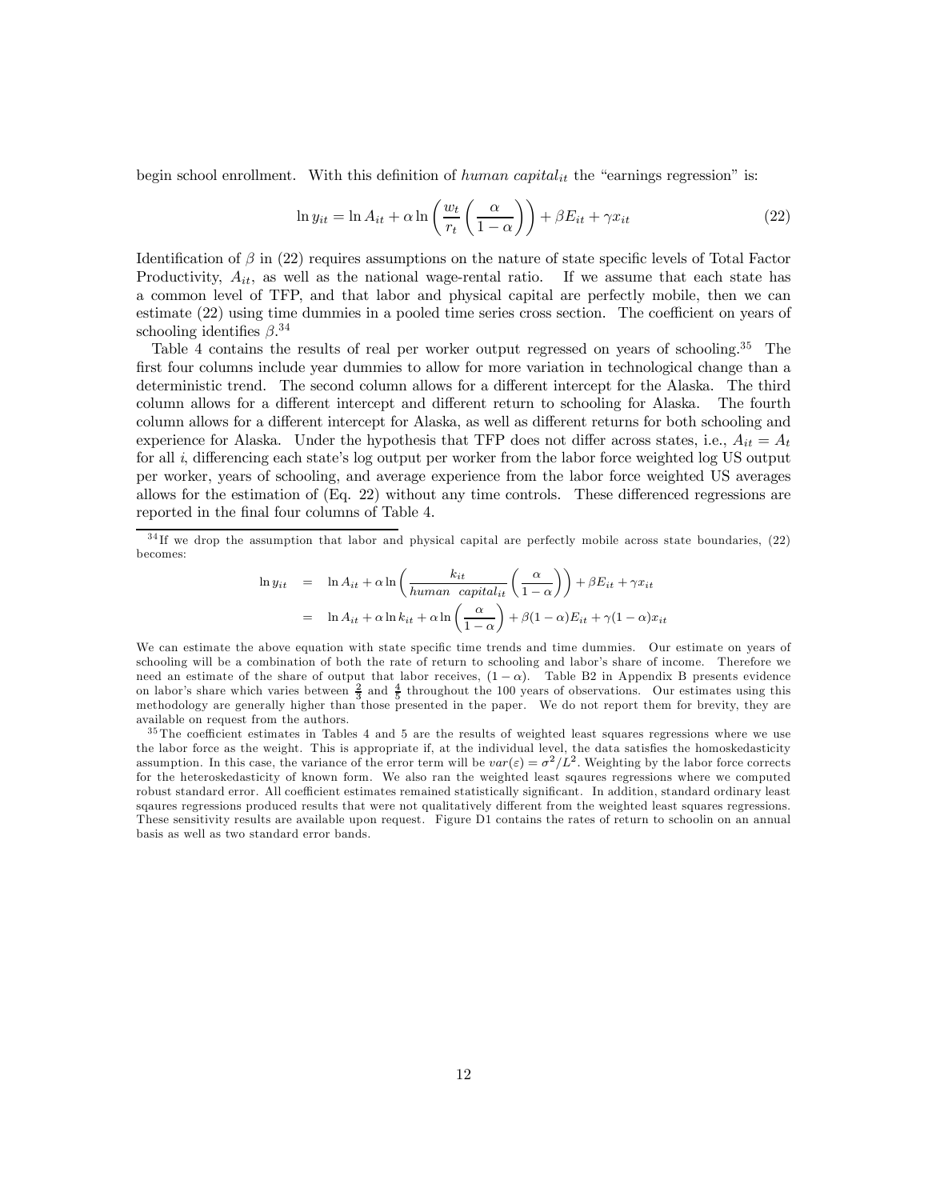begin school enrollment. With this definition of *human capital*$_{it}$ the "earnings regression" is:

$$\ln y_{it} = \ln A_{it} + \alpha \ln \left( \frac{w_t}{r_t} \left( \frac{\alpha}{1-\alpha} \right) \right) + \beta E_{it} + \gamma x_{it} \tag{22}$$

Identification of $\beta$ in (22) requires assumptions on the nature of state specific levels of Total Factor Productivity, $A_{it}$, as well as the national wage-rental ratio. If we assume that each state has a common level of TFP, and that labor and physical capital are perfectly mobile, then we can estimate (22) using time dummies in a pooled time series cross section. The coefficient on years of schooling identifies $\beta$.[34]

Table 4 contains the results of real per worker output regressed on years of schooling.[35] The first four columns include year dummies to allow for more variation in technological change than a deterministic trend. The second column allows for a different intercept for the Alaska. The third column allows for a different intercept and different return to schooling for Alaska. The fourth column allows for a different intercept for Alaska, as well as different returns for both schooling and experience for Alaska. Under the hypothesis that TFP does not differ across states, i.e., $A_{it} = A_t$ for all $i$, differencing each state's log output per worker from the labor force weighted log US output per worker, years of schooling, and average experience from the labor force weighted US averages allows for the estimation of (Eq. 22) without any time controls. These differenced regressions are reported in the final four columns of Table 4.

---

[34] If we drop the assumption that labor and physical capital are perfectly mobile across state boundaries, (22) becomes:

$$\begin{aligned} \ln y_{it} &= \ln A_{it} + \alpha \ln \left( \frac{k_{it}}{human\ \ capital_{it}} \left( \frac{\alpha}{1-\alpha} \right) \right) + \beta E_{it} + \gamma x_{it} \\ &= \ln A_{it} + \alpha \ln k_{it} + \alpha \ln \left( \frac{\alpha}{1-\alpha} \right) + \beta (1-\alpha) E_{it} + \gamma (1-\alpha) x_{it} \end{aligned}$$

We can estimate the above equation with state specific time trends and time dummies. Our estimate on years of schooling will be a combination of both the rate of return to schooling and labor's share of income. Therefore we need an estimate of the share of output that labor receives, $(1-\alpha)$. Table B2 in Appendix B presents evidence on labor's share which varies between $\frac{2}{3}$ and $\frac{4}{5}$ throughout the 100 years of observations. Our estimates using this methodology are generally higher than those presented in the paper. We do not report them for brevity, they are available on request from the authors.

[35] The coefficient estimates in Tables 4 and 5 are the results of weighted least squares regressions where we use the labor force as the weight. This is appropriate if, at the individual level, the data satisfies the homoskedasticity assumption. In this case, the variance of the error term will be $var(\varepsilon) = \sigma^2/L^2$. Weighting by the labor force corrects for the heteroskedasticity of known form. We also ran the weighted least sqaures regressions where we computed robust standard error. All coefficient estimates remained statistically significant. In addition, standard ordinary least sqaures regressions produced results that were not qualitatively different from the weighted least squares regressions. These sensitivity results are available upon request. Figure D1 contains the rates of return to schoolin on an annual basis as well as two standard error bands.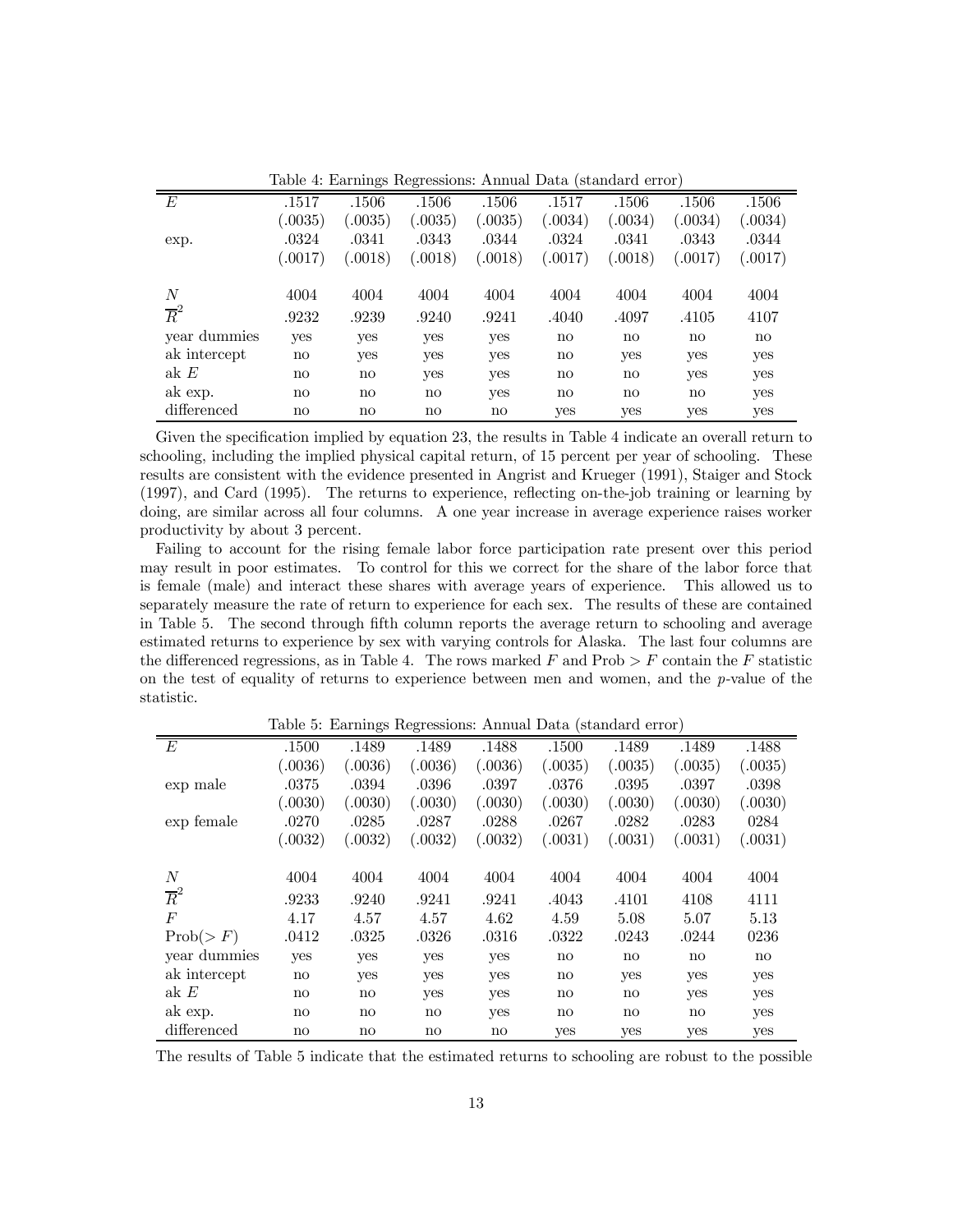Table 4: Earnings Regressions: Annual Data (standard error)

| $E$ | .1517 | .1506 | .1506 | .1506 | .1517 | .1506 | .1506 | .1506 |
|---|---|---|---|---|---|---|---|---|
| | (.0035) | (.0035) | (.0035) | (.0035) | (.0034) | (.0034) | (.0034) | (.0034) |
| exp. | .0324 | .0341 | .0343 | .0344 | .0324 | .0341 | .0343 | .0344 |
| | (.0017) | (.0018) | (.0018) | (.0018) | (.0017) | (.0018) | (.0017) | (.0017) |
| $N$ | 4004 | 4004 | 4004 | 4004 | 4004 | 4004 | 4004 | 4004 |
| $\overline{R}^2$ | .9232 | .9239 | .9240 | .9241 | .4040 | .4097 | .4105 | 4107 |
| year dummies | yes | yes | yes | yes | no | no | no | no |
| ak intercept | no | yes | yes | yes | no | yes | yes | yes |
| ak $E$ | no | no | yes | yes | no | no | yes | yes |
| ak exp. | no | no | no | yes | no | no | no | yes |
| differenced | no | no | no | no | yes | yes | yes | yes |

Given the specification implied by equation 23, the results in Table 4 indicate an overall return to schooling, including the implied physical capital return, of 15 percent per year of schooling. These results are consistent with the evidence presented in Angrist and Krueger (1991), Staiger and Stock (1997), and Card (1995). The returns to experience, reflecting on-the-job training or learning by doing, are similar across all four columns. A one year increase in average experience raises worker productivity by about 3 percent.

Failing to account for the rising female labor force participation rate present over this period may result in poor estimates. To control for this we correct for the share of the labor force that is female (male) and interact these shares with average years of experience. This allowed us to separately measure the rate of return to experience for each sex. The results of these are contained in Table 5. The second through fifth column reports the average return to schooling and average estimated returns to experience by sex with varying controls for Alaska. The last four columns are the differenced regressions, as in Table 4. The rows marked $F$ and Prob $> F$ contain the $F$ statistic on the test of equality of returns to experience between men and women, and the $p$-value of the statistic.

Table 5: Earnings Regressions: Annual Data (standard error)

| $E$ | .1500 | .1489 | .1489 | .1488 | .1500 | .1489 | .1489 | .1488 |
|---|---|---|---|---|---|---|---|---|
| | (.0036) | (.0036) | (.0036) | (.0036) | (.0035) | (.0035) | (.0035) | (.0035) |
| exp male | .0375 | .0394 | .0396 | .0397 | .0376 | .0395 | .0397 | .0398 |
| | (.0030) | (.0030) | (.0030) | (.0030) | (.0030) | (.0030) | (.0030) | (.0030) |
| exp female | .0270 | .0285 | .0287 | .0288 | .0267 | .0282 | .0283 | 0284 |
| | (.0032) | (.0032) | (.0032) | (.0032) | (.0031) | (.0031) | (.0031) | (.0031) |
| $N$ | 4004 | 4004 | 4004 | 4004 | 4004 | 4004 | 4004 | 4004 |
| $\overline{R}^2$ | .9233 | .9240 | .9241 | .9241 | .4043 | .4101 | 4108 | 4111 |
| $F$ | 4.17 | 4.57 | 4.57 | 4.62 | 4.59 | 5.08 | 5.07 | 5.13 |
| Prob($> F$) | .0412 | .0325 | .0326 | .0316 | .0322 | .0243 | .0244 | 0236 |
| year dummies | yes | yes | yes | yes | no | no | no | no |
| ak intercept | no | yes | yes | yes | no | yes | yes | yes |
| ak $E$ | no | no | yes | yes | no | no | yes | yes |
| ak exp. | no | no | no | yes | no | no | no | yes |
| differenced | no | no | no | no | yes | yes | yes | yes |

The results of Table 5 indicate that the estimated returns to schooling are robust to the possible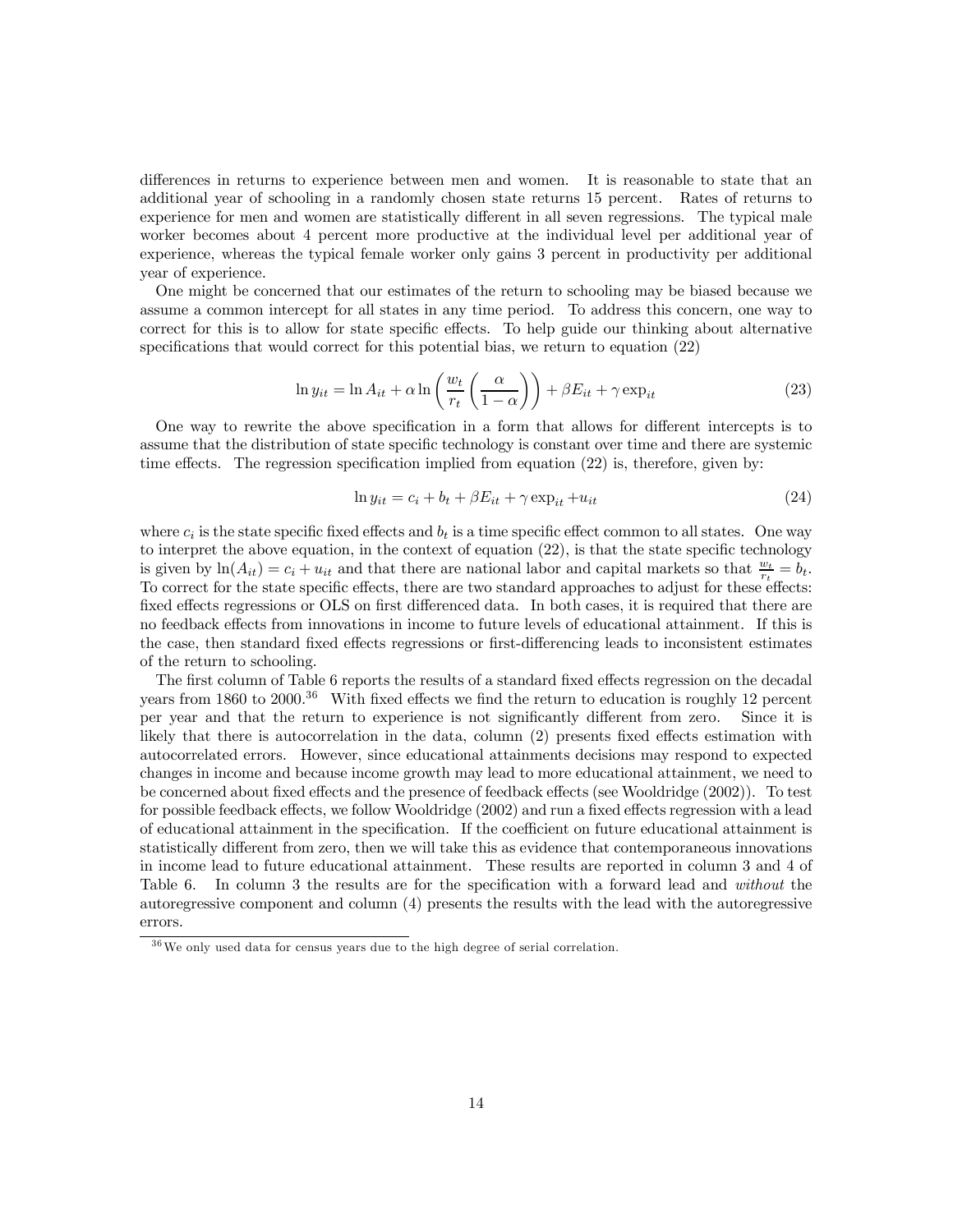differences in returns to experience between men and women. It is reasonable to state that an additional year of schooling in a randomly chosen state returns 15 percent. Rates of returns to experience for men and women are statistically different in all seven regressions. The typical male worker becomes about 4 percent more productive at the individual level per additional year of experience, whereas the typical female worker only gains 3 percent in productivity per additional year of experience.

One might be concerned that our estimates of the return to schooling may be biased because we assume a common intercept for all states in any time period. To address this concern, one way to correct for this is to allow for state specific effects. To help guide our thinking about alternative specifications that would correct for this potential bias, we return to equation (22)

$$\ln y_{it} = \ln A_{it} + \alpha \ln\left(\frac{w_t}{r_t}\left(\frac{\alpha}{1-\alpha}\right)\right) + \beta E_{it} + \gamma \exp_{it} \tag{23}$$

One way to rewrite the above specification in a form that allows for different intercepts is to assume that the distribution of state specific technology is constant over time and there are systemic time effects. The regression specification implied from equation (22) is, therefore, given by:

$$\ln y_{it} = c_i + b_t + \beta E_{it} + \gamma \exp_{it} + u_{it} \tag{24}$$

where $c_i$ is the state specific fixed effects and $b_t$ is a time specific effect common to all states. One way to interpret the above equation, in the context of equation (22), is that the state specific technology is given by $\ln(A_{it}) = c_i + u_{it}$ and that there are national labor and capital markets so that $\frac{w_t}{r_t} = b_t$. To correct for the state specific effects, there are two standard approaches to adjust for these effects: fixed effects regressions or OLS on first differenced data. In both cases, it is required that there are no feedback effects from innovations in income to future levels of educational attainment. If this is the case, then standard fixed effects regressions or first-differencing leads to inconsistent estimates of the return to schooling.

The first column of Table 6 reports the results of a standard fixed effects regression on the decadal years from 1860 to 2000.[36] With fixed effects we find the return to education is roughly 12 percent per year and that the return to experience is not significantly different from zero. Since it is likely that there is autocorrelation in the data, column (2) presents fixed effects estimation with autocorrelated errors. However, since educational attainments decisions may respond to expected changes in income and because income growth may lead to more educational attainment, we need to be concerned about fixed effects and the presence of feedback effects (see Wooldridge (2002)). To test for possible feedback effects, we follow Wooldridge (2002) and run a fixed effects regression with a lead of educational attainment in the specification. If the coefficient on future educational attainment is statistically different from zero, then we will take this as evidence that contemporaneous innovations in income lead to future educational attainment. These results are reported in column 3 and 4 of Table 6. In column 3 the results are for the specification with a forward lead and *without* the autoregressive component and column (4) presents the results with the lead with the autoregressive errors.

[36] We only used data for census years due to the high degree of serial correlation.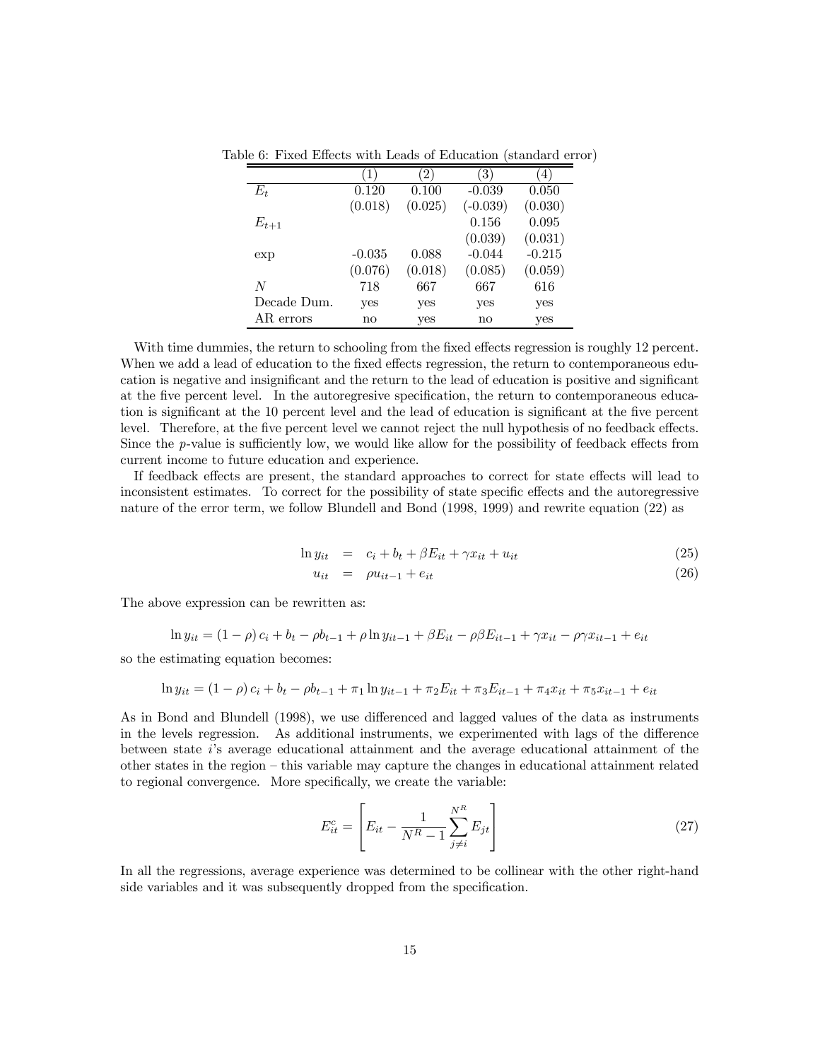Table 6: Fixed Effects with Leads of Education (standard error)

| | (1) | (2) | (3) | (4) |
|---|---|---|---|---|
| $E_t$ | 0.120 | 0.100 | -0.039 | 0.050 |
| | (0.018) | (0.025) | (-0.039) | (0.030) |
| $E_{t+1}$ | | | 0.156 | 0.095 |
| | | | (0.039) | (0.031) |
| exp | -0.035 | 0.088 | -0.044 | -0.215 |
| | (0.076) | (0.018) | (0.085) | (0.059) |
| $N$ | 718 | 667 | 667 | 616 |
| Decade Dum. | yes | yes | yes | yes |
| AR errors | no | yes | no | yes |

With time dummies, the return to schooling from the fixed effects regression is roughly 12 percent. When we add a lead of education to the fixed effects regression, the return to contemporaneous education is negative and insignificant and the return to the lead of education is positive and significant at the five percent level. In the autoregresive specification, the return to contemporaneous education is significant at the 10 percent level and the lead of education is significant at the five percent level. Therefore, at the five percent level we cannot reject the null hypothesis of no feedback effects. Since the $p$-value is sufficiently low, we would like allow for the possibility of feedback effects from current income to future education and experience.

If feedback effects are present, the standard approaches to correct for state effects will lead to inconsistent estimates. To correct for the possibility of state specific effects and the autoregressive nature of the error term, we follow Blundell and Bond (1998, 1999) and rewrite equation (22) as

$$\ln y_{it} = c_i + b_t + \beta E_{it} + \gamma x_{it} + u_{it} \tag{25}$$

$$u_{it} = \rho u_{it-1} + e_{it} \tag{26}$$

The above expression can be rewritten as:

$$\ln y_{it} = (1-\rho) c_i + b_t - \rho b_{t-1} + \rho \ln y_{it-1} + \beta E_{it} - \rho\beta E_{it-1} + \gamma x_{it} - \rho\gamma x_{it-1} + e_{it}$$

so the estimating equation becomes:

$$\ln y_{it} = (1-\rho) c_i + b_t - \rho b_{t-1} + \pi_1 \ln y_{it-1} + \pi_2 E_{it} + \pi_3 E_{it-1} + \pi_4 x_{it} + \pi_5 x_{it-1} + e_{it}$$

As in Bond and Blundell (1998), we use differenced and lagged values of the data as instruments in the levels regression. As additional instruments, we experimented with lags of the difference between state $i$'s average educational attainment and the average educational attainment of the other states in the region – this variable may capture the changes in educational attainment related to regional convergence. More specifically, we create the variable:

$$E_{it}^{c} = \left[ E_{it} - \frac{1}{N^R - 1} \sum_{j \neq i}^{N^R} E_{jt} \right] \tag{27}$$

In all the regressions, average experience was determined to be collinear with the other right-hand side variables and it was subsequently dropped from the specification.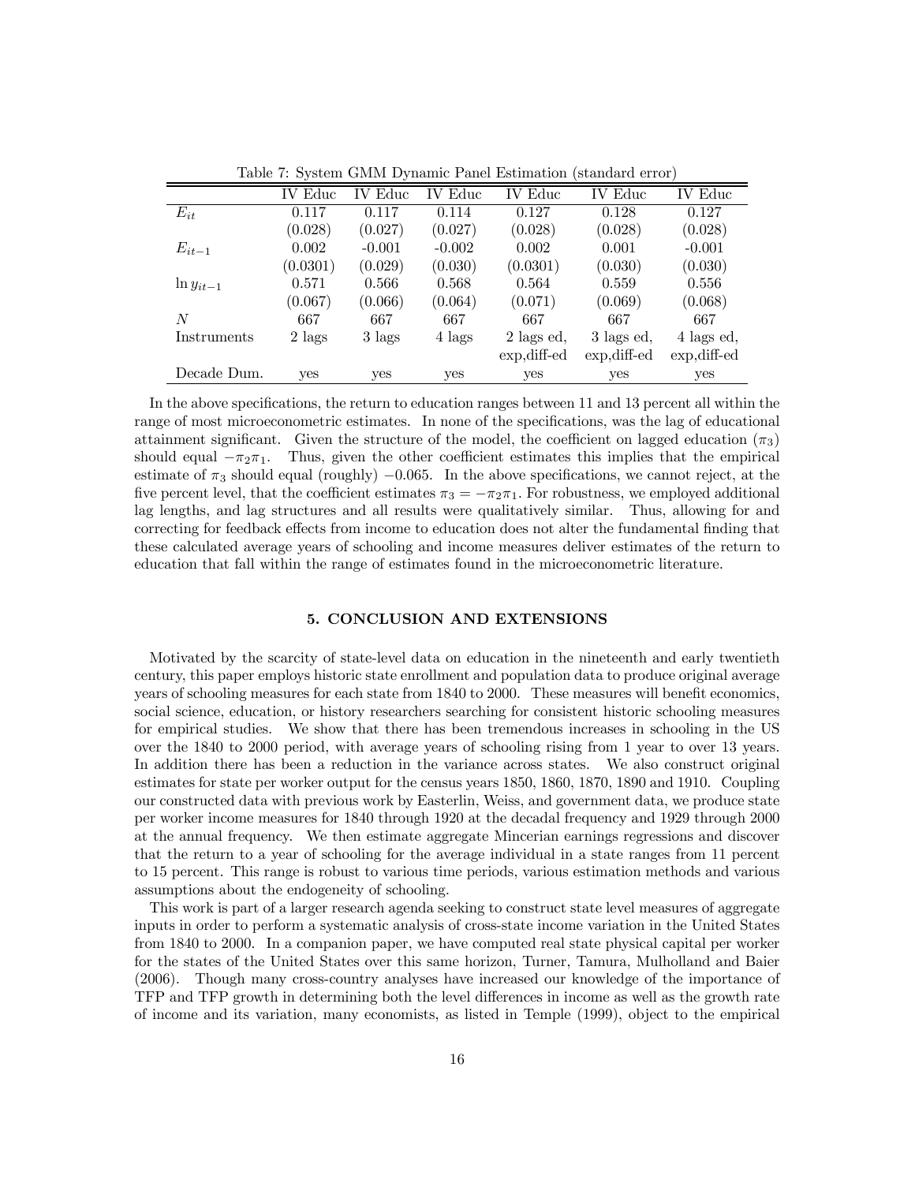Table 7: System GMM Dynamic Panel Estimation (standard error)

| | IV Educ | IV Educ | IV Educ | IV Educ | IV Educ | IV Educ |
|---|---|---|---|---|---|---|
| $E_{it}$ | 0.117 | 0.117 | 0.114 | 0.127 | 0.128 | 0.127 |
| | (0.028) | (0.027) | (0.027) | (0.028) | (0.028) | (0.028) |
| $E_{it-1}$ | 0.002 | -0.001 | -0.002 | 0.002 | 0.001 | -0.001 |
| | (0.0301) | (0.029) | (0.030) | (0.0301) | (0.030) | (0.030) |
| $\ln y_{it-1}$ | 0.571 | 0.566 | 0.568 | 0.564 | 0.559 | 0.556 |
| | (0.067) | (0.066) | (0.064) | (0.071) | (0.069) | (0.068) |
| $N$ | 667 | 667 | 667 | 667 | 667 | 667 |
| Instruments | 2 lags | 3 lags | 4 lags | 2 lags ed, exp,diff-ed | 3 lags ed, exp,diff-ed | 4 lags ed, exp,diff-ed |
| Decade Dum. | yes | yes | yes | yes | yes | yes |

In the above specifications, the return to education ranges between 11 and 13 percent all within the range of most microeconometric estimates. In none of the specifications, was the lag of educational attainment significant. Given the structure of the model, the coefficient on lagged education ($\pi_3$) should equal $-\pi_2\pi_1$. Thus, given the other coefficient estimates this implies that the empirical estimate of $\pi_3$ should equal (roughly) $-0.065$. In the above specifications, we cannot reject, at the five percent level, that the coefficient estimates $\pi_3 = -\pi_2\pi_1$. For robustness, we employed additional lag lengths, and lag structures and all results were qualitatively similar. Thus, allowing for and correcting for feedback effects from income to education does not alter the fundamental finding that these calculated average years of schooling and income measures deliver estimates of the return to education that fall within the range of estimates found in the microeconometric literature.

## 5. CONCLUSION AND EXTENSIONS

Motivated by the scarcity of state-level data on education in the nineteenth and early twentieth century, this paper employs historic state enrollment and population data to produce original average years of schooling measures for each state from 1840 to 2000. These measures will benefit economics, social science, education, or history researchers searching for consistent historic schooling measures for empirical studies. We show that there has been tremendous increases in schooling in the US over the 1840 to 2000 period, with average years of schooling rising from 1 year to over 13 years. In addition there has been a reduction in the variance across states. We also construct original estimates for state per worker output for the census years 1850, 1860, 1870, 1890 and 1910. Coupling our constructed data with previous work by Easterlin, Weiss, and government data, we produce state per worker income measures for 1840 through 1920 at the decadal frequency and 1929 through 2000 at the annual frequency. We then estimate aggregate Mincerian earnings regressions and discover that the return to a year of schooling for the average individual in a state ranges from 11 percent to 15 percent. This range is robust to various time periods, various estimation methods and various assumptions about the endogeneity of schooling.

This work is part of a larger research agenda seeking to construct state level measures of aggregate inputs in order to perform a systematic analysis of cross-state income variation in the United States from 1840 to 2000. In a companion paper, we have computed real state physical capital per worker for the states of the United States over this same horizon, Turner, Tamura, Mulholland and Baier (2006). Though many cross-country analyses have increased our knowledge of the importance of TFP and TFP growth in determining both the level differences in income as well as the growth rate of income and its variation, many economists, as listed in Temple (1999), object to the empirical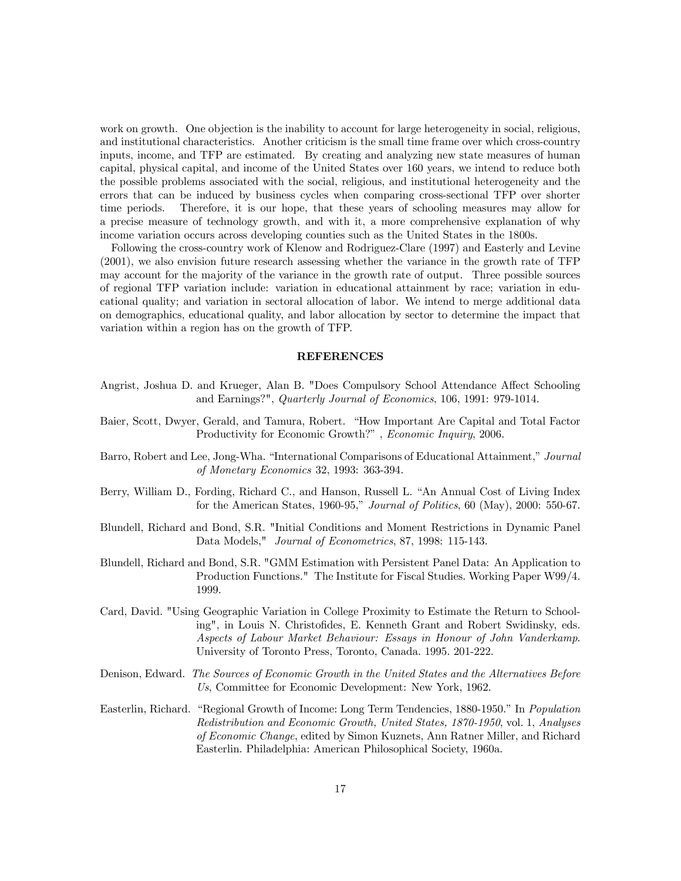work on growth. One objection is the inability to account for large heterogeneity in social, religious, and institutional characteristics. Another criticism is the small time frame over which cross-country inputs, income, and TFP are estimated. By creating and analyzing new state measures of human capital, physical capital, and income of the United States over 160 years, we intend to reduce both the possible problems associated with the social, religious, and institutional heterogeneity and the errors that can be induced by business cycles when comparing cross-sectional TFP over shorter time periods. Therefore, it is our hope, that these years of schooling measures may allow for a precise measure of technology growth, and with it, a more comprehensive explanation of why income variation occurs across developing counties such as the United States in the 1800s.

Following the cross-country work of Klenow and Rodriguez-Clare (1997) and Easterly and Levine (2001), we also envision future research assessing whether the variance in the growth rate of TFP may account for the majority of the variance in the growth rate of output. Three possible sources of regional TFP variation include: variation in educational attainment by race; variation in educational quality; and variation in sectoral allocation of labor. We intend to merge additional data on demographics, educational quality, and labor allocation by sector to determine the impact that variation within a region has on the growth of TFP.

## REFERENCES

Angrist, Joshua D. and Krueger, Alan B. "Does Compulsory School Attendance Affect Schooling and Earnings?", *Quarterly Journal of Economics*, 106, 1991: 979-1014.

Baier, Scott, Dwyer, Gerald, and Tamura, Robert. "How Important Are Capital and Total Factor Productivity for Economic Growth?" , *Economic Inquiry*, 2006.

Barro, Robert and Lee, Jong-Wha. "International Comparisons of Educational Attainment," *Journal of Monetary Economics* 32, 1993: 363-394.

Berry, William D., Fording, Richard C., and Hanson, Russell L. "An Annual Cost of Living Index for the American States, 1960-95," *Journal of Politics*, 60 (May), 2000: 550-67.

Blundell, Richard and Bond, S.R. "Initial Conditions and Moment Restrictions in Dynamic Panel Data Models," *Journal of Econometrics*, 87, 1998: 115-143.

Blundell, Richard and Bond, S.R. "GMM Estimation with Persistent Panel Data: An Application to Production Functions." The Institute for Fiscal Studies. Working Paper W99/4. 1999.

Card, David. "Using Geographic Variation in College Proximity to Estimate the Return to Schooling", in Louis N. Christofides, E. Kenneth Grant and Robert Swidinsky, eds. *Aspects of Labour Market Behaviour: Essays in Honour of John Vanderkamp*. University of Toronto Press, Toronto, Canada. 1995. 201-222.

Denison, Edward. *The Sources of Economic Growth in the United States and the Alternatives Before Us*, Committee for Economic Development: New York, 1962.

Easterlin, Richard. "Regional Growth of Income: Long Term Tendencies, 1880-1950." In *Population Redistribution and Economic Growth, United States, 1870-1950*, vol. 1, *Analyses of Economic Change*, edited by Simon Kuznets, Ann Ratner Miller, and Richard Easterlin. Philadelphia: American Philosophical Society, 1960a.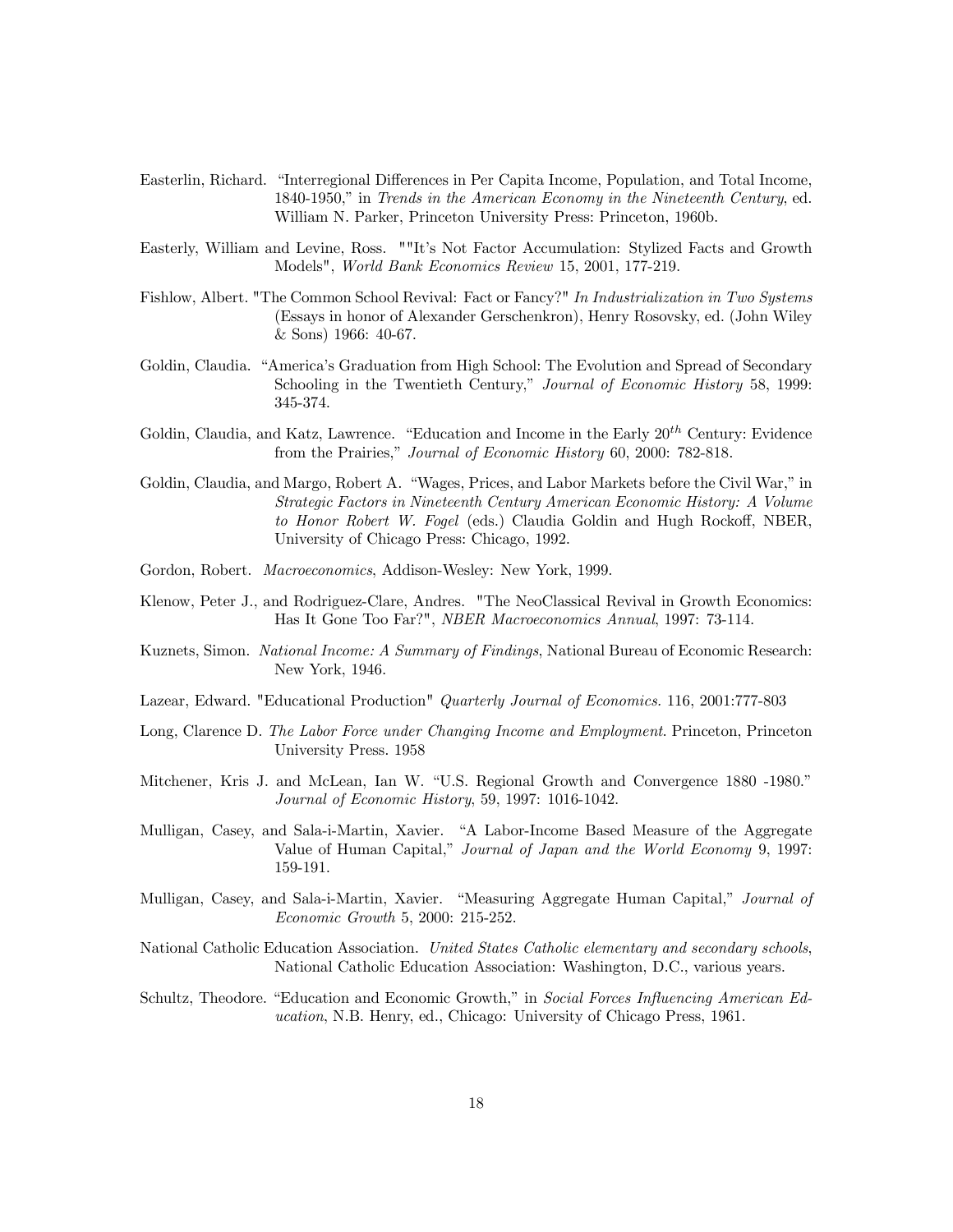Easterlin, Richard. "Interregional Differences in Per Capita Income, Population, and Total Income, 1840-1950," in *Trends in the American Economy in the Nineteenth Century*, ed. William N. Parker, Princeton University Press: Princeton, 1960b.

Easterly, William and Levine, Ross. ""It's Not Factor Accumulation: Stylized Facts and Growth Models", *World Bank Economics Review* 15, 2001, 177-219.

Fishlow, Albert. "The Common School Revival: Fact or Fancy?" *In Industrialization in Two Systems* (Essays in honor of Alexander Gerschenkron), Henry Rosovsky, ed. (John Wiley & Sons) 1966: 40-67.

Goldin, Claudia. "America's Graduation from High School: The Evolution and Spread of Secondary Schooling in the Twentieth Century," *Journal of Economic History* 58, 1999: 345-374.

Goldin, Claudia, and Katz, Lawrence. "Education and Income in the Early 20$^{th}$ Century: Evidence from the Prairies," *Journal of Economic History* 60, 2000: 782-818.

Goldin, Claudia, and Margo, Robert A. "Wages, Prices, and Labor Markets before the Civil War," in *Strategic Factors in Nineteenth Century American Economic History: A Volume to Honor Robert W. Fogel* (eds.) Claudia Goldin and Hugh Rockoff, NBER, University of Chicago Press: Chicago, 1992.

Gordon, Robert. *Macroeconomics*, Addison-Wesley: New York, 1999.

Klenow, Peter J., and Rodriguez-Clare, Andres. "The NeoClassical Revival in Growth Economics: Has It Gone Too Far?", *NBER Macroeconomics Annual*, 1997: 73-114.

Kuznets, Simon. *National Income: A Summary of Findings*, National Bureau of Economic Research: New York, 1946.

Lazear, Edward. "Educational Production" *Quarterly Journal of Economics.* 116, 2001:777-803

Long, Clarence D. *The Labor Force under Changing Income and Employment*. Princeton, Princeton University Press. 1958

Mitchener, Kris J. and McLean, Ian W. "U.S. Regional Growth and Convergence 1880 -1980." *Journal of Economic History*, 59, 1997: 1016-1042.

Mulligan, Casey, and Sala-i-Martin, Xavier. "A Labor-Income Based Measure of the Aggregate Value of Human Capital," *Journal of Japan and the World Economy* 9, 1997: 159-191.

Mulligan, Casey, and Sala-i-Martin, Xavier. "Measuring Aggregate Human Capital," *Journal of Economic Growth* 5, 2000: 215-252.

National Catholic Education Association. *United States Catholic elementary and secondary schools*, National Catholic Education Association: Washington, D.C., various years.

Schultz, Theodore. "Education and Economic Growth," in *Social Forces Influencing American Education*, N.B. Henry, ed., Chicago: University of Chicago Press, 1961.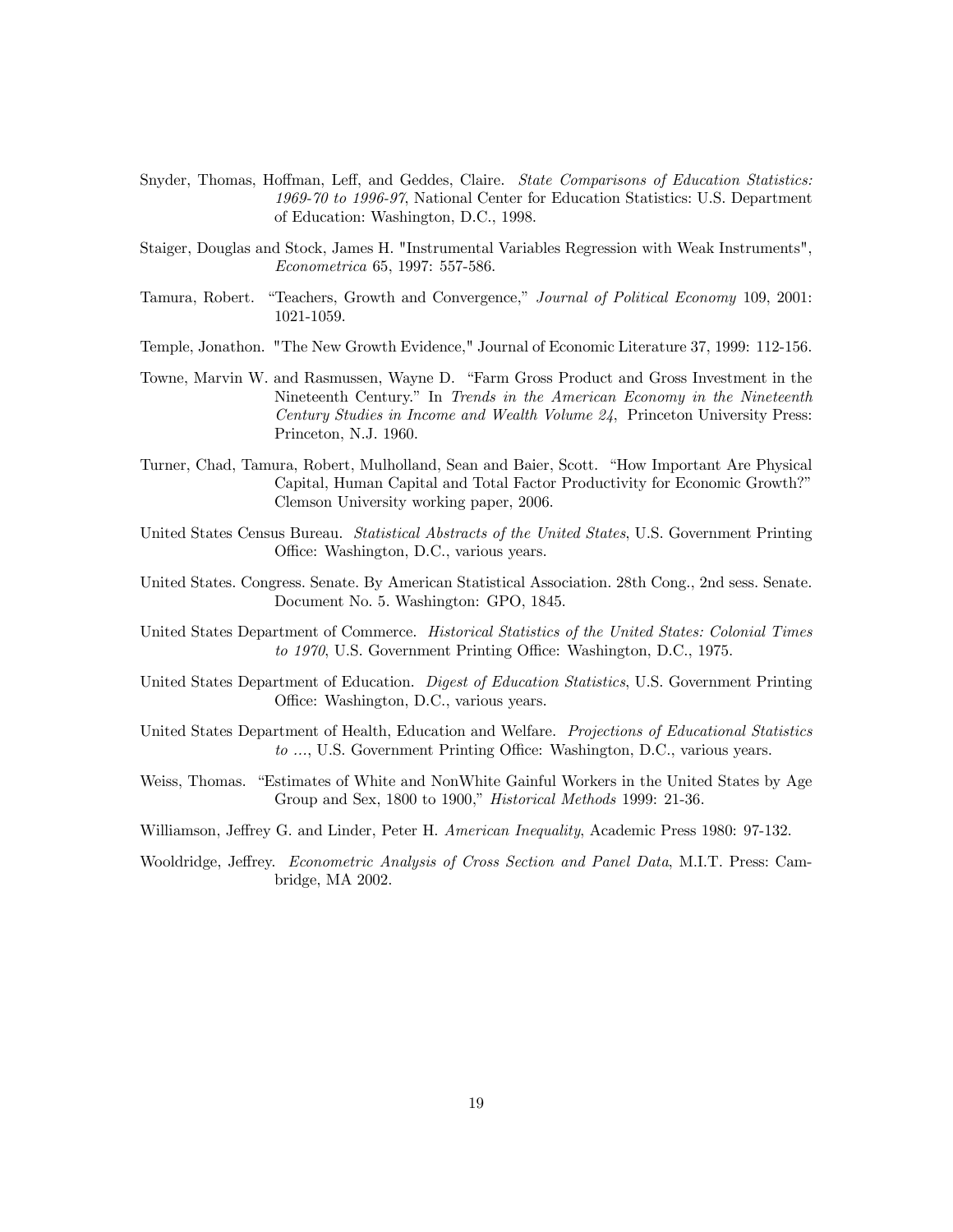Snyder, Thomas, Hoffman, Leff, and Geddes, Claire. *State Comparisons of Education Statistics: 1969-70 to 1996-97*, National Center for Education Statistics: U.S. Department of Education: Washington, D.C., 1998.

Staiger, Douglas and Stock, James H. "Instrumental Variables Regression with Weak Instruments", *Econometrica* 65, 1997: 557-586.

Tamura, Robert. "Teachers, Growth and Convergence," *Journal of Political Economy* 109, 2001: 1021-1059.

Temple, Jonathon. "The New Growth Evidence," Journal of Economic Literature 37, 1999: 112-156.

Towne, Marvin W. and Rasmussen, Wayne D. "Farm Gross Product and Gross Investment in the Nineteenth Century." In *Trends in the American Economy in the Nineteenth Century Studies in Income and Wealth Volume 24*, Princeton University Press: Princeton, N.J. 1960.

Turner, Chad, Tamura, Robert, Mulholland, Sean and Baier, Scott. "How Important Are Physical Capital, Human Capital and Total Factor Productivity for Economic Growth?" Clemson University working paper, 2006.

United States Census Bureau. *Statistical Abstracts of the United States*, U.S. Government Printing Office: Washington, D.C., various years.

United States. Congress. Senate. By American Statistical Association. 28th Cong., 2nd sess. Senate. Document No. 5. Washington: GPO, 1845.

United States Department of Commerce. *Historical Statistics of the United States: Colonial Times to 1970*, U.S. Government Printing Office: Washington, D.C., 1975.

United States Department of Education. *Digest of Education Statistics*, U.S. Government Printing Office: Washington, D.C., various years.

United States Department of Health, Education and Welfare. *Projections of Educational Statistics to ...*, U.S. Government Printing Office: Washington, D.C., various years.

Weiss, Thomas. "Estimates of White and NonWhite Gainful Workers in the United States by Age Group and Sex, 1800 to 1900," *Historical Methods* 1999: 21-36.

Williamson, Jeffrey G. and Linder, Peter H. *American Inequality*, Academic Press 1980: 97-132.

Wooldridge, Jeffrey. *Econometric Analysis of Cross Section and Panel Data*, M.I.T. Press: Cambridge, MA 2002.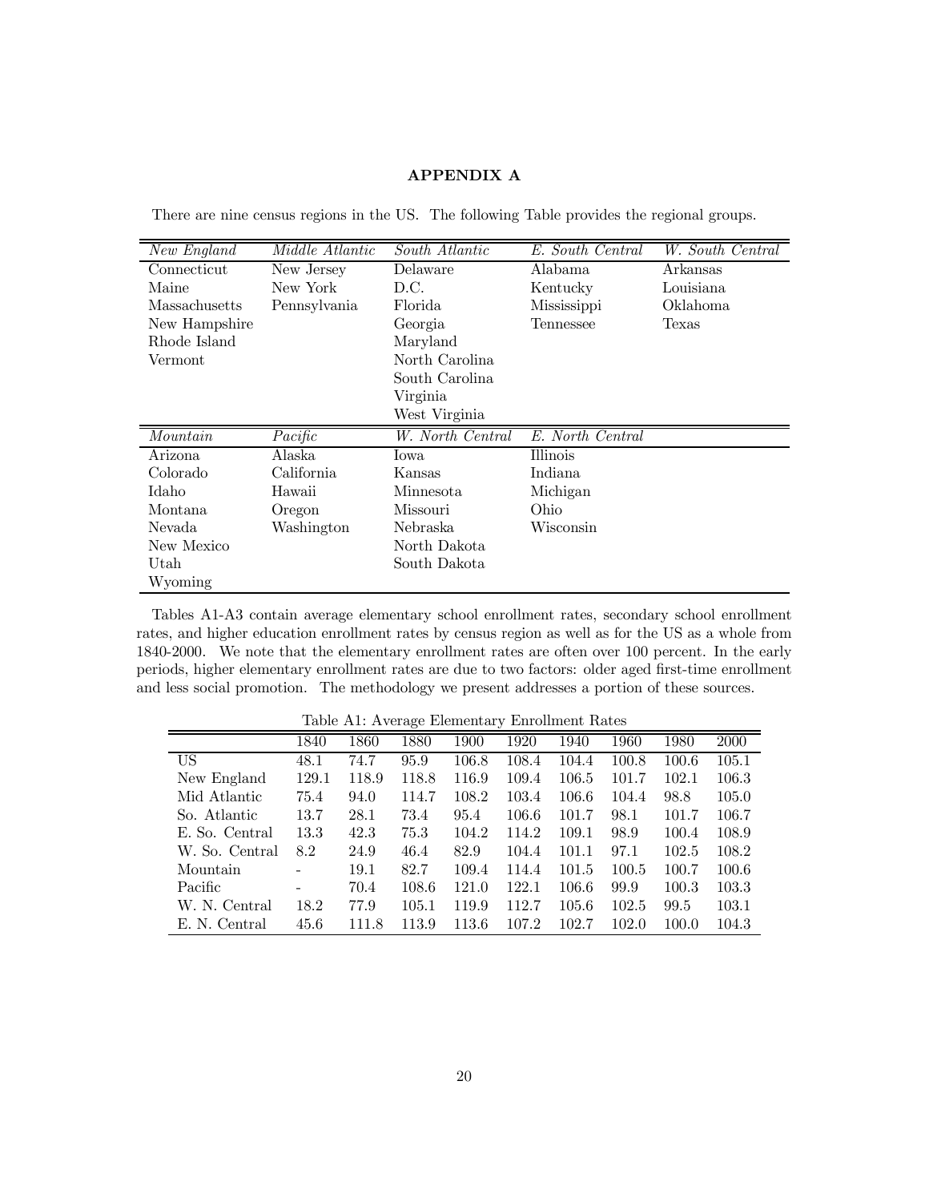# APPENDIX A

There are nine census regions in the US. The following Table provides the regional groups.

| *New England* | *Middle Atlantic* | *South Atlantic* | *E. South Central* | *W. South Central* |
|---|---|---|---|---|
| Connecticut | New Jersey | Delaware | Alabama | Arkansas |
| Maine | New York | D.C. | Kentucky | Louisiana |
| Massachusetts | Pennsylvania | Florida | Mississippi | Oklahoma |
| New Hampshire | | Georgia | Tennessee | Texas |
| Rhode Island | | Maryland | | |
| Vermont | | North Carolina | | |
| | | South Carolina | | |
| | | Virginia | | |
| | | West Virginia | | |

| *Mountain* | *Pacific* | *W. North Central* | *E. North Central* |
|---|---|---|---|
| Arizona | Alaska | Iowa | Illinois |
| Colorado | California | Kansas | Indiana |
| Idaho | Hawaii | Minnesota | Michigan |
| Montana | Oregon | Missouri | Ohio |
| Nevada | Washington | Nebraska | Wisconsin |
| New Mexico | | North Dakota | |
| Utah | | South Dakota | |
| Wyoming | | | |

Tables A1-A3 contain average elementary school enrollment rates, secondary school enrollment rates, and higher education enrollment rates by census region as well as for the US as a whole from 1840-2000. We note that the elementary enrollment rates are often over 100 percent. In the early periods, higher elementary enrollment rates are due to two factors: older aged first-time enrollment and less social promotion. The methodology we present addresses a portion of these sources.

Table A1: Average Elementary Enrollment Rates

| | 1840 | 1860 | 1880 | 1900 | 1920 | 1940 | 1960 | 1980 | 2000 |
|---|---|---|---|---|---|---|---|---|---|
| US | 48.1 | 74.7 | 95.9 | 106.8 | 108.4 | 104.4 | 100.8 | 100.6 | 105.1 |
| New England | 129.1 | 118.9 | 118.8 | 116.9 | 109.4 | 106.5 | 101.7 | 102.1 | 106.3 |
| Mid Atlantic | 75.4 | 94.0 | 114.7 | 108.2 | 103.4 | 106.6 | 104.4 | 98.8 | 105.0 |
| So. Atlantic | 13.7 | 28.1 | 73.4 | 95.4 | 106.6 | 101.7 | 98.1 | 101.7 | 106.7 |
| E. So. Central | 13.3 | 42.3 | 75.3 | 104.2 | 114.2 | 109.1 | 98.9 | 100.4 | 108.9 |
| W. So. Central | 8.2 | 24.9 | 46.4 | 82.9 | 104.4 | 101.1 | 97.1 | 102.5 | 108.2 |
| Mountain | - | 19.1 | 82.7 | 109.4 | 114.4 | 101.5 | 100.5 | 100.7 | 100.6 |
| Pacific | - | 70.4 | 108.6 | 121.0 | 122.1 | 106.6 | 99.9 | 100.3 | 103.3 |
| W. N. Central | 18.2 | 77.9 | 105.1 | 119.9 | 112.7 | 105.6 | 102.5 | 99.5 | 103.1 |
| E. N. Central | 45.6 | 111.8 | 113.9 | 113.6 | 107.2 | 102.7 | 102.0 | 100.0 | 104.3 |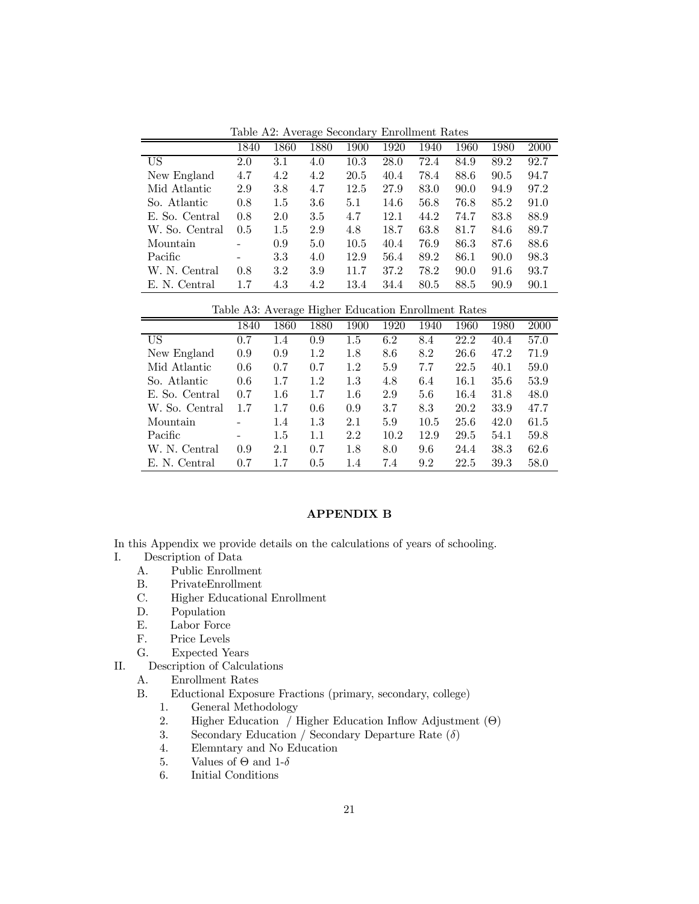Table A2: Average Secondary Enrollment Rates

| | 1840 | 1860 | 1880 | 1900 | 1920 | 1940 | 1960 | 1980 | 2000 |
|---|---|---|---|---|---|---|---|---|---|
| US | 2.0 | 3.1 | 4.0 | 10.3 | 28.0 | 72.4 | 84.9 | 89.2 | 92.7 |
| New England | 4.7 | 4.2 | 4.2 | 20.5 | 40.4 | 78.4 | 88.6 | 90.5 | 94.7 |
| Mid Atlantic | 2.9 | 3.8 | 4.7 | 12.5 | 27.9 | 83.0 | 90.0 | 94.9 | 97.2 |
| So. Atlantic | 0.8 | 1.5 | 3.6 | 5.1 | 14.6 | 56.8 | 76.8 | 85.2 | 91.0 |
| E. So. Central | 0.8 | 2.0 | 3.5 | 4.7 | 12.1 | 44.2 | 74.7 | 83.8 | 88.9 |
| W. So. Central | 0.5 | 1.5 | 2.9 | 4.8 | 18.7 | 63.8 | 81.7 | 84.6 | 89.7 |
| Mountain | - | 0.9 | 5.0 | 10.5 | 40.4 | 76.9 | 86.3 | 87.6 | 88.6 |
| Pacific | - | 3.3 | 4.0 | 12.9 | 56.4 | 89.2 | 86.1 | 90.0 | 98.3 |
| W. N. Central | 0.8 | 3.2 | 3.9 | 11.7 | 37.2 | 78.2 | 90.0 | 91.6 | 93.7 |
| E. N. Central | 1.7 | 4.3 | 4.2 | 13.4 | 34.4 | 80.5 | 88.5 | 90.9 | 90.1 |

Table A3: Average Higher Education Enrollment Rates

| | 1840 | 1860 | 1880 | 1900 | 1920 | 1940 | 1960 | 1980 | 2000 |
|---|---|---|---|---|---|---|---|---|---|
| US | 0.7 | 1.4 | 0.9 | 1.5 | 6.2 | 8.4 | 22.2 | 40.4 | 57.0 |
| New England | 0.9 | 0.9 | 1.2 | 1.8 | 8.6 | 8.2 | 26.6 | 47.2 | 71.9 |
| Mid Atlantic | 0.6 | 0.7 | 0.7 | 1.2 | 5.9 | 7.7 | 22.5 | 40.1 | 59.0 |
| So. Atlantic | 0.6 | 1.7 | 1.2 | 1.3 | 4.8 | 6.4 | 16.1 | 35.6 | 53.9 |
| E. So. Central | 0.7 | 1.6 | 1.7 | 1.6 | 2.9 | 5.6 | 16.4 | 31.8 | 48.0 |
| W. So. Central | 1.7 | 1.7 | 0.6 | 0.9 | 3.7 | 8.3 | 20.2 | 33.9 | 47.7 |
| Mountain | - | 1.4 | 1.3 | 2.1 | 5.9 | 10.5 | 25.6 | 42.0 | 61.5 |
| Pacific | - | 1.5 | 1.1 | 2.2 | 10.2 | 12.9 | 29.5 | 54.1 | 59.8 |
| W. N. Central | 0.9 | 2.1 | 0.7 | 1.8 | 8.0 | 9.6 | 24.4 | 38.3 | 62.6 |
| E. N. Central | 0.7 | 1.7 | 0.5 | 1.4 | 7.4 | 9.2 | 22.5 | 39.3 | 58.0 |

## APPENDIX B

In this Appendix we provide details on the calculations of years of schooling.

I. Description of Data
   - A. Public Enrollment
   - B. PrivateEnrollment
   - C. Higher Educational Enrollment
   - D. Population
   - E. Labor Force
   - F. Price Levels
   - G. Expected Years

II. Description of Calculations
   - A. Enrollment Rates
   - B. Eductional Exposure Fractions (primary, secondary, college)
     1. General Methodology
     2. Higher Education / Higher Education Inflow Adjustment ($\Theta$)
     3. Secondary Education / Secondary Departure Rate ($\delta$)
     4. Elemntary and No Education
     5. Values of $\Theta$ and 1-$\delta$
     6. Initial Conditions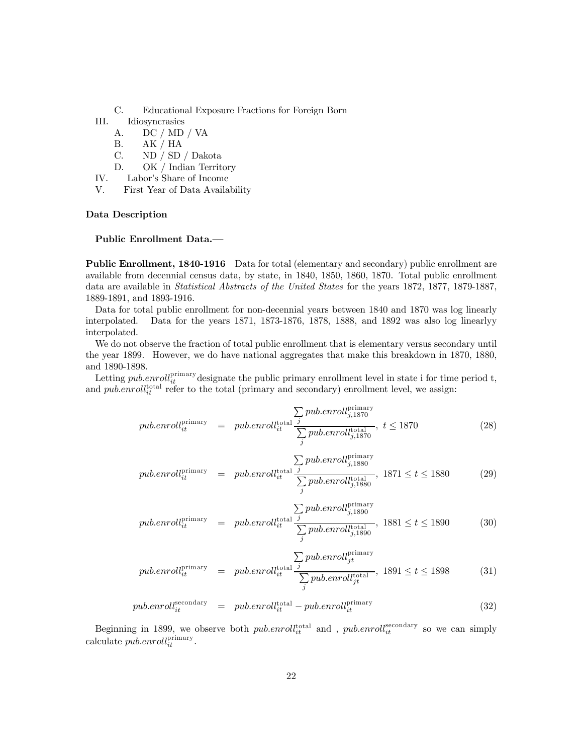C. Educational Exposure Fractions for Foreign Born

III. Idiosyncrasies

A. DC / MD / VA

B. AK / HA

C. ND / SD / Dakota

D. OK / Indian Territory

IV. Labor's Share of Income

V. First Year of Data Availability

### Data Description

#### Public Enrollment Data.—

**Public Enrollment, 1840-1916** Data for total (elementary and secondary) public enrollment are available from decennial census data, by state, in 1840, 1850, 1860, 1870. Total public enrollment data are available in *Statistical Abstracts of the United States* for the years 1872, 1877, 1879-1887, 1889-1891, and 1893-1916.

Data for total public enrollment for non-decennial years between 1840 and 1870 was log linearly interpolated. Data for the years 1871, 1873-1876, 1878, 1888, and 1892 was also log linearlyy interpolated.

We do not observe the fraction of total public enrollment that is elementary versus secondary until the year 1899. However, we do have national aggregates that make this breakdown in 1870, 1880, and 1890-1898.

Letting $pub.enroll_{it}^{\text{primary}}$ designate the public primary enrollment level in state i for time period t, and $pub.enroll_{it}^{\text{total}}$ refer to the total (primary and secondary) enrollment level, we assign:

$$pub.enroll_{it}^{\text{primary}} = pub.enroll_{it}^{\text{total}} \frac{\sum_j pub.enroll_{j,1870}^{\text{primary}}}{\sum_j pub.enroll_{j,1870}^{\text{total}}}, \; t \leq 1870 \tag{28}$$

$$pub.enroll_{it}^{\text{primary}} = pub.enroll_{it}^{\text{total}} \frac{\sum_j pub.enroll_{j,1880}^{\text{primary}}}{\sum_j pub.enroll_{j,1880}^{\text{total}}}, \; 1871 \leq t \leq 1880 \tag{29}$$

$$pub.enroll_{it}^{\text{primary}} = pub.enroll_{it}^{\text{total}} \frac{\sum_j pub.enroll_{j,1890}^{\text{primary}}}{\sum_j pub.enroll_{j,1890}^{\text{total}}}, \; 1881 \leq t \leq 1890 \tag{30}$$

$$pub.enroll_{it}^{\text{primary}} = pub.enroll_{it}^{\text{total}} \frac{\sum_j pub.enroll_{jt}^{\text{primary}}}{\sum_j pub.enroll_{jt}^{\text{total}}}, \; 1891 \leq t \leq 1898 \tag{31}$$

$$pub.enroll_{it}^{\text{secondary}} = pub.enroll_{it}^{\text{total}} - pub.enroll_{it}^{\text{primary}} \tag{32}$$

Beginning in 1899, we observe both $pub.enroll_{it}^{\text{total}}$ and , $pub.enroll_{it}^{\text{secondary}}$ so we can simply calculate $pub.enroll_{it}^{\text{primary}}$.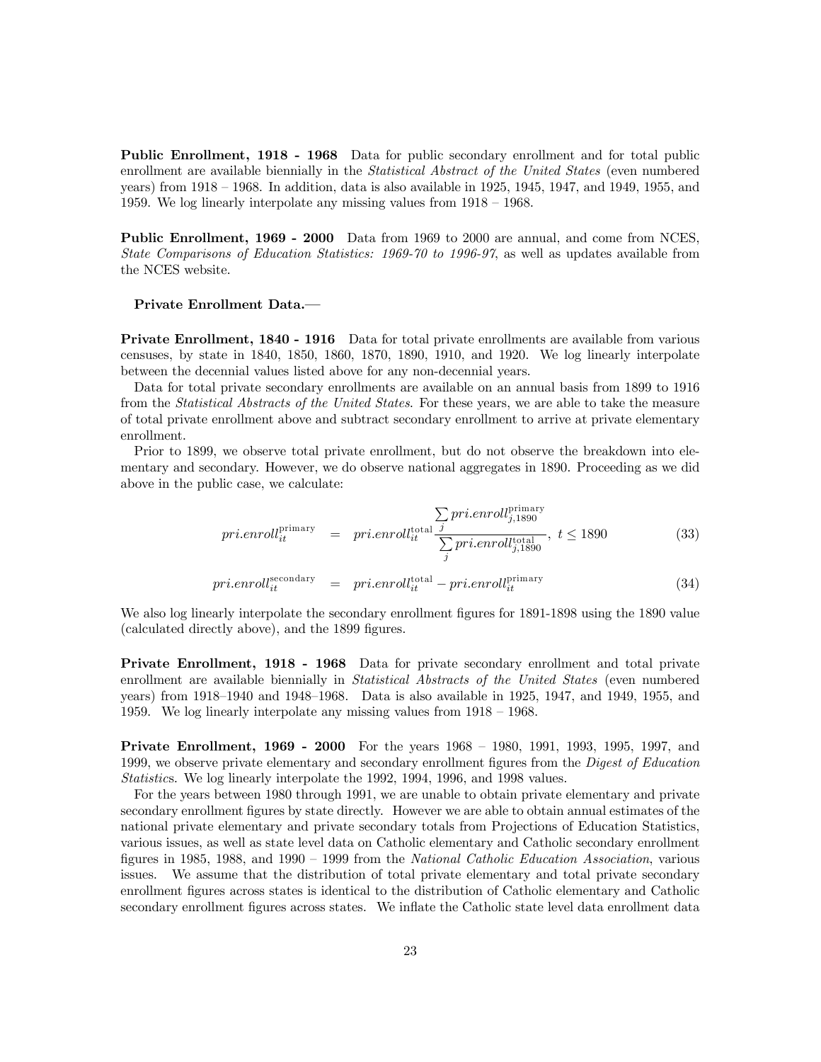**Public Enrollment, 1918 - 1968** Data for public secondary enrollment and for total public enrollment are available biennially in the *Statistical Abstract of the United States* (even numbered years) from 1918 – 1968. In addition, data is also available in 1925, 1945, 1947, and 1949, 1955, and 1959. We log linearly interpolate any missing values from 1918 – 1968.

**Public Enrollment, 1969 - 2000** Data from 1969 to 2000 are annual, and come from NCES, *State Comparisons of Education Statistics: 1969-70 to 1996-97*, as well as updates available from the NCES website.

**Private Enrollment Data.—**

**Private Enrollment, 1840 - 1916** Data for total private enrollments are available from various censuses, by state in 1840, 1850, 1860, 1870, 1890, 1910, and 1920. We log linearly interpolate between the decennial values listed above for any non-decennial years.

Data for total private secondary enrollments are available on an annual basis from 1899 to 1916 from the *Statistical Abstracts of the United States*. For these years, we are able to take the measure of total private enrollment above and subtract secondary enrollment to arrive at private elementary enrollment.

Prior to 1899, we observe total private enrollment, but do not observe the breakdown into elementary and secondary. However, we do observe national aggregates in 1890. Proceeding as we did above in the public case, we calculate:

$$pri.enroll_{it}^{\text{primary}} = pri.enroll_{it}^{\text{total}} \frac{\sum_j pri.enroll_{j,1890}^{\text{primary}}}{\sum_j pri.enroll_{j,1890}^{\text{total}}}, \; t \leq 1890 \tag{33}$$

$$pri.enroll_{it}^{\text{secondary}} = pri.enroll_{it}^{\text{total}} - pri.enroll_{it}^{\text{primary}} \tag{34}$$

We also log linearly interpolate the secondary enrollment figures for 1891-1898 using the 1890 value (calculated directly above), and the 1899 figures.

**Private Enrollment, 1918 - 1968** Data for private secondary enrollment and total private enrollment are available biennially in *Statistical Abstracts of the United States* (even numbered years) from 1918–1940 and 1948–1968. Data is also available in 1925, 1947, and 1949, 1955, and 1959. We log linearly interpolate any missing values from 1918 – 1968.

**Private Enrollment, 1969 - 2000** For the years 1968 – 1980, 1991, 1993, 1995, 1997, and 1999, we observe private elementary and secondary enrollment figures from the *Digest of Education Statistic*s. We log linearly interpolate the 1992, 1994, 1996, and 1998 values.

For the years between 1980 through 1991, we are unable to obtain private elementary and private secondary enrollment figures by state directly. However we are able to obtain annual estimates of the national private elementary and private secondary totals from Projections of Education Statistics, various issues, as well as state level data on Catholic elementary and Catholic secondary enrollment figures in 1985, 1988, and 1990 – 1999 from the *National Catholic Education Association*, various issues. We assume that the distribution of total private elementary and total private secondary enrollment figures across states is identical to the distribution of Catholic elementary and Catholic secondary enrollment figures across states. We inflate the Catholic state level data enrollment data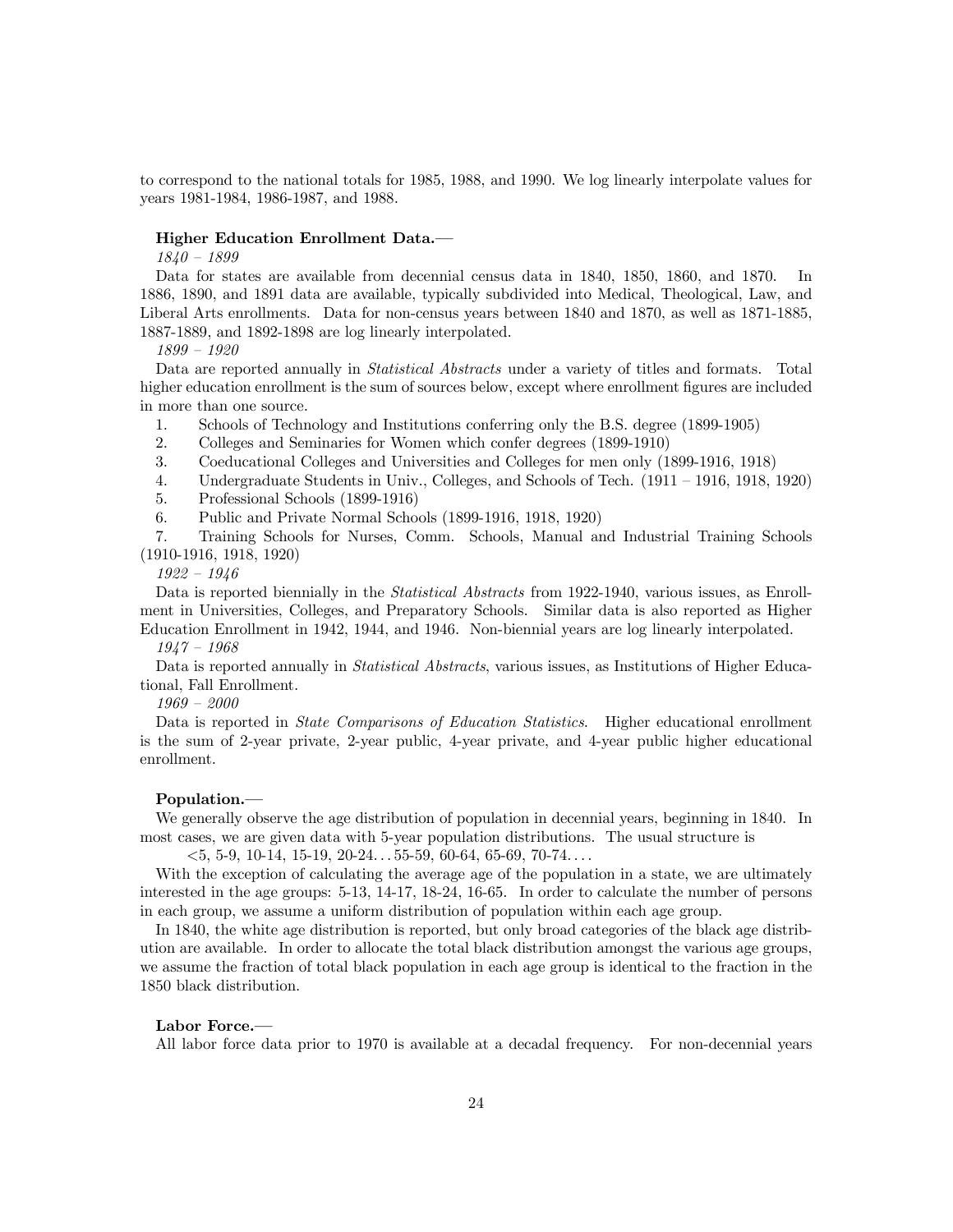to correspond to the national totals for 1985, 1988, and 1990. We log linearly interpolate values for years 1981-1984, 1986-1987, and 1988.

**Higher Education Enrollment Data.**—

*1840 – 1899*

Data for states are available from decennial census data in 1840, 1850, 1860, and 1870. In 1886, 1890, and 1891 data are available, typically subdivided into Medical, Theological, Law, and Liberal Arts enrollments. Data for non-census years between 1840 and 1870, as well as 1871-1885, 1887-1889, and 1892-1898 are log linearly interpolated.

*1899 – 1920*

Data are reported annually in *Statistical Abstracts* under a variety of titles and formats. Total higher education enrollment is the sum of sources below, except where enrollment figures are included in more than one source.

1. Schools of Technology and Institutions conferring only the B.S. degree (1899-1905)
2. Colleges and Seminaries for Women which confer degrees (1899-1910)
3. Coeducational Colleges and Universities and Colleges for men only (1899-1916, 1918)
4. Undergraduate Students in Univ., Colleges, and Schools of Tech. (1911 – 1916, 1918, 1920)
5. Professional Schools (1899-1916)
6. Public and Private Normal Schools (1899-1916, 1918, 1920)
7. Training Schools for Nurses, Comm. Schools, Manual and Industrial Training Schools (1910-1916, 1918, 1920)

*1922 – 1946*

Data is reported biennially in the *Statistical Abstracts* from 1922-1940, various issues, as Enrollment in Universities, Colleges, and Preparatory Schools. Similar data is also reported as Higher Education Enrollment in 1942, 1944, and 1946. Non-biennial years are log linearly interpolated.

*1947 – 1968*

Data is reported annually in *Statistical Abstracts*, various issues, as Institutions of Higher Educational, Fall Enrollment.

*1969 – 2000*

Data is reported in *State Comparisons of Education Statistics*. Higher educational enrollment is the sum of 2-year private, 2-year public, 4-year private, and 4-year public higher educational enrollment.

**Population.**—

We generally observe the age distribution of population in decennial years, beginning in 1840. In most cases, we are given data with 5-year population distributions. The usual structure is

<5, 5-9, 10-14, 15-19, 20-24. . . 55-59, 60-64, 65-69, 70-74. . . .

With the exception of calculating the average age of the population in a state, we are ultimately interested in the age groups: 5-13, 14-17, 18-24, 16-65. In order to calculate the number of persons in each group, we assume a uniform distribution of population within each age group.

In 1840, the white age distribution is reported, but only broad categories of the black age distribution are available. In order to allocate the total black distribution amongst the various age groups, we assume the fraction of total black population in each age group is identical to the fraction in the 1850 black distribution.

**Labor Force.**—

All labor force data prior to 1970 is available at a decadal frequency. For non-decennial years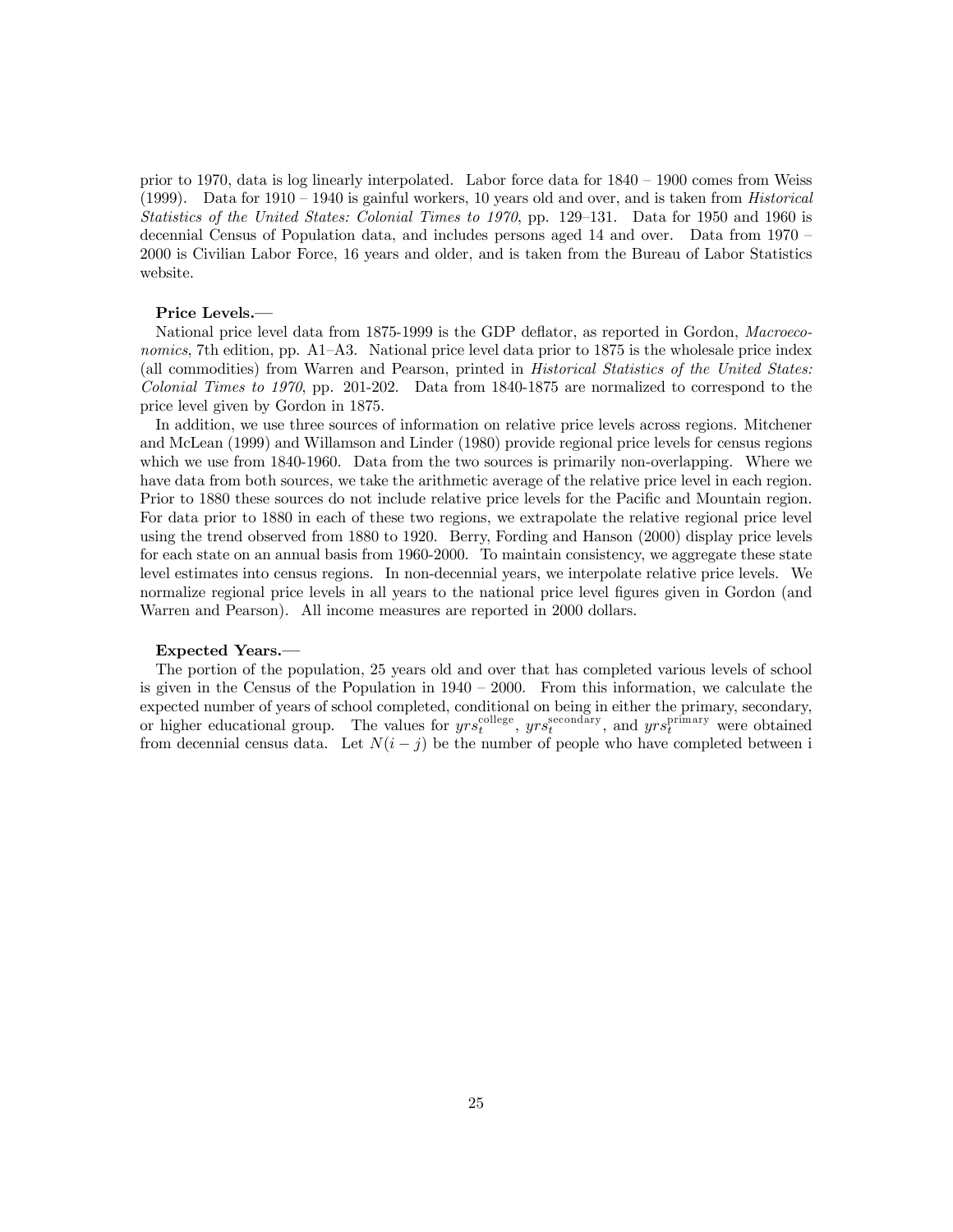prior to 1970, data is log linearly interpolated. Labor force data for 1840 – 1900 comes from Weiss (1999). Data for 1910 – 1940 is gainful workers, 10 years old and over, and is taken from *Historical Statistics of the United States: Colonial Times to 1970*, pp. 129–131. Data for 1950 and 1960 is decennial Census of Population data, and includes persons aged 14 and over. Data from 1970 – 2000 is Civilian Labor Force, 16 years and older, and is taken from the Bureau of Labor Statistics website.

**Price Levels.—**

National price level data from 1875-1999 is the GDP deflator, as reported in Gordon, *Macroeconomics*, 7th edition, pp. A1–A3. National price level data prior to 1875 is the wholesale price index (all commodities) from Warren and Pearson, printed in *Historical Statistics of the United States: Colonial Times to 1970*, pp. 201-202. Data from 1840-1875 are normalized to correspond to the price level given by Gordon in 1875.

In addition, we use three sources of information on relative price levels across regions. Mitchener and McLean (1999) and Willamson and Linder (1980) provide regional price levels for census regions which we use from 1840-1960. Data from the two sources is primarily non-overlapping. Where we have data from both sources, we take the arithmetic average of the relative price level in each region. Prior to 1880 these sources do not include relative price levels for the Pacific and Mountain region. For data prior to 1880 in each of these two regions, we extrapolate the relative regional price level using the trend observed from 1880 to 1920. Berry, Fording and Hanson (2000) display price levels for each state on an annual basis from 1960-2000. To maintain consistency, we aggregate these state level estimates into census regions. In non-decennial years, we interpolate relative price levels. We normalize regional price levels in all years to the national price level figures given in Gordon (and Warren and Pearson). All income measures are reported in 2000 dollars.

**Expected Years.—**

The portion of the population, 25 years old and over that has completed various levels of school is given in the Census of the Population in 1940 – 2000. From this information, we calculate the expected number of years of school completed, conditional on being in either the primary, secondary, or higher educational group. The values for $yrs_t^{\text{college}}$, $yrs_t^{\text{secondary}}$, and $yrs_t^{\text{primary}}$ were obtained from decennial census data. Let $N(i-j)$ be the number of people who have completed between i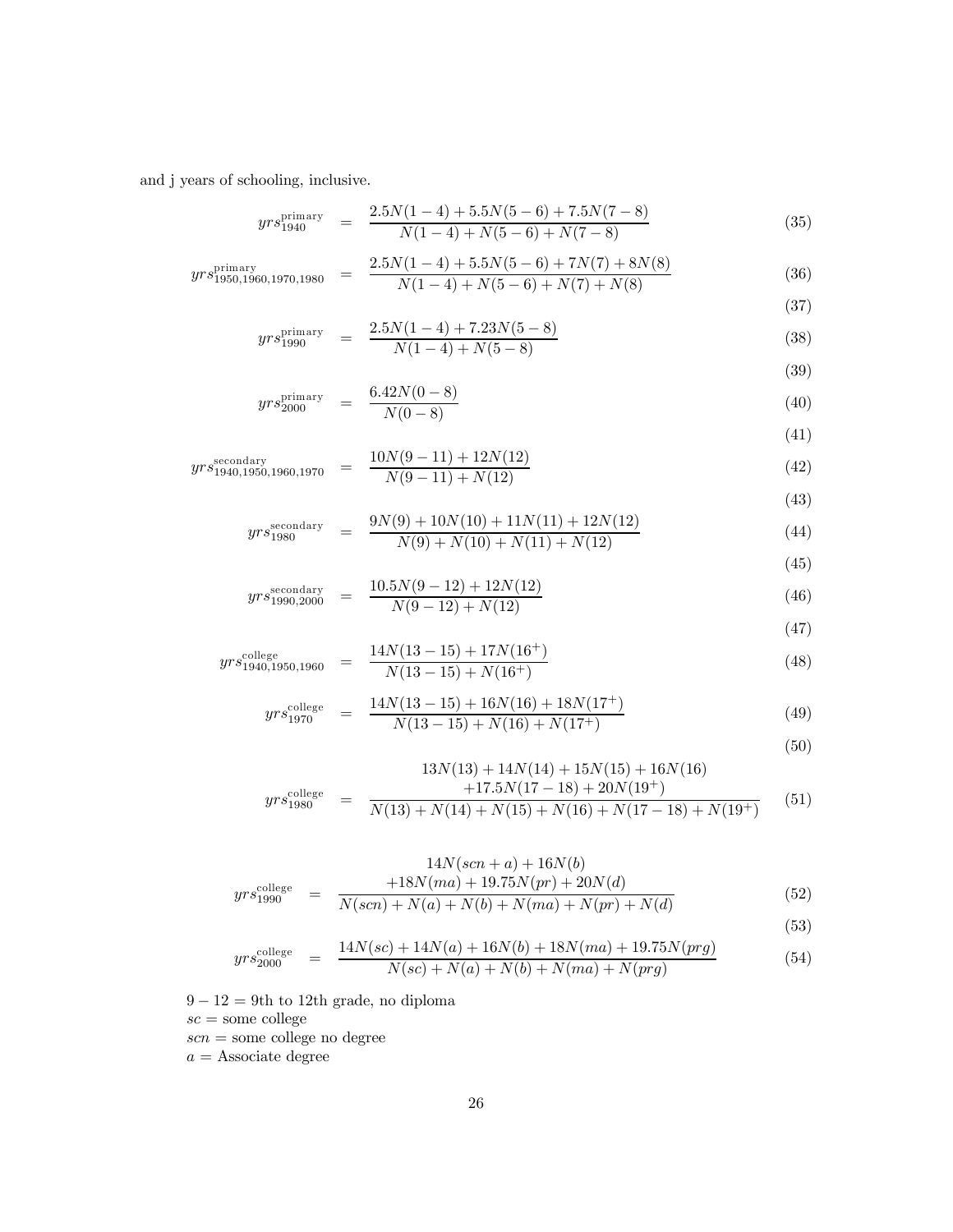and j years of schooling, inclusive.

$$yrs^{\text{primary}}_{1940} = \frac{2.5N(1-4) + 5.5N(5-6) + 7.5N(7-8)}{N(1-4) + N(5-6) + N(7-8)} \tag{35}$$

$$yrs^{\text{primary}}_{1950,1960,1970,1980} = \frac{2.5N(1-4) + 5.5N(5-6) + 7N(7) + 8N(8)}{N(1-4) + N(5-6) + N(7) + N(8)} \tag{36}$$

$$\tag{37}$$

$$yrs^{\text{primary}}_{1990} = \frac{2.5N(1-4) + 7.23N(5-8)}{N(1-4) + N(5-8)} \tag{38}$$

$$\tag{39}$$

$$yrs^{\text{primary}}_{2000} = \frac{6.42N(0-8)}{N(0-8)} \tag{40}$$

$$\tag{41}$$

$$yrs^{\text{secondary}}_{1940,1950,1960,1970} = \frac{10N(9-11) + 12N(12)}{N(9-11) + N(12)} \tag{42}$$

$$\tag{43}$$

$$yrs^{\text{secondary}}_{1980} = \frac{9N(9) + 10N(10) + 11N(11) + 12N(12)}{N(9) + N(10) + N(11) + N(12)} \tag{44}$$

$$\tag{45}$$

$$yrs^{\text{secondary}}_{1990,2000} = \frac{10.5N(9-12) + 12N(12)}{N(9-12) + N(12)} \tag{46}$$

$$\tag{47}$$

$$yrs^{\text{college}}_{1940,1950,1960} = \frac{14N(13-15) + 17N(16^{+})}{N(13-15) + N(16^{+})} \tag{48}$$

$$yrs^{\text{college}}_{1970} = \frac{14N(13-15) + 16N(16) + 18N(17^{+})}{N(13-15) + N(16) + N(17^{+})} \tag{49}$$

$$\tag{50}$$

$$yrs^{\text{college}}_{1980} = \frac{13N(13) + 14N(14) + 15N(15) + 16N(16) + 17.5N(17-18) + 20N(19^{+})}{N(13) + N(14) + N(15) + N(16) + N(17-18) + N(19^{+})} \tag{51}$$

$$yrs^{\text{college}}_{1990} = \frac{14N(scn + a) + 16N(b) + 18N(ma) + 19.75N(pr) + 20N(d)}{N(scn) + N(a) + N(b) + N(ma) + N(pr) + N(d)} \tag{52}$$

$$\tag{53}$$

$$yrs^{\text{college}}_{2000} = \frac{14N(sc) + 14N(a) + 16N(b) + 18N(ma) + 19.75N(prg)}{N(sc) + N(a) + N(b) + N(ma) + N(prg)} \tag{54}$$

$9-12$ = 9th to 12th grade, no diploma  
$sc$ = some college  
$scn$ = some college no degree  
$a$ = Associate degree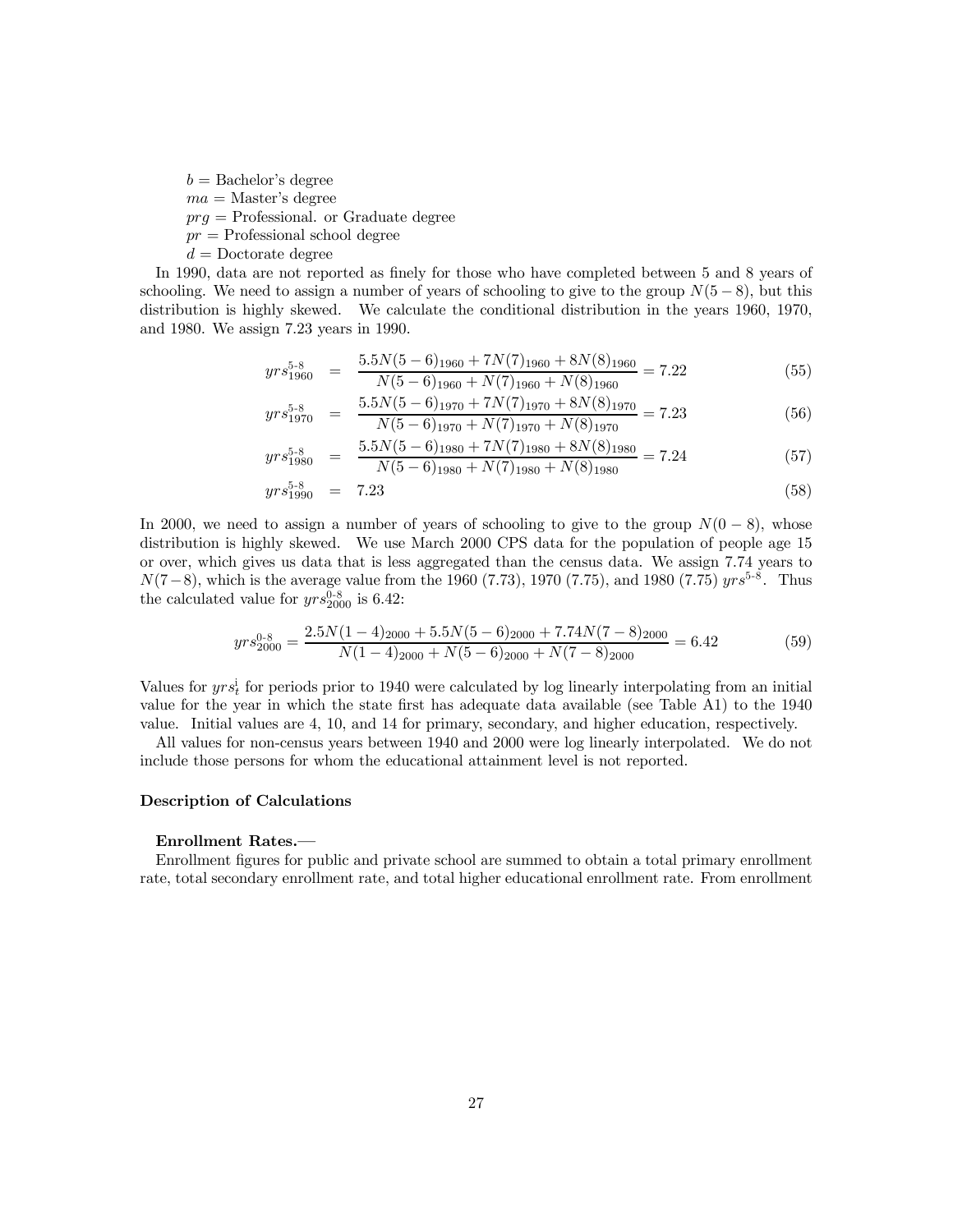$b$ = Bachelor's degree
$ma$ = Master's degree
$prg$ = Professional. or Graduate degree
$pr$ = Professional school degree
$d$ = Doctorate degree

In 1990, data are not reported as finely for those who have completed between 5 and 8 years of schooling. We need to assign a number of years of schooling to give to the group $N(5-8)$, but this distribution is highly skewed. We calculate the conditional distribution in the years 1960, 1970, and 1980. We assign 7.23 years in 1990.

$$yrs^{5\text{-}8}_{1960} = \frac{5.5N(5-6)_{1960} + 7N(7)_{1960} + 8N(8)_{1960}}{N(5-6)_{1960} + N(7)_{1960} + N(8)_{1960}} = 7.22 \tag{55}$$

$$yrs^{5\text{-}8}_{1970} = \frac{5.5N(5-6)_{1970} + 7N(7)_{1970} + 8N(8)_{1970}}{N(5-6)_{1970} + N(7)_{1970} + N(8)_{1970}} = 7.23 \tag{56}$$

$$yrs^{5\text{-}8}_{1980} = \frac{5.5N(5-6)_{1980} + 7N(7)_{1980} + 8N(8)_{1980}}{N(5-6)_{1980} + N(7)_{1980} + N(8)_{1980}} = 7.24 \tag{57}$$

$$yrs^{5\text{-}8}_{1990} = 7.23 \tag{58}$$

In 2000, we need to assign a number of years of schooling to give to the group $N(0-8)$, whose distribution is highly skewed. We use March 2000 CPS data for the population of people age 15 or over, which gives us data that is less aggregated than the census data. We assign 7.74 years to $N(7-8)$, which is the average value from the 1960 (7.73), 1970 (7.75), and 1980 (7.75) $yrs^{5\text{-}8}$. Thus the calculated value for $yrs^{0\text{-}8}_{2000}$ is 6.42:

$$yrs^{0\text{-}8}_{2000} = \frac{2.5N(1-4)_{2000} + 5.5N(5-6)_{2000} + 7.74N(7-8)_{2000}}{N(1-4)_{2000} + N(5-6)_{2000} + N(7-8)_{2000}} = 6.42 \tag{59}$$

Values for $yrs^{i}_{t}$ for periods prior to 1940 were calculated by log linearly interpolating from an initial value for the year in which the state first has adequate data available (see Table A1) to the 1940 value. Initial values are 4, 10, and 14 for primary, secondary, and higher education, respectively.

All values for non-census years between 1940 and 2000 were log linearly interpolated. We do not include those persons for whom the educational attainment level is not reported.

### Description of Calculations

**Enrollment Rates.—**

Enrollment figures for public and private school are summed to obtain a total primary enrollment rate, total secondary enrollment rate, and total higher educational enrollment rate. From enrollment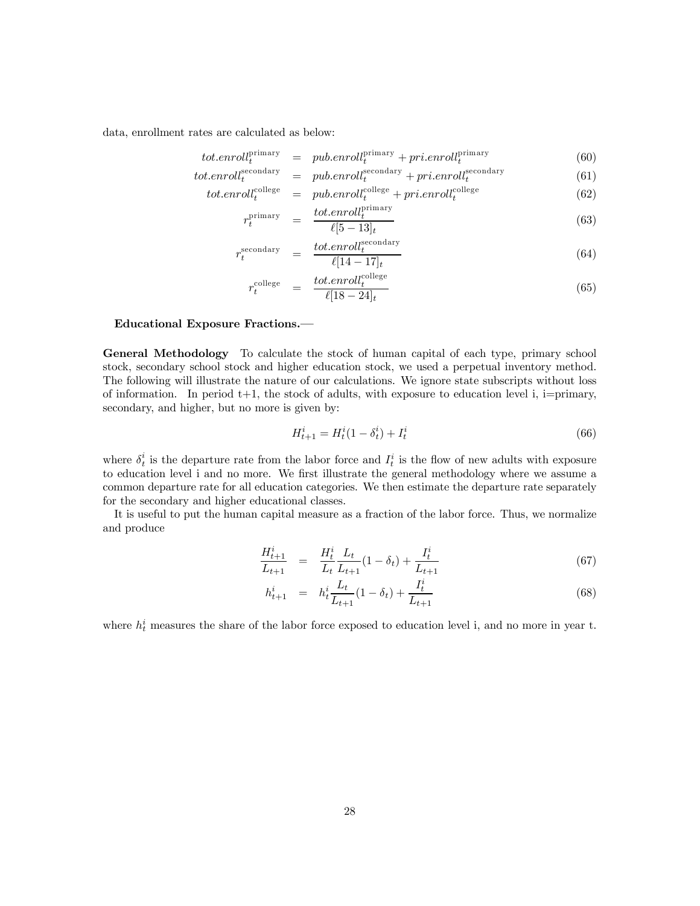data, enrollment rates are calculated as below:

$$tot.enroll_t^{\text{primary}} = pub.enroll_t^{\text{primary}} + pri.enroll_t^{\text{primary}} \tag{60}$$

$$tot.enroll_t^{\text{secondary}} = pub.enroll_t^{\text{secondary}} + pri.enroll_t^{\text{secondary}} \tag{61}$$

$$tot.enroll_t^{\text{college}} = pub.enroll_t^{\text{college}} + pri.enroll_t^{\text{college}} \tag{62}$$

$$r_t^{\text{primary}} = \frac{tot.enroll_t^{\text{primary}}}{\ell[5-13]_t} \tag{63}$$

$$r_t^{\text{secondary}} = \frac{tot.enroll_t^{\text{secondary}}}{\ell[14-17]_t} \tag{64}$$

$$r_t^{\text{college}} = \frac{tot.enroll_t^{\text{college}}}{\ell[18-24]_t} \tag{65}$$

**Educational Exposure Fractions.—**

**General Methodology** To calculate the stock of human capital of each type, primary school stock, secondary school stock and higher education stock, we used a perpetual inventory method. The following will illustrate the nature of our calculations. We ignore state subscripts without loss of information. In period t+1, the stock of adults, with exposure to education level i, i=primary, secondary, and higher, but no more is given by:

$$H_{t+1}^i = H_t^i(1 - \delta_t^i) + I_t^i \tag{66}$$

where $\delta_t^i$ is the departure rate from the labor force and $I_t^i$ is the flow of new adults with exposure to education level i and no more. We first illustrate the general methodology where we assume a common departure rate for all education categories. We then estimate the departure rate separately for the secondary and higher educational classes.

It is useful to put the human capital measure as a fraction of the labor force. Thus, we normalize and produce

$$\frac{H_{t+1}^i}{L_{t+1}} = \frac{H_t^i}{L_t}\frac{L_t}{L_{t+1}}(1 - \delta_t) + \frac{I_t^i}{L_{t+1}} \tag{67}$$

$$h_{t+1}^i = h_t^i \frac{L_t}{L_{t+1}}(1 - \delta_t) + \frac{I_t^i}{L_{t+1}} \tag{68}$$

where $h_t^i$ measures the share of the labor force exposed to education level i, and no more in year t.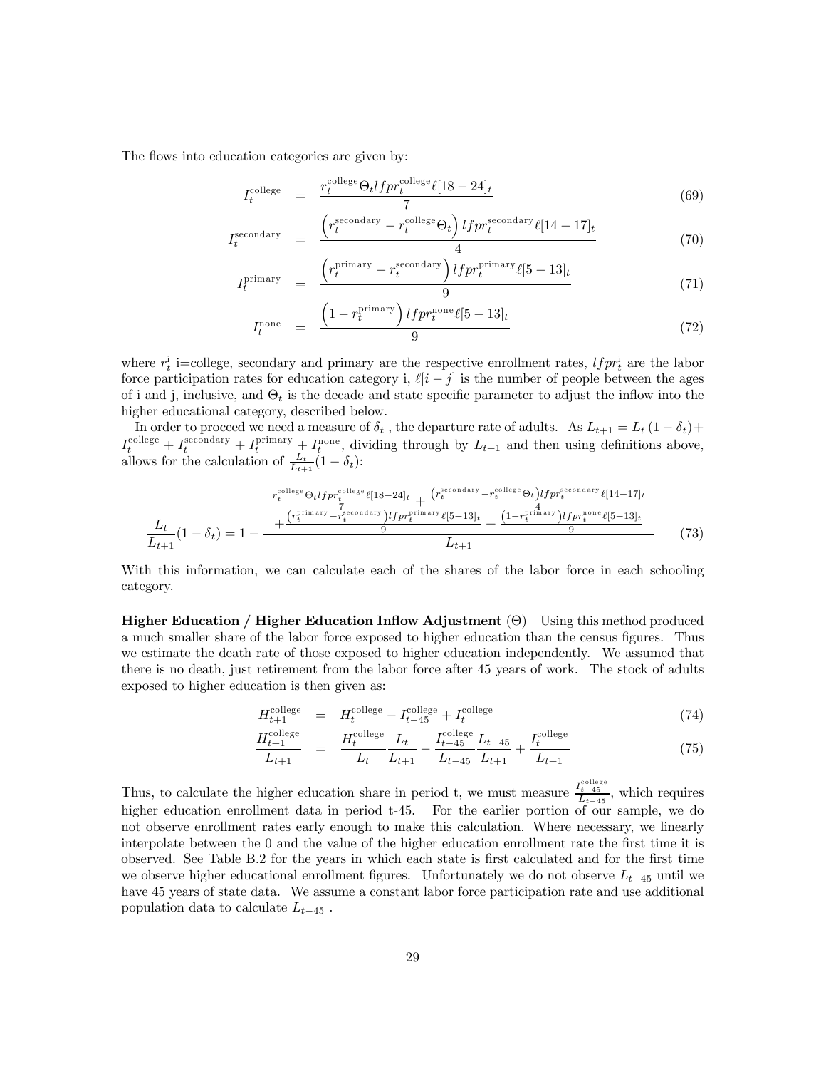The flows into education categories are given by:

$$I_t^{\text{college}} = \frac{r_t^{\text{college}} \Theta_t lfpr_t^{\text{college}} \ell[18-24]_t}{7} \tag{69}$$

$$I_t^{\text{secondary}} = \frac{\left(r_t^{\text{secondary}} - r_t^{\text{college}} \Theta_t\right) lfpr_t^{\text{secondary}} \ell[14-17]_t}{4} \tag{70}$$

$$I_t^{\text{primary}} = \frac{\left(r_t^{\text{primary}} - r_t^{\text{secondary}}\right) lfpr_t^{\text{primary}} \ell[5-13]_t}{9} \tag{71}$$

$$I_t^{\text{none}} = \frac{\left(1 - r_t^{\text{primary}}\right) lfpr_t^{\text{none}} \ell[5-13]_t}{9} \tag{72}$$

where $r_t^{\text{i}}$ i=college, secondary and primary are the respective enrollment rates, $lfpr_t^{\text{i}}$ are the labor force participation rates for education category i, $\ell[i-j]$ is the number of people between the ages of i and j, inclusive, and $\Theta_t$ is the decade and state specific parameter to adjust the inflow into the higher educational category, described below.

In order to proceed we need a measure of $\delta_t$ , the departure rate of adults. As $L_{t+1} = L_t(1-\delta_t) + I_t^{\text{college}} + I_t^{\text{secondary}} + I_t^{\text{primary}} + I_t^{\text{none}}$, dividing through by $L_{t+1}$ and then using definitions above, allows for the calculation of $\frac{L_t}{L_{t+1}}(1-\delta_t)$:

$$\frac{L_t}{L_{t+1}}(1-\delta_t) = 1 - \frac{\begin{array}{c}\frac{r_t^{\text{college}} \Theta_t lfpr_t^{\text{college}} \ell[18-24]_t}{7} + \frac{\left(r_t^{\text{secondary}} - r_t^{\text{college}} \Theta_t\right) lfpr_t^{\text{secondary}} \ell[14-17]_t}{4} \\ + \frac{\left(r_t^{\text{primary}} - r_t^{\text{secondary}}\right) lfpr_t^{\text{primary}} \ell[5-13]_t}{9} + \frac{\left(1 - r_t^{\text{primary}}\right) lfpr_t^{\text{none}} \ell[5-13]_t}{9}\end{array}}{L_{t+1}} \tag{73}$$

With this information, we can calculate each of the shares of the labor force in each schooling category.

**Higher Education / Higher Education Inflow Adjustment** ($\Theta$) Using this method produced a much smaller share of the labor force exposed to higher education than the census figures. Thus we estimate the death rate of those exposed to higher education independently. We assumed that there is no death, just retirement from the labor force after 45 years of work. The stock of adults exposed to higher education is then given as:

$$H_{t+1}^{\text{college}} = H_t^{\text{college}} - I_{t-45}^{\text{college}} + I_t^{\text{college}} \tag{74}$$

$$\frac{H_{t+1}^{\text{college}}}{L_{t+1}} = \frac{H_t^{\text{college}}}{L_t} \frac{L_t}{L_{t+1}} - \frac{I_{t-45}^{\text{college}}}{L_{t-45}} \frac{L_{t-45}}{L_{t+1}} + \frac{I_t^{\text{college}}}{L_{t+1}} \tag{75}$$

Thus, to calculate the higher education share in period t, we must measure $\frac{I_{t-45}^{\text{college}}}{L_{t-45}}$, which requires higher education enrollment data in period t-45. For the earlier portion of our sample, we do not observe enrollment rates early enough to make this calculation. Where necessary, we linearly interpolate between the 0 and the value of the higher education enrollment rate the first time it is observed. See Table B.2 for the years in which each state is first calculated and for the first time we observe higher educational enrollment figures. Unfortunately we do not observe $L_{t-45}$ until we have 45 years of state data. We assume a constant labor force participation rate and use additional population data to calculate $L_{t-45}$ .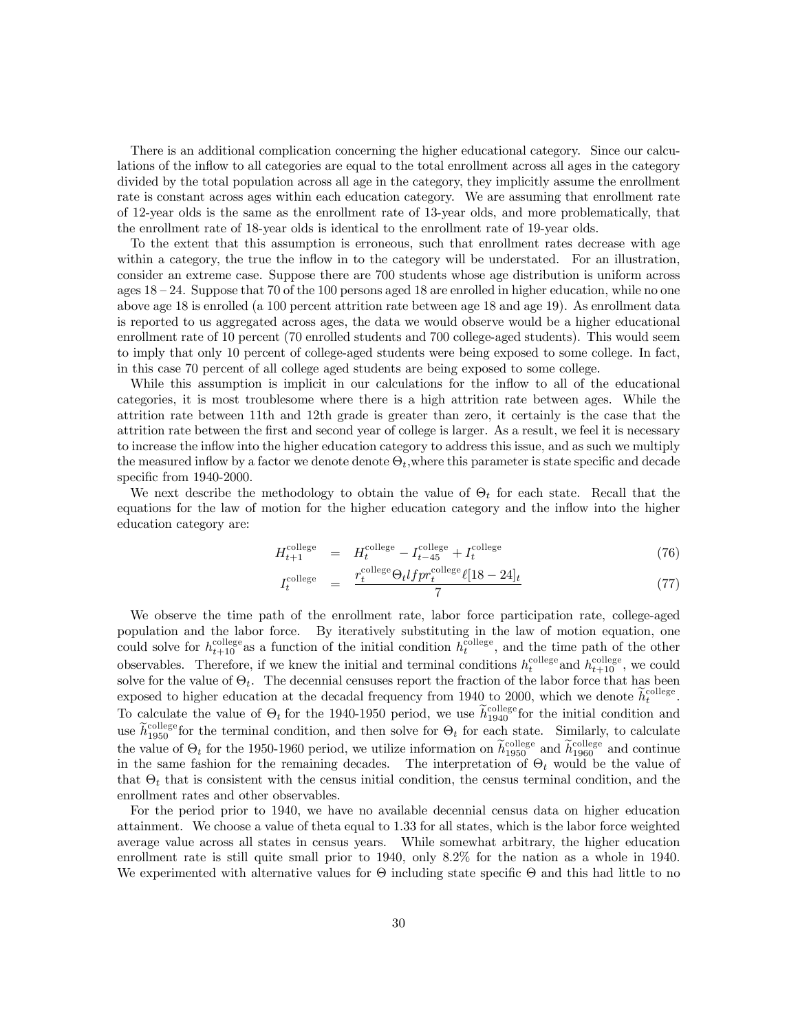There is an additional complication concerning the higher educational category. Since our calculations of the inflow to all categories are equal to the total enrollment across all ages in the category divided by the total population across all age in the category, they implicitly assume the enrollment rate is constant across ages within each education category. We are assuming that enrollment rate of 12-year olds is the same as the enrollment rate of 13-year olds, and more problematically, that the enrollment rate of 18-year olds is identical to the enrollment rate of 19-year olds.

To the extent that this assumption is erroneous, such that enrollment rates decrease with age within a category, the true the inflow in to the category will be understated. For an illustration, consider an extreme case. Suppose there are 700 students whose age distribution is uniform across ages 18 – 24. Suppose that 70 of the 100 persons aged 18 are enrolled in higher education, while no one above age 18 is enrolled (a 100 percent attrition rate between age 18 and age 19). As enrollment data is reported to us aggregated across ages, the data we would observe would be a higher educational enrollment rate of 10 percent (70 enrolled students and 700 college-aged students). This would seem to imply that only 10 percent of college-aged students were being exposed to some college. In fact, in this case 70 percent of all college aged students are being exposed to some college.

While this assumption is implicit in our calculations for the inflow to all of the educational categories, it is most troublesome where there is a high attrition rate between ages. While the attrition rate between 11th and 12th grade is greater than zero, it certainly is the case that the attrition rate between the first and second year of college is larger. As a result, we feel it is necessary to increase the inflow into the higher education category to address this issue, and as such we multiply the measured inflow by a factor we denote denote $\Theta_t$,where this parameter is state specific and decade specific from 1940-2000.

We next describe the methodology to obtain the value of $\Theta_t$ for each state. Recall that the equations for the law of motion for the higher education category and the inflow into the higher education category are:

$$H_{t+1}^{\text{college}} = H_t^{\text{college}} - I_{t-45}^{\text{college}} + I_t^{\text{college}} \tag{76}$$

$$I_t^{\text{college}} = \frac{r_t^{\text{college}} \Theta_t lfpr_t^{\text{college}} \ell[18-24]_t}{7} \tag{77}$$

We observe the time path of the enrollment rate, labor force participation rate, college-aged population and the labor force. By iteratively substituting in the law of motion equation, one could solve for $h_{t+10}^{\text{college}}$ as a function of the initial condition $h_t^{\text{college}}$, and the time path of the other observables. Therefore, if we knew the initial and terminal conditions $h_t^{\text{college}}$ and $h_{t+10}^{\text{college}}$, we could solve for the value of $\Theta_t$. The decennial censuses report the fraction of the labor force that has been exposed to higher education at the decadal frequency from 1940 to 2000, which we denote $\widetilde{h}_t^{\text{college}}$. To calculate the value of $\Theta_t$ for the 1940-1950 period, we use $\widetilde{h}_{1940}^{\text{college}}$ for the initial condition and use $\widetilde{h}_{1950}^{\text{college}}$ for the terminal condition, and then solve for $\Theta_t$ for each state. Similarly, to calculate the value of $\Theta_t$ for the 1950-1960 period, we utilize information on $\widetilde{h}_{1950}^{\text{college}}$ and $\widetilde{h}_{1960}^{\text{college}}$ and continue in the same fashion for the remaining decades. The interpretation of $\Theta_t$ would be the value of that $\Theta_t$ that is consistent with the census initial condition, the census terminal condition, and the enrollment rates and other observables.

For the period prior to 1940, we have no available decennial census data on higher education attainment. We choose a value of theta equal to 1.33 for all states, which is the labor force weighted average value across all states in census years. While somewhat arbitrary, the higher education enrollment rate is still quite small prior to 1940, only 8.2% for the nation as a whole in 1940. We experimented with alternative values for $\Theta$ including state specific $\Theta$ and this had little to no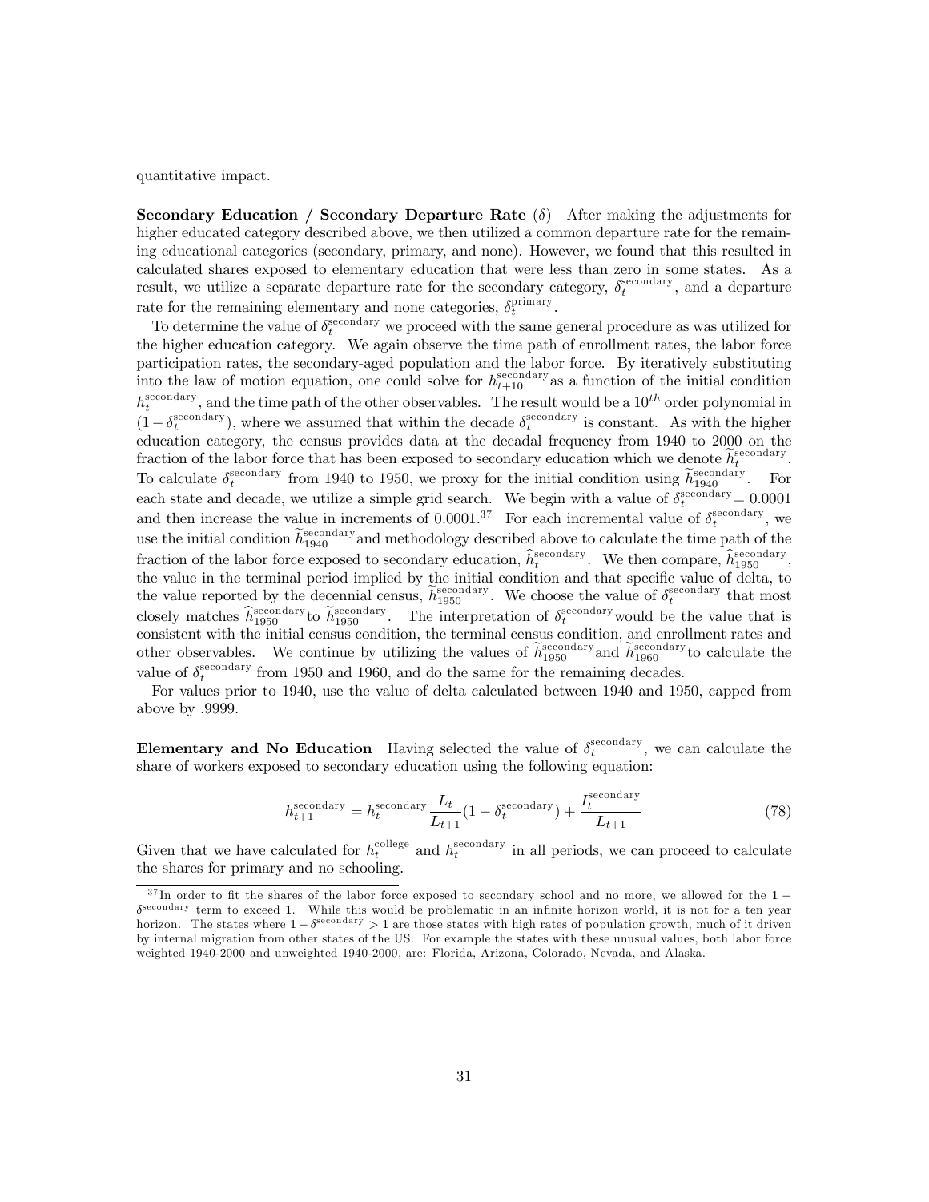quantitative impact.

**Secondary Education / Secondary Departure Rate** ($\delta$) After making the adjustments for higher educated category described above, we then utilized a common departure rate for the remaining educational categories (secondary, primary, and none). However, we found that this resulted in calculated shares exposed to elementary education that were less than zero in some states. As a result, we utilize a separate departure rate for the secondary category, $\delta_t^{\text{secondary}}$, and a departure rate for the remaining elementary and none categories, $\delta_t^{\text{primary}}$.

To determine the value of $\delta_t^{\text{secondary}}$ we proceed with the same general procedure as was utilized for the higher education category. We again observe the time path of enrollment rates, the labor force participation rates, the secondary-aged population and the labor force. By iteratively substituting into the law of motion equation, one could solve for $h_{t+10}^{\text{secondary}}$ as a function of the initial condition $h_t^{\text{secondary}}$, and the time path of the other observables. The result would be a $10^{th}$ order polynomial in $(1-\delta_t^{\text{secondary}})$, where we assumed that within the decade $\delta_t^{\text{secondary}}$ is constant. As with the higher education category, the census provides data at the decadal frequency from 1940 to 2000 on the fraction of the labor force that has been exposed to secondary education which we denote $\widetilde{h}_t^{\text{secondary}}$. To calculate $\delta_t^{\text{secondary}}$ from 1940 to 1950, we proxy for the initial condition using $\widetilde{h}_{1940}^{\text{secondary}}$. For each state and decade, we utilize a simple grid search. We begin with a value of $\delta_t^{\text{secondary}} = 0.0001$ and then increase the value in increments of 0.0001.[37] For each incremental value of $\delta_t^{\text{secondary}}$, we use the initial condition $\widetilde{h}_{1940}^{\text{secondary}}$ and methodology described above to calculate the time path of the fraction of the labor force exposed to secondary education, $\widehat{h}_t^{\text{secondary}}$. We then compare, $\widehat{h}_{1950}^{\text{secondary}}$, the value in the terminal period implied by the initial condition and that specific value of delta, to the value reported by the decennial census, $\widetilde{h}_{1950}^{\text{secondary}}$. We choose the value of $\delta_t^{\text{secondary}}$ that most closely matches $\widehat{h}_{1950}^{\text{secondary}}$ to $\widetilde{h}_{1950}^{\text{secondary}}$. The interpretation of $\delta_t^{\text{secondary}}$ would be the value that is consistent with the initial census condition, the terminal census condition, and enrollment rates and other observables. We continue by utilizing the values of $\widetilde{h}_{1950}^{\text{secondary}}$ and $\widetilde{h}_{1960}^{\text{secondary}}$ to calculate the value of $\delta_t^{\text{secondary}}$ from 1950 and 1960, and do the same for the remaining decades.

For values prior to 1940, use the value of delta calculated between 1940 and 1950, capped from above by .9999.

**Elementary and No Education** Having selected the value of $\delta_t^{\text{secondary}}$, we can calculate the share of workers exposed to secondary education using the following equation:

$$h_{t+1}^{\text{secondary}} = h_t^{\text{secondary}} \frac{L_t}{L_{t+1}}(1-\delta_t^{\text{secondary}}) + \frac{I_t^{\text{secondary}}}{L_{t+1}} \tag{78}$$

Given that we have calculated for $h_t^{\text{college}}$ and $h_t^{\text{secondary}}$ in all periods, we can proceed to calculate the shares for primary and no schooling.

[37] In order to fit the shares of the labor force exposed to secondary school and no more, we allowed for the $1-\delta^{\text{secondary}}$ term to exceed 1. While this would be problematic in an infinite horizon world, it is not for a ten year horizon. The states where $1-\delta^{\text{secondary}} > 1$ are those states with high rates of population growth, much of it driven by internal migration from other states of the US. For example the states with these unusual values, both labor force weighted 1940-2000 and unweighted 1940-2000, are: Florida, Arizona, Colorado, Nevada, and Alaska.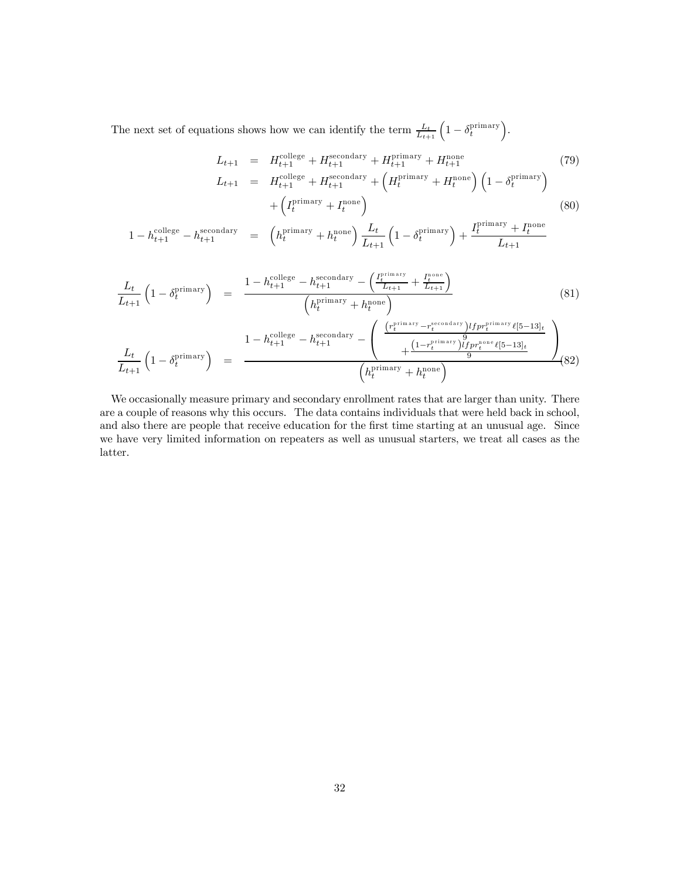The next set of equations shows how we can identify the term $\frac{L_t}{L_{t+1}}\left(1-\delta_t^{\text{primary}}\right)$.

$$
\begin{aligned}
L_{t+1} &= H_{t+1}^{\text{college}} + H_{t+1}^{\text{secondary}} + H_{t+1}^{\text{primary}} + H_{t+1}^{\text{none}} && (79)\\
L_{t+1} &= H_{t+1}^{\text{college}} + H_{t+1}^{\text{secondary}} + \left(H_t^{\text{primary}} + H_t^{\text{none}}\right)\left(1-\delta_t^{\text{primary}}\right) \\
&\quad + \left(I_t^{\text{primary}} + I_t^{\text{none}}\right) && (80)\\
1 - h_{t+1}^{\text{college}} - h_{t+1}^{\text{secondary}} &= \left(h_t^{\text{primary}} + h_t^{\text{none}}\right)\frac{L_t}{L_{t+1}}\left(1-\delta_t^{\text{primary}}\right) + \frac{I_t^{\text{primary}} + I_t^{\text{none}}}{L_{t+1}}
\end{aligned}
$$

$$
\frac{L_t}{L_{t+1}}\left(1-\delta_t^{\text{primary}}\right) = \frac{1 - h_{t+1}^{\text{college}} - h_{t+1}^{\text{secondary}} - \left(\frac{I_t^{\text{primary}}}{L_{t+1}} + \frac{I_t^{\text{none}}}{L_{t+1}}\right)}{\left(h_t^{\text{primary}} + h_t^{\text{none}}\right)} \quad (81)
$$

$$
\frac{L_t}{L_{t+1}}\left(1-\delta_t^{\text{primary}}\right) = \frac{1 - h_{t+1}^{\text{college}} - h_{t+1}^{\text{secondary}} - \left(\begin{array}{c}\frac{\left(r_t^{\text{primary}} - r_t^{\text{secondary}}\right) lfpr_t^{\text{primary}}\,\ell[5-13]_t}{9} \\ + \frac{\left(1 - r_t^{\text{primary}}\right) lfpr_t^{\text{none}}\,\ell[5-13]_t}{9}\end{array}\right)}{\left(h_t^{\text{primary}} + h_t^{\text{none}}\right)} \quad (82)
$$

We occasionally measure primary and secondary enrollment rates that are larger than unity. There are a couple of reasons why this occurs. The data contains individuals that were held back in school, and also there are people that receive education for the first time starting at an unusual age. Since we have very limited information on repeaters as well as unusual starters, we treat all cases as the latter.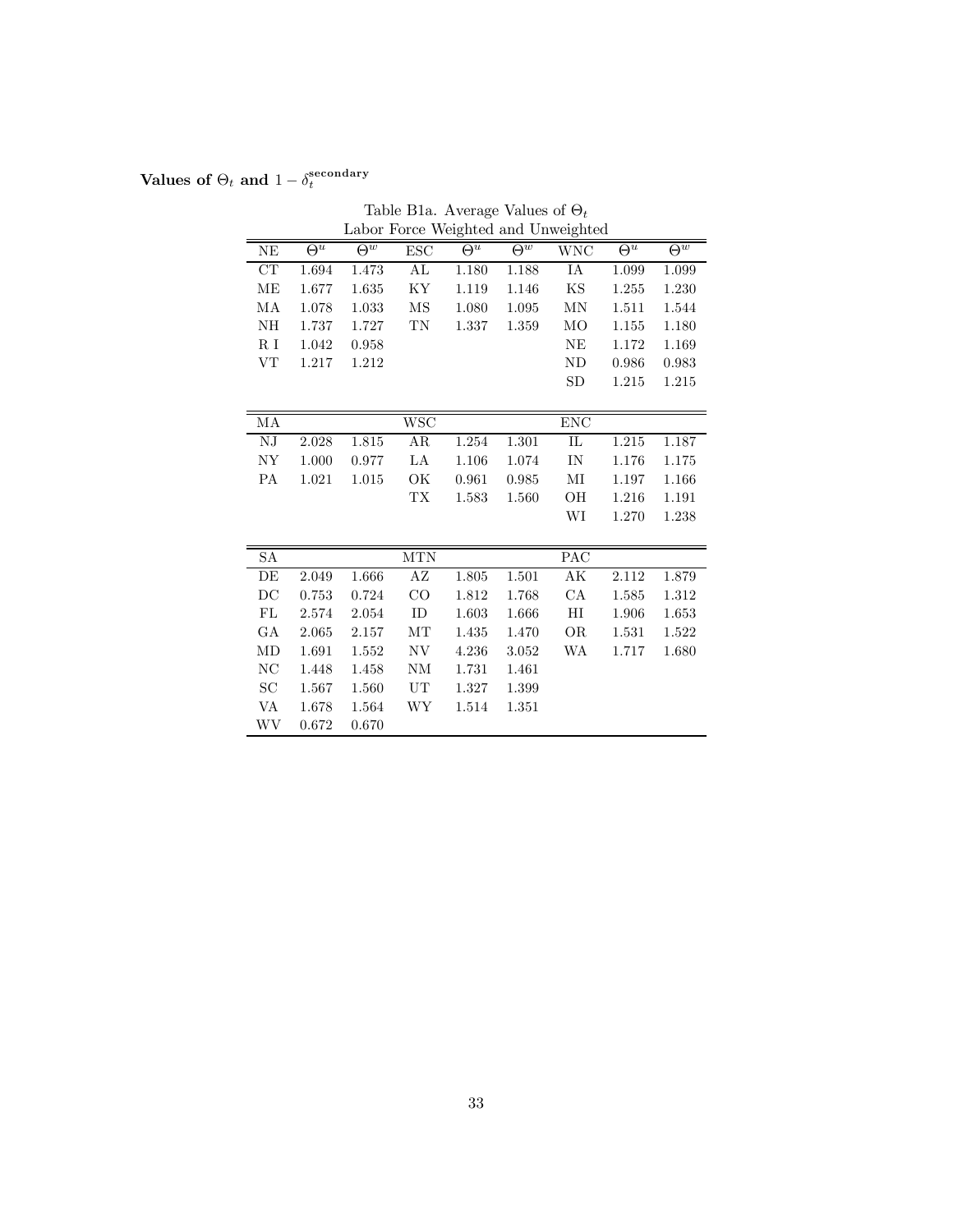**Values of $\Theta_t$ and $1 - \delta_t^{\text{secondary}}$**

Table B1a. Average Values of $\Theta_t$
Labor Force Weighted and Unweighted

| NE | $\Theta^u$ | $\Theta^w$ | ESC | $\Theta^u$ | $\Theta^w$ | WNC | $\Theta^u$ | $\Theta^w$ |
|---|---|---|---|---|---|---|---|---|
| CT | 1.694 | 1.473 | AL | 1.180 | 1.188 | IA | 1.099 | 1.099 |
| ME | 1.677 | 1.635 | KY | 1.119 | 1.146 | KS | 1.255 | 1.230 |
| MA | 1.078 | 1.033 | MS | 1.080 | 1.095 | MN | 1.511 | 1.544 |
| NH | 1.737 | 1.727 | TN | 1.337 | 1.359 | MO | 1.155 | 1.180 |
| R I | 1.042 | 0.958 | | | | NE | 1.172 | 1.169 |
| VT | 1.217 | 1.212 | | | | ND | 0.986 | 0.983 |
| | | | | | | SD | 1.215 | 1.215 |
| **MA** | | | **WSC** | | | **ENC** | | |
| NJ | 2.028 | 1.815 | AR | 1.254 | 1.301 | IL | 1.215 | 1.187 |
| NY | 1.000 | 0.977 | LA | 1.106 | 1.074 | IN | 1.176 | 1.175 |
| PA | 1.021 | 1.015 | OK | 0.961 | 0.985 | MI | 1.197 | 1.166 |
| | | | TX | 1.583 | 1.560 | OH | 1.216 | 1.191 |
| | | | | | | WI | 1.270 | 1.238 |
| **SA** | | | **MTN** | | | **PAC** | | |
| DE | 2.049 | 1.666 | AZ | 1.805 | 1.501 | AK | 2.112 | 1.879 |
| DC | 0.753 | 0.724 | CO | 1.812 | 1.768 | CA | 1.585 | 1.312 |
| FL | 2.574 | 2.054 | ID | 1.603 | 1.666 | HI | 1.906 | 1.653 |
| GA | 2.065 | 2.157 | MT | 1.435 | 1.470 | OR | 1.531 | 1.522 |
| MD | 1.691 | 1.552 | NV | 4.236 | 3.052 | WA | 1.717 | 1.680 |
| NC | 1.448 | 1.458 | NM | 1.731 | 1.461 | | | |
| SC | 1.567 | 1.560 | UT | 1.327 | 1.399 | | | |
| VA | 1.678 | 1.564 | WY | 1.514 | 1.351 | | | |
| WV | 0.672 | 0.670 | | | | | | |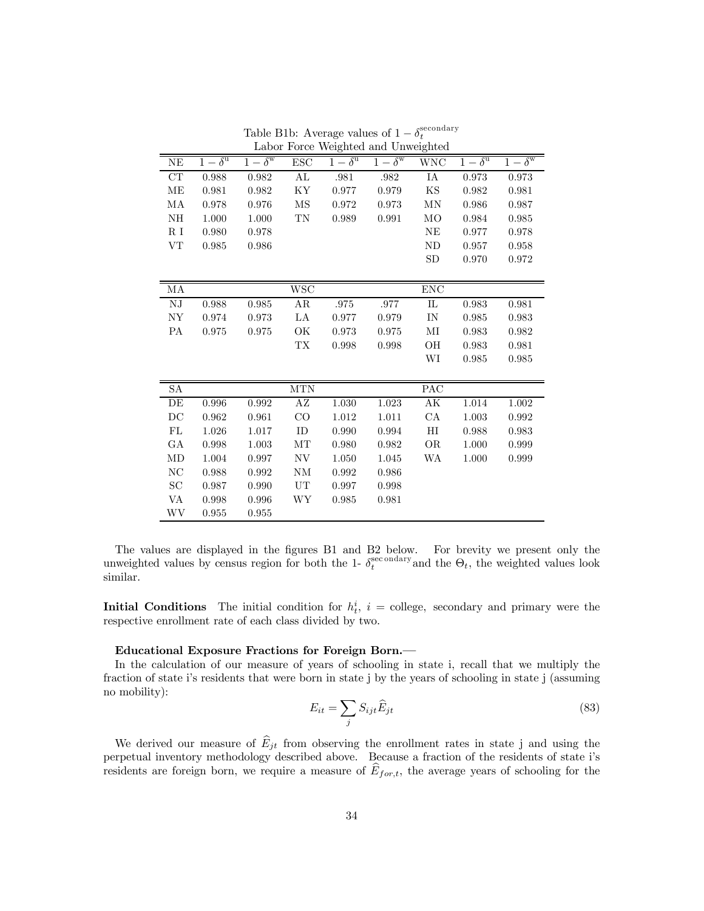Table B1b: Average values of $1-\delta_t^{\text{secondary}}$
Labor Force Weighted and Unweighted

| NE | $1-\delta^{\text{u}}$ | $1-\delta^{\text{w}}$ | ESC | $1-\delta^{\text{u}}$ | $1-\delta^{\text{w}}$ | WNC | $1-\delta^{\text{u}}$ | $1-\delta^{\text{w}}$ |
|---|---|---|---|---|---|---|---|---|
| CT | 0.988 | 0.982 | AL | .981 | .982 | IA | 0.973 | 0.973 |
| ME | 0.981 | 0.982 | KY | 0.977 | 0.979 | KS | 0.982 | 0.981 |
| MA | 0.978 | 0.976 | MS | 0.972 | 0.973 | MN | 0.986 | 0.987 |
| NH | 1.000 | 1.000 | TN | 0.989 | 0.991 | MO | 0.984 | 0.985 |
| R I | 0.980 | 0.978 | | | | NE | 0.977 | 0.978 |
| VT | 0.985 | 0.986 | | | | ND | 0.957 | 0.958 |
| | | | | | | SD | 0.970 | 0.972 |
| MA | | | WSC | | | ENC | | |
| NJ | 0.988 | 0.985 | AR | .975 | .977 | IL | 0.983 | 0.981 |
| NY | 0.974 | 0.973 | LA | 0.977 | 0.979 | IN | 0.985 | 0.983 |
| PA | 0.975 | 0.975 | OK | 0.973 | 0.975 | MI | 0.983 | 0.982 |
| | | | TX | 0.998 | 0.998 | OH | 0.983 | 0.981 |
| | | | | | | WI | 0.985 | 0.985 |
| SA | | | MTN | | | PAC | | |
| DE | 0.996 | 0.992 | AZ | 1.030 | 1.023 | AK | 1.014 | 1.002 |
| DC | 0.962 | 0.961 | CO | 1.012 | 1.011 | CA | 1.003 | 0.992 |
| FL | 1.026 | 1.017 | ID | 0.990 | 0.994 | HI | 0.988 | 0.983 |
| GA | 0.998 | 1.003 | MT | 0.980 | 0.982 | OR | 1.000 | 0.999 |
| MD | 1.004 | 0.997 | NV | 1.050 | 1.045 | WA | 1.000 | 0.999 |
| NC | 0.988 | 0.992 | NM | 0.992 | 0.986 | | | |
| SC | 0.987 | 0.990 | UT | 0.997 | 0.998 | | | |
| VA | 0.998 | 0.996 | WY | 0.985 | 0.981 | | | |
| WV | 0.955 | 0.955 | | | | | | |

The values are displayed in the figures B1 and B2 below. For brevity we present only the unweighted values by census region for both the 1- $\delta_t^{\text{secondary}}$ and the $\Theta_t$, the weighted values look similar.

**Initial Conditions** The initial condition for $h_t^i$, $i$ = college, secondary and primary were the respective enrollment rate of each class divided by two.

**Educational Exposure Fractions for Foreign Born.—**

In the calculation of our measure of years of schooling in state i, recall that we multiply the fraction of state i's residents that were born in state j by the years of schooling in state j (assuming no mobility):

$$E_{it} = \sum_j S_{ijt}\widehat{E}_{jt} \tag{83}$$

We derived our measure of $\widehat{E}_{jt}$ from observing the enrollment rates in state j and using the perpetual inventory methodology described above. Because a fraction of the residents of state i's residents are foreign born, we require a measure of $\widehat{E}_{for,t}$, the average years of schooling for the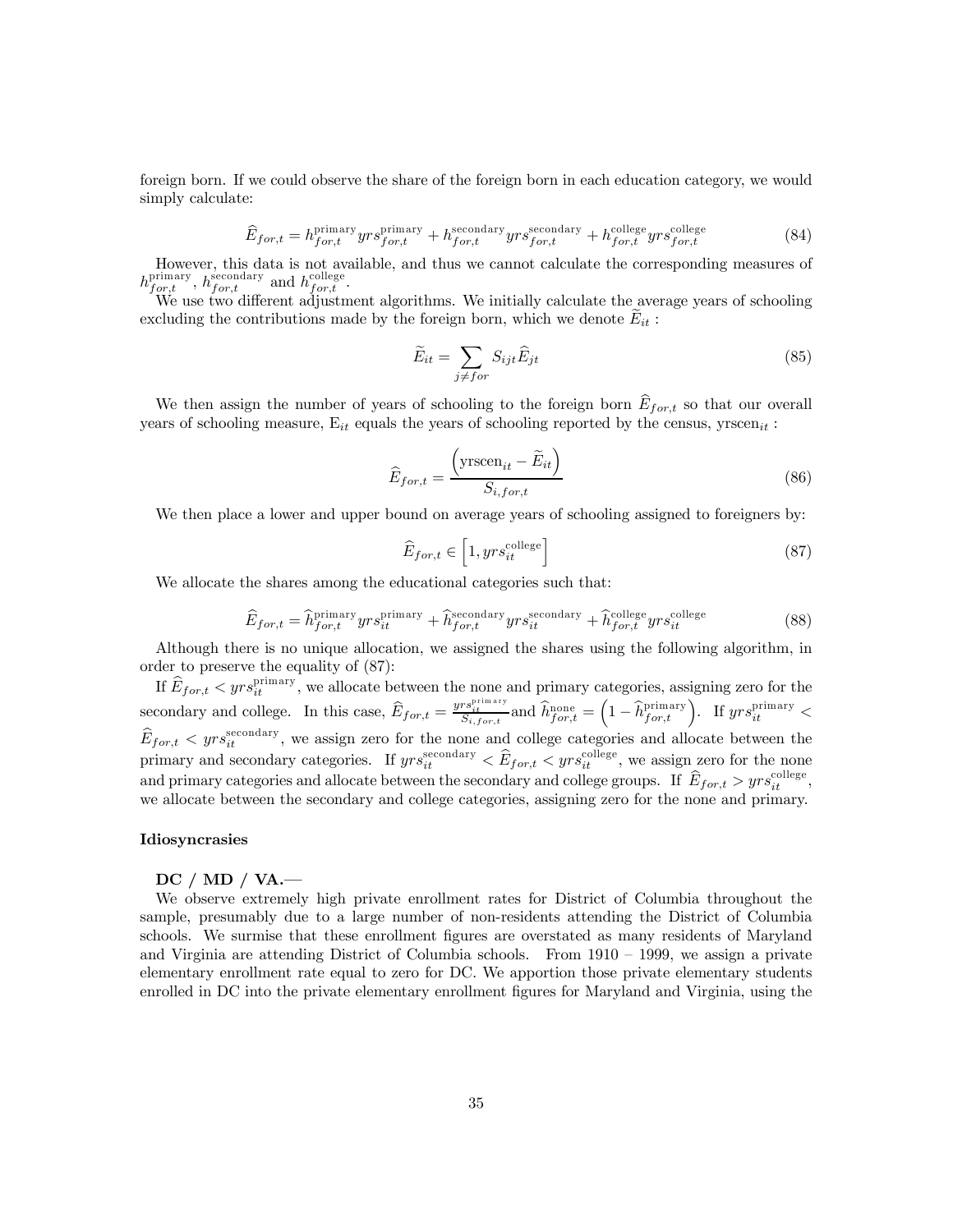foreign born. If we could observe the share of the foreign born in each education category, we would simply calculate:

$$\widehat{E}_{for,t} = h_{for,t}^{\text{primary}} yrs_{for,t}^{\text{primary}} + h_{for,t}^{\text{secondary}} yrs_{for,t}^{\text{secondary}} + h_{for,t}^{\text{college}} yrs_{for,t}^{\text{college}} \tag{84}$$

However, this data is not available, and thus we cannot calculate the corresponding measures of $h_{for,t}^{\text{primary}}$, $h_{for,t}^{\text{secondary}}$ and $h_{for,t}^{\text{college}}$.

We use two different adjustment algorithms. We initially calculate the average years of schooling excluding the contributions made by the foreign born, which we denote $\widetilde{E}_{it}$ :

$$\widetilde{E}_{it} = \sum_{j \neq for} S_{ijt} \widehat{E}_{jt} \tag{85}$$

We then assign the number of years of schooling to the foreign born $\widehat{E}_{for,t}$ so that our overall years of schooling measure, $\mathrm{E}_{it}$ equals the years of schooling reported by the census, $\text{yrscen}_{it}$ :

$$\widehat{E}_{for,t} = \frac{\left(\text{yrscen}_{it} - \widetilde{E}_{it}\right)}{S_{i,for,t}} \tag{86}$$

We then place a lower and upper bound on average years of schooling assigned to foreigners by:

$$\widehat{E}_{for,t} \in \left[1, yrs_{it}^{\text{college}}\right] \tag{87}$$

We allocate the shares among the educational categories such that:

$$\widehat{E}_{for,t} = \widehat{h}_{for,t}^{\text{primary}} yrs_{it}^{\text{primary}} + \widehat{h}_{for,t}^{\text{secondary}} yrs_{it}^{\text{secondary}} + \widehat{h}_{for,t}^{\text{college}} yrs_{it}^{\text{college}} \tag{88}$$

Although there is no unique allocation, we assigned the shares using the following algorithm, in order to preserve the equality of (87):

If $\widehat{E}_{for,t} < yrs_{it}^{\text{primary}}$, we allocate between the none and primary categories, assigning zero for the secondary and college. In this case, $\widehat{E}_{for,t} = \frac{yrs_{it}^{\text{primary}}}{S_{i,for,t}}$ and $\widehat{h}_{for,t}^{\text{none}} = \left(1 - \widehat{h}_{for,t}^{\text{primary}}\right)$. If $yrs_{it}^{\text{primary}} < \widehat{E}_{for,t} < yrs_{it}^{\text{secondary}}$, we assign zero for the none and college categories and allocate between the primary and secondary categories. If $yrs_{it}^{\text{secondary}} < \widehat{E}_{for,t} < yrs_{it}^{\text{college}}$, we assign zero for the none and primary categories and allocate between the secondary and college groups. If $\widehat{E}_{for,t} > yrs_{it}^{\text{college}}$, we allocate between the secondary and college categories, assigning zero for the none and primary.

### Idiosyncrasies

**DC / MD / VA.—**

We observe extremely high private enrollment rates for District of Columbia throughout the sample, presumably due to a large number of non-residents attending the District of Columbia schools. We surmise that these enrollment figures are overstated as many residents of Maryland and Virginia are attending District of Columbia schools. From 1910 – 1999, we assign a private elementary enrollment rate equal to zero for DC. We apportion those private elementary students enrolled in DC into the private elementary enrollment figures for Maryland and Virginia, using the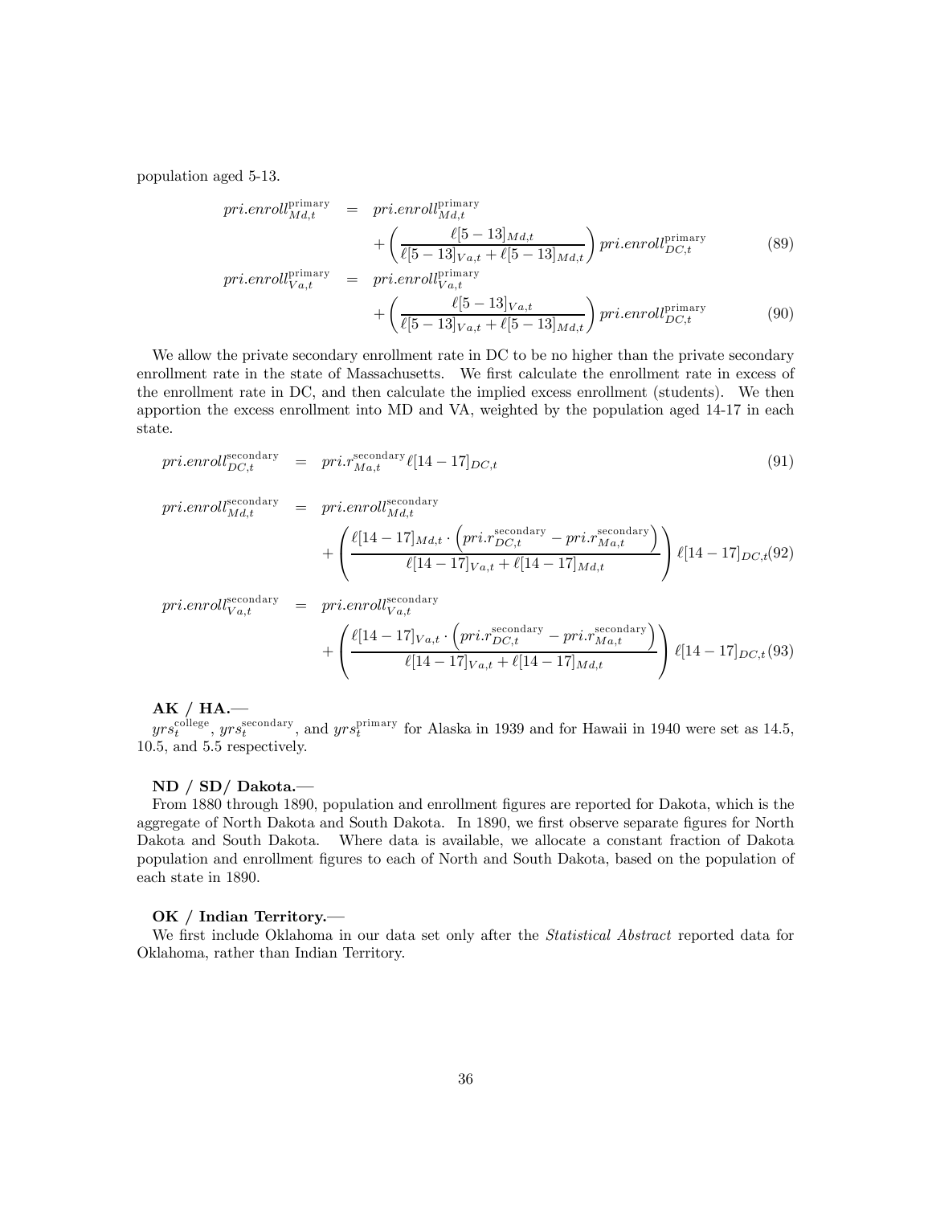population aged 5-13.

$$
\begin{aligned}
pri.enroll_{Md,t}^{\text{primary}} &= pri.enroll_{Md,t}^{\text{primary}} \\
&\quad + \left( \frac{\ell[5-13]_{Md,t}}{\ell[5-13]_{Va,t} + \ell[5-13]_{Md,t}} \right) pri.enroll_{DC,t}^{\text{primary}} \qquad (89) \\
pri.enroll_{Va,t}^{\text{primary}} &= pri.enroll_{Va,t}^{\text{primary}} \\
&\quad + \left( \frac{\ell[5-13]_{Va,t}}{\ell[5-13]_{Va,t} + \ell[5-13]_{Md,t}} \right) pri.enroll_{DC,t}^{\text{primary}} \qquad (90)
\end{aligned}
$$

We allow the private secondary enrollment rate in DC to be no higher than the private secondary enrollment rate in the state of Massachusetts. We first calculate the enrollment rate in excess of the enrollment rate in DC, and then calculate the implied excess enrollment (students). We then apportion the excess enrollment into MD and VA, weighted by the population aged 14-17 in each state.

$$
pri.enroll_{DC,t}^{\text{secondary}} = pri.r_{Ma,t}^{\text{secondary}} \ell[14-17]_{DC,t} \qquad (91)
$$

$$
\begin{aligned}
pri.enroll_{Md,t}^{\text{secondary}} &= pri.enroll_{Md,t}^{\text{secondary}} \\
&\quad + \left( \frac{\ell[14-17]_{Md,t} \cdot \left( pri.r_{DC,t}^{\text{secondary}} - pri.r_{Ma,t}^{\text{secondary}} \right)}{\ell[14-17]_{Va,t} + \ell[14-17]_{Md,t}} \right) \ell[14-17]_{DC,t} \qquad (92)
\end{aligned}
$$

$$
\begin{aligned}
pri.enroll_{Va,t}^{\text{secondary}} &= pri.enroll_{Va,t}^{\text{secondary}} \\
&\quad + \left( \frac{\ell[14-17]_{Va,t} \cdot \left( pri.r_{DC,t}^{\text{secondary}} - pri.r_{Ma,t}^{\text{secondary}} \right)}{\ell[14-17]_{Va,t} + \ell[14-17]_{Md,t}} \right) \ell[14-17]_{DC,t} \qquad (93)
\end{aligned}
$$

**AK / HA.—**
$yrs_t^{\text{college}}$, $yrs_t^{\text{secondary}}$, and $yrs_t^{\text{primary}}$ for Alaska in 1939 and for Hawaii in 1940 were set as 14.5, 10.5, and 5.5 respectively.

**ND / SD/ Dakota.—**
From 1880 through 1890, population and enrollment figures are reported for Dakota, which is the aggregate of North Dakota and South Dakota. In 1890, we first observe separate figures for North Dakota and South Dakota. Where data is available, we allocate a constant fraction of Dakota population and enrollment figures to each of North and South Dakota, based on the population of each state in 1890.

**OK / Indian Territory.—**
We first include Oklahoma in our data set only after the *Statistical Abstract* reported data for Oklahoma, rather than Indian Territory.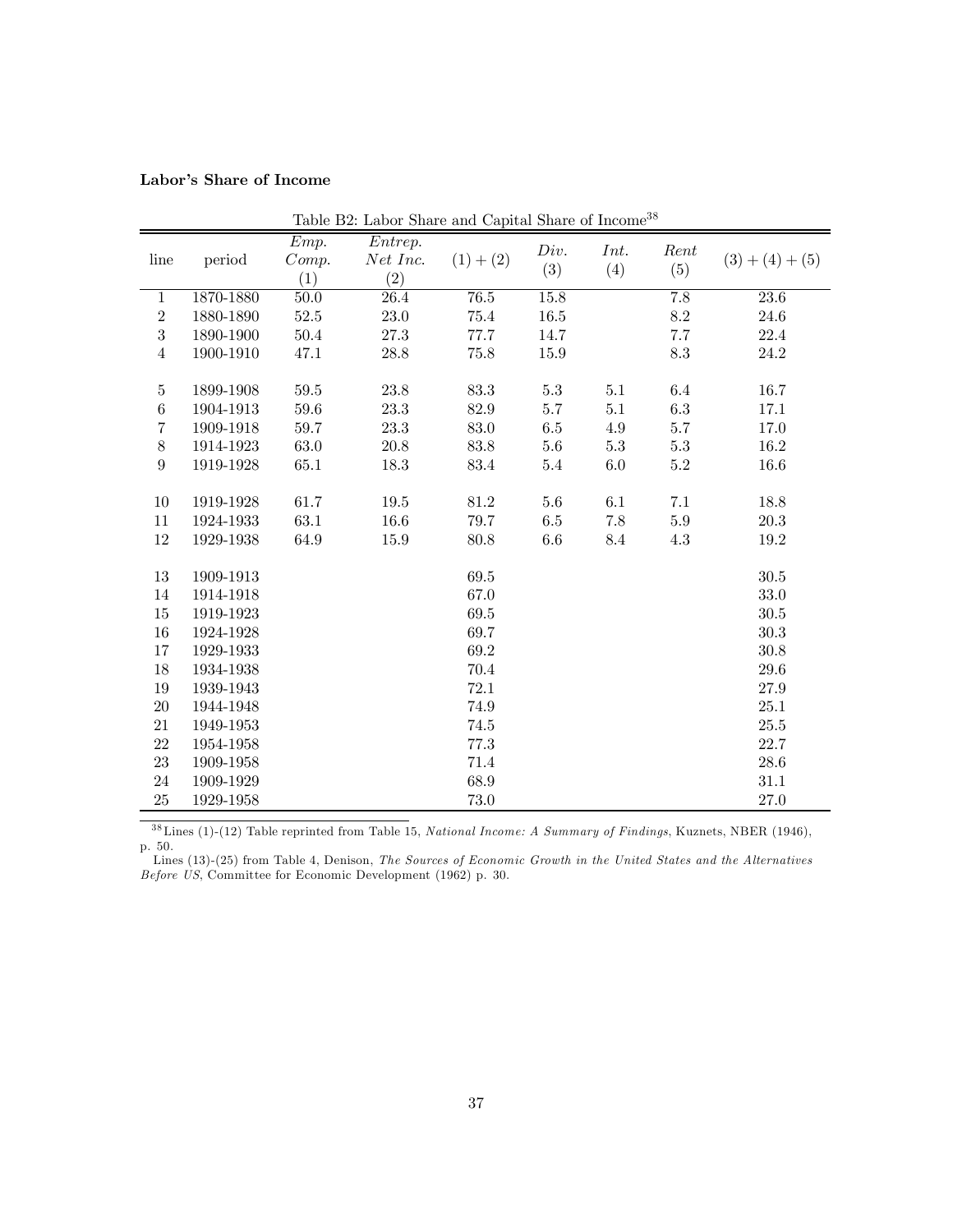**Labor's Share of Income**

Table B2: Labor Share and Capital Share of Income[38]

| line | period | *Emp. Comp.* (1) | *Entrep. Net Inc.* (2) | $(1)+(2)$ | *Div.* (3) | *Int.* (4) | *Rent* (5) | $(3)+(4)+(5)$ |
|---|---|---|---|---|---|---|---|---|
| 1 | 1870-1880 | 50.0 | 26.4 | 76.5 | 15.8 | | 7.8 | 23.6 |
| 2 | 1880-1890 | 52.5 | 23.0 | 75.4 | 16.5 | | 8.2 | 24.6 |
| 3 | 1890-1900 | 50.4 | 27.3 | 77.7 | 14.7 | | 7.7 | 22.4 |
| 4 | 1900-1910 | 47.1 | 28.8 | 75.8 | 15.9 | | 8.3 | 24.2 |
| 5 | 1899-1908 | 59.5 | 23.8 | 83.3 | 5.3 | 5.1 | 6.4 | 16.7 |
| 6 | 1904-1913 | 59.6 | 23.3 | 82.9 | 5.7 | 5.1 | 6.3 | 17.1 |
| 7 | 1909-1918 | 59.7 | 23.3 | 83.0 | 6.5 | 4.9 | 5.7 | 17.0 |
| 8 | 1914-1923 | 63.0 | 20.8 | 83.8 | 5.6 | 5.3 | 5.3 | 16.2 |
| 9 | 1919-1928 | 65.1 | 18.3 | 83.4 | 5.4 | 6.0 | 5.2 | 16.6 |
| 10 | 1919-1928 | 61.7 | 19.5 | 81.2 | 5.6 | 6.1 | 7.1 | 18.8 |
| 11 | 1924-1933 | 63.1 | 16.6 | 79.7 | 6.5 | 7.8 | 5.9 | 20.3 |
| 12 | 1929-1938 | 64.9 | 15.9 | 80.8 | 6.6 | 8.4 | 4.3 | 19.2 |
| 13 | 1909-1913 | | | 69.5 | | | | 30.5 |
| 14 | 1914-1918 | | | 67.0 | | | | 33.0 |
| 15 | 1919-1923 | | | 69.5 | | | | 30.5 |
| 16 | 1924-1928 | | | 69.7 | | | | 30.3 |
| 17 | 1929-1933 | | | 69.2 | | | | 30.8 |
| 18 | 1934-1938 | | | 70.4 | | | | 29.6 |
| 19 | 1939-1943 | | | 72.1 | | | | 27.9 |
| 20 | 1944-1948 | | | 74.9 | | | | 25.1 |
| 21 | 1949-1953 | | | 74.5 | | | | 25.5 |
| 22 | 1954-1958 | | | 77.3 | | | | 22.7 |
| 23 | 1909-1958 | | | 71.4 | | | | 28.6 |
| 24 | 1909-1929 | | | 68.9 | | | | 31.1 |
| 25 | 1929-1958 | | | 73.0 | | | | 27.0 |

[38] Lines (1)-(12) Table reprinted from Table 15, *National Income: A Summary of Findings*, Kuznets, NBER (1946), p. 50.
Lines (13)-(25) from Table 4, Denison, *The Sources of Economic Growth in the United States and the Alternatives Before US*, Committee for Economic Development (1962) p. 30.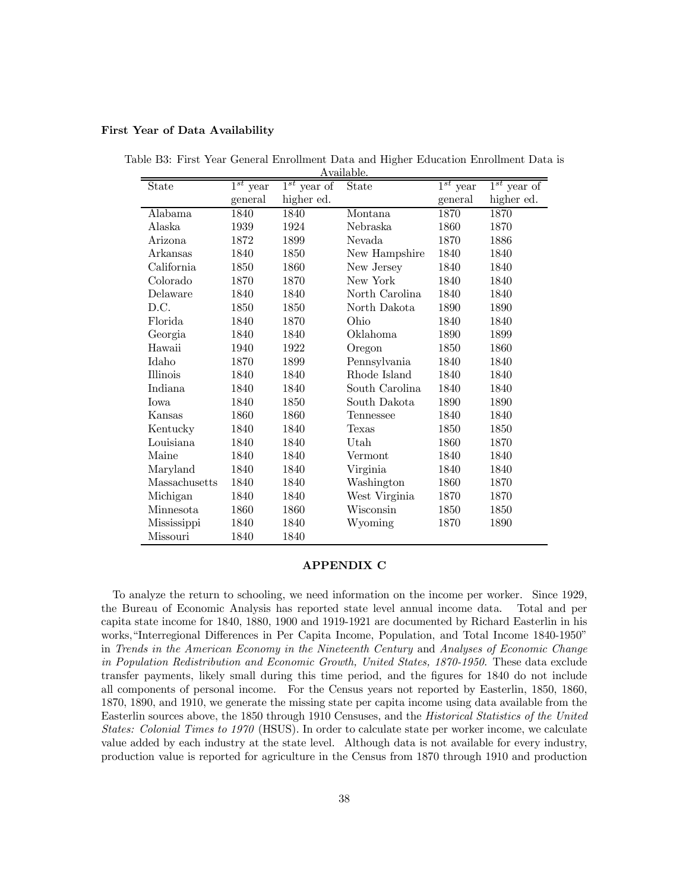**First Year of Data Availability**

Table B3: First Year General Enrollment Data and Higher Education Enrollment Data is Available.

| State | $1^{st}$ year general | $1^{st}$ year of higher ed. | State | $1^{st}$ year general | $1^{st}$ year of higher ed. |
|---|---|---|---|---|---|
| Alabama | 1840 | 1840 | Montana | 1870 | 1870 |
| Alaska | 1939 | 1924 | Nebraska | 1860 | 1870 |
| Arizona | 1872 | 1899 | Nevada | 1870 | 1886 |
| Arkansas | 1840 | 1850 | New Hampshire | 1840 | 1840 |
| California | 1850 | 1860 | New Jersey | 1840 | 1840 |
| Colorado | 1870 | 1870 | New York | 1840 | 1840 |
| Delaware | 1840 | 1840 | North Carolina | 1840 | 1840 |
| D.C. | 1850 | 1850 | North Dakota | 1890 | 1890 |
| Florida | 1840 | 1870 | Ohio | 1840 | 1840 |
| Georgia | 1840 | 1840 | Oklahoma | 1890 | 1899 |
| Hawaii | 1940 | 1922 | Oregon | 1850 | 1860 |
| Idaho | 1870 | 1899 | Pennsylvania | 1840 | 1840 |
| Illinois | 1840 | 1840 | Rhode Island | 1840 | 1840 |
| Indiana | 1840 | 1840 | South Carolina | 1840 | 1840 |
| Iowa | 1840 | 1850 | South Dakota | 1890 | 1890 |
| Kansas | 1860 | 1860 | Tennessee | 1840 | 1840 |
| Kentucky | 1840 | 1840 | Texas | 1850 | 1850 |
| Louisiana | 1840 | 1840 | Utah | 1860 | 1870 |
| Maine | 1840 | 1840 | Vermont | 1840 | 1840 |
| Maryland | 1840 | 1840 | Virginia | 1840 | 1840 |
| Massachusetts | 1840 | 1840 | Washington | 1860 | 1870 |
| Michigan | 1840 | 1840 | West Virginia | 1870 | 1870 |
| Minnesota | 1860 | 1860 | Wisconsin | 1850 | 1850 |
| Mississippi | 1840 | 1840 | Wyoming | 1870 | 1890 |
| Missouri | 1840 | 1840 | | | |

## APPENDIX C

To analyze the return to schooling, we need information on the income per worker. Since 1929, the Bureau of Economic Analysis has reported state level annual income data. Total and per capita state income for 1840, 1880, 1900 and 1919-1921 are documented by Richard Easterlin in his works, "Interregional Differences in Per Capita Income, Population, and Total Income 1840-1950" in *Trends in the American Economy in the Nineteenth Century* and *Analyses of Economic Change in Population Redistribution and Economic Growth, United States, 1870-1950*. These data exclude transfer payments, likely small during this time period, and the figures for 1840 do not include all components of personal income. For the Census years not reported by Easterlin, 1850, 1860, 1870, 1890, and 1910, we generate the missing state per capita income using data available from the Easterlin sources above, the 1850 through 1910 Censuses, and the *Historical Statistics of the United States: Colonial Times to 1970* (HSUS). In order to calculate state per worker income, we calculate value added by each industry at the state level. Although data is not available for every industry, production value is reported for agriculture in the Census from 1870 through 1910 and production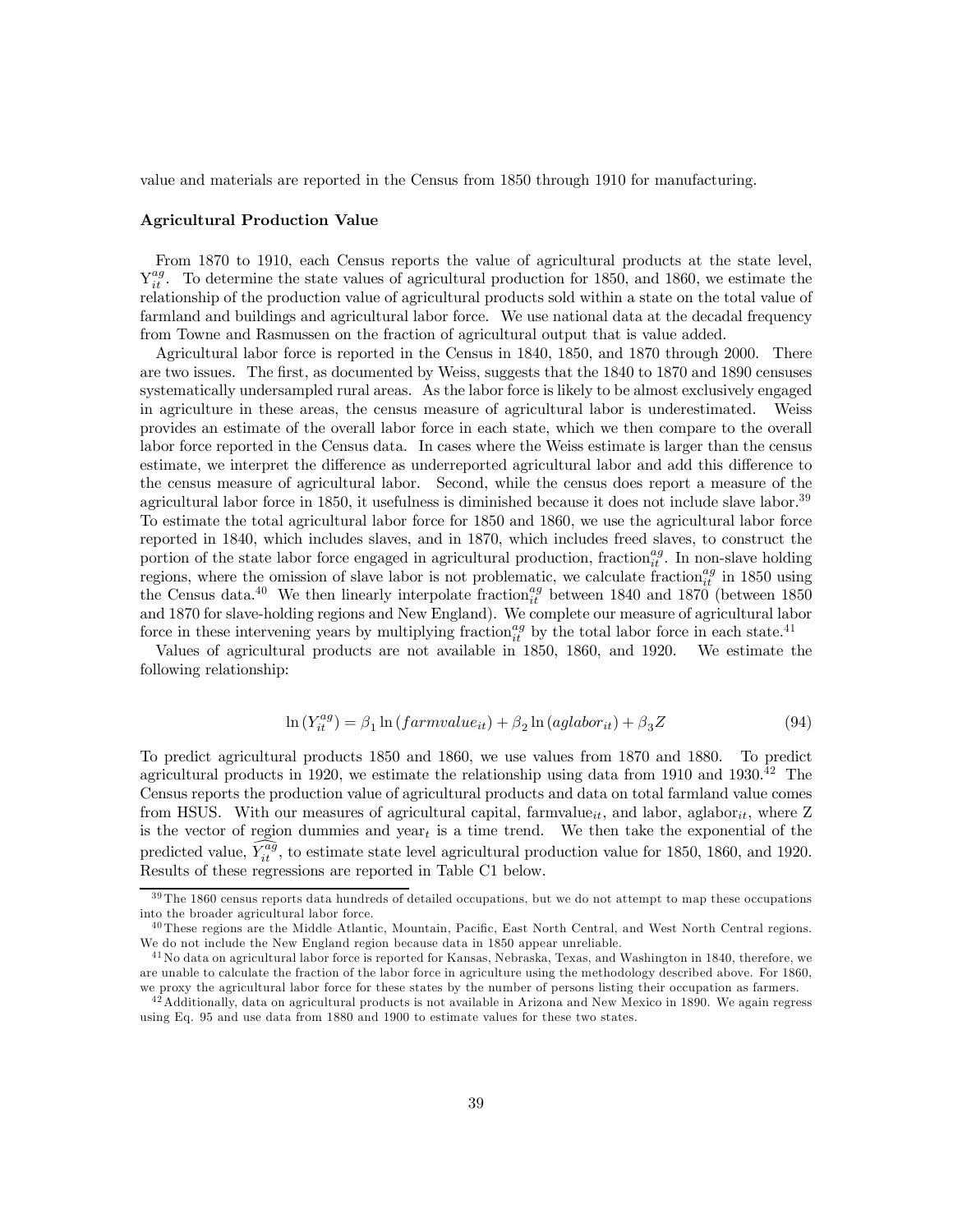value and materials are reported in the Census from 1850 through 1910 for manufacturing.

### Agricultural Production Value

From 1870 to 1910, each Census reports the value of agricultural products at the state level, $Y_{it}^{ag}$. To determine the state values of agricultural production for 1850, and 1860, we estimate the relationship of the production value of agricultural products sold within a state on the total value of farmland and buildings and agricultural labor force. We use national data at the decadal frequency from Towne and Rasmussen on the fraction of agricultural output that is value added.

Agricultural labor force is reported in the Census in 1840, 1850, and 1870 through 2000. There are two issues. The first, as documented by Weiss, suggests that the 1840 to 1870 and 1890 censuses systematically undersampled rural areas. As the labor force is likely to be almost exclusively engaged in agriculture in these areas, the census measure of agricultural labor is underestimated. Weiss provides an estimate of the overall labor force in each state, which we then compare to the overall labor force reported in the Census data. In cases where the Weiss estimate is larger than the census estimate, we interpret the difference as underreported agricultural labor and add this difference to the census measure of agricultural labor. Second, while the census does report a measure of the agricultural labor force in 1850, it usefulness is diminished because it does not include slave labor.[39] To estimate the total agricultural labor force for 1850 and 1860, we use the agricultural labor force reported in 1840, which includes slaves, and in 1870, which includes freed slaves, to construct the portion of the state labor force engaged in agricultural production, $\text{fraction}_{it}^{ag}$. In non-slave holding regions, where the omission of slave labor is not problematic, we calculate $\text{fraction}_{it}^{ag}$ in 1850 using the Census data.[40] We then linearly interpolate $\text{fraction}_{it}^{ag}$ between 1840 and 1870 (between 1850 and 1870 for slave-holding regions and New England). We complete our measure of agricultural labor force in these intervening years by multiplying $\text{fraction}_{it}^{ag}$ by the total labor force in each state.[41]

Values of agricultural products are not available in 1850, 1860, and 1920. We estimate the following relationship:

$$\ln\left(Y_{it}^{ag}\right) = \beta_1 \ln\left(farmvalue_{it}\right) + \beta_2 \ln\left(aglabor_{it}\right) + \beta_3 Z \tag{94}$$

To predict agricultural products 1850 and 1860, we use values from 1870 and 1880. To predict agricultural products in 1920, we estimate the relationship using data from 1910 and 1930.[42] The Census reports the production value of agricultural products and data on total farmland value comes from HSUS. With our measures of agricultural capital, $\text{farmvalue}_{it}$, and labor, $\text{aglabor}_{it}$, where Z is the vector of region dummies and $\text{year}_t$ is a time trend. We then take the exponential of the predicted value, $\widehat{Y_{it}^{ag}}$, to estimate state level agricultural production value for 1850, 1860, and 1920. Results of these regressions are reported in Table C1 below.

---

[39] The 1860 census reports data hundreds of detailed occupations, but we do not attempt to map these occupations into the broader agricultural labor force.

[40] These regions are the Middle Atlantic, Mountain, Pacific, East North Central, and West North Central regions. We do not include the New England region because data in 1850 appear unreliable.

[41] No data on agricultural labor force is reported for Kansas, Nebraska, Texas, and Washington in 1840, therefore, we are unable to calculate the fraction of the labor force in agriculture using the methodology described above. For 1860, we proxy the agricultural labor force for these states by the number of persons listing their occupation as farmers.

[42] Additionally, data on agricultural products is not available in Arizona and New Mexico in 1890. We again regress using Eq. 95 and use data from 1880 and 1900 to estimate values for these two states.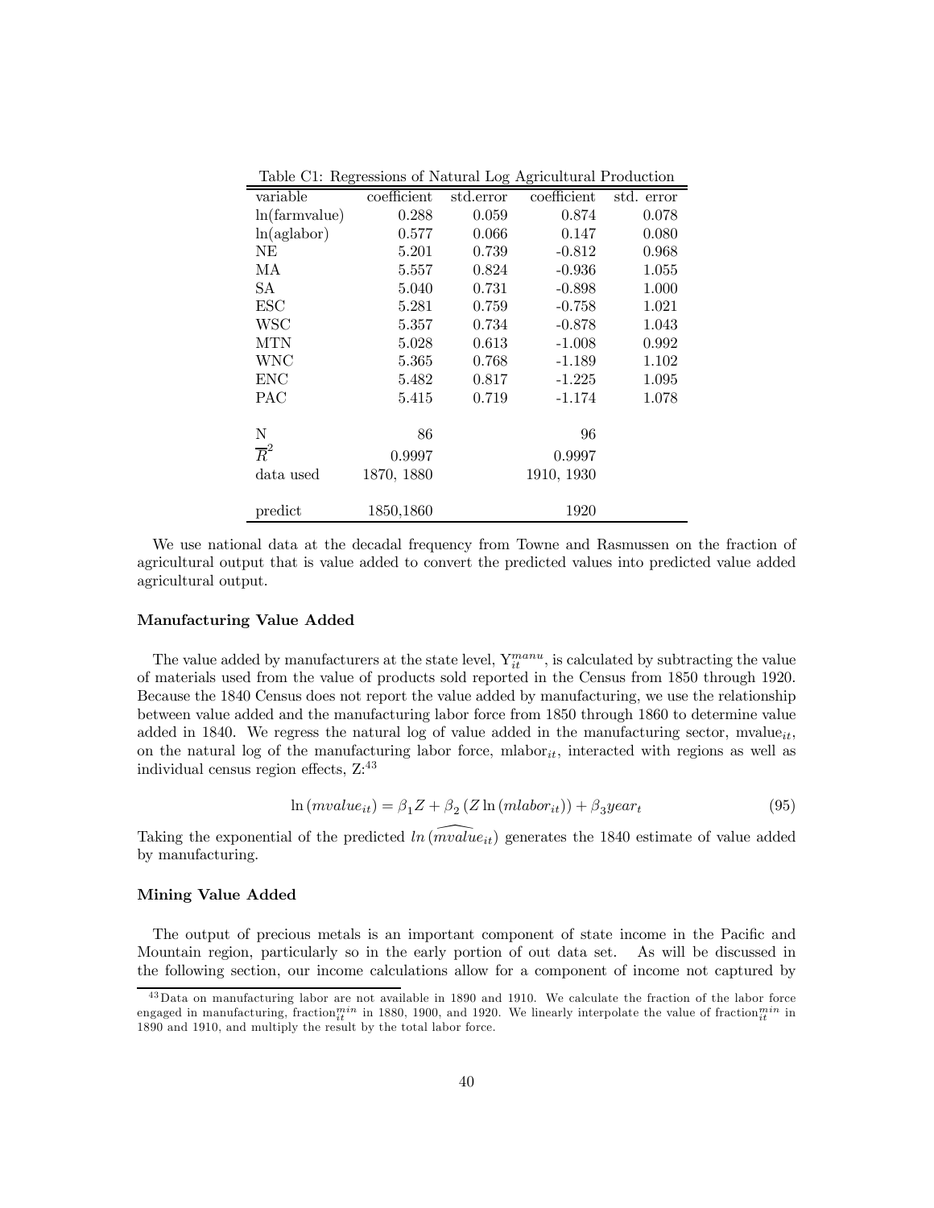Table C1: Regressions of Natural Log Agricultural Production

| variable | coefficient | std.error | coefficient | std. error |
|---|---|---|---|---|
| ln(farmvalue) | 0.288 | 0.059 | 0.874 | 0.078 |
| ln(aglabor) | 0.577 | 0.066 | 0.147 | 0.080 |
| NE | 5.201 | 0.739 | -0.812 | 0.968 |
| MA | 5.557 | 0.824 | -0.936 | 1.055 |
| SA | 5.040 | 0.731 | -0.898 | 1.000 |
| ESC | 5.281 | 0.759 | -0.758 | 1.021 |
| WSC | 5.357 | 0.734 | -0.878 | 1.043 |
| MTN | 5.028 | 0.613 | -1.008 | 0.992 |
| WNC | 5.365 | 0.768 | -1.189 | 1.102 |
| ENC | 5.482 | 0.817 | -1.225 | 1.095 |
| PAC | 5.415 | 0.719 | -1.174 | 1.078 |
| N | 86 | | 96 | |
| $\overline{R}^2$ | 0.9997 | | 0.9997 | |
| data used | 1870, 1880 | | 1910, 1930 | |
| predict | 1850,1860 | | 1920 | |

We use national data at the decadal frequency from Towne and Rasmussen on the fraction of agricultural output that is value added to convert the predicted values into predicted value added agricultural output.

**Manufacturing Value Added**

The value added by manufacturers at the state level, $Y_{it}^{manu}$, is calculated by subtracting the value of materials used from the value of products sold reported in the Census from 1850 through 1920. Because the 1840 Census does not report the value added by manufacturing, we use the relationship between value added and the manufacturing labor force from 1850 through 1860 to determine value added in 1840. We regress the natural log of value added in the manufacturing sector, $\text{mvalue}_{it}$, on the natural log of the manufacturing labor force, $\text{mlabor}_{it}$, interacted with regions as well as individual census region effects, Z:[43]

$$\ln(mvalue_{it}) = \beta_1 Z + \beta_2 \left(Z \ln(mlabor_{it})\right) + \beta_3 year_t \tag{95}$$

Taking the exponential of the predicted $ln\,(\widehat{mvalue_{it}})$ generates the 1840 estimate of value added by manufacturing.

**Mining Value Added**

The output of precious metals is an important component of state income in the Pacific and Mountain region, particularly so in the early portion of out data set. As will be discussed in the following section, our income calculations allow for a component of income not captured by

[43] Data on manufacturing labor are not available in 1890 and 1910. We calculate the fraction of the labor force engaged in manufacturing, $\text{fraction}_{it}^{min}$ in 1880, 1900, and 1920. We linearly interpolate the value of $\text{fraction}_{it}^{min}$ in 1890 and 1910, and multiply the result by the total labor force.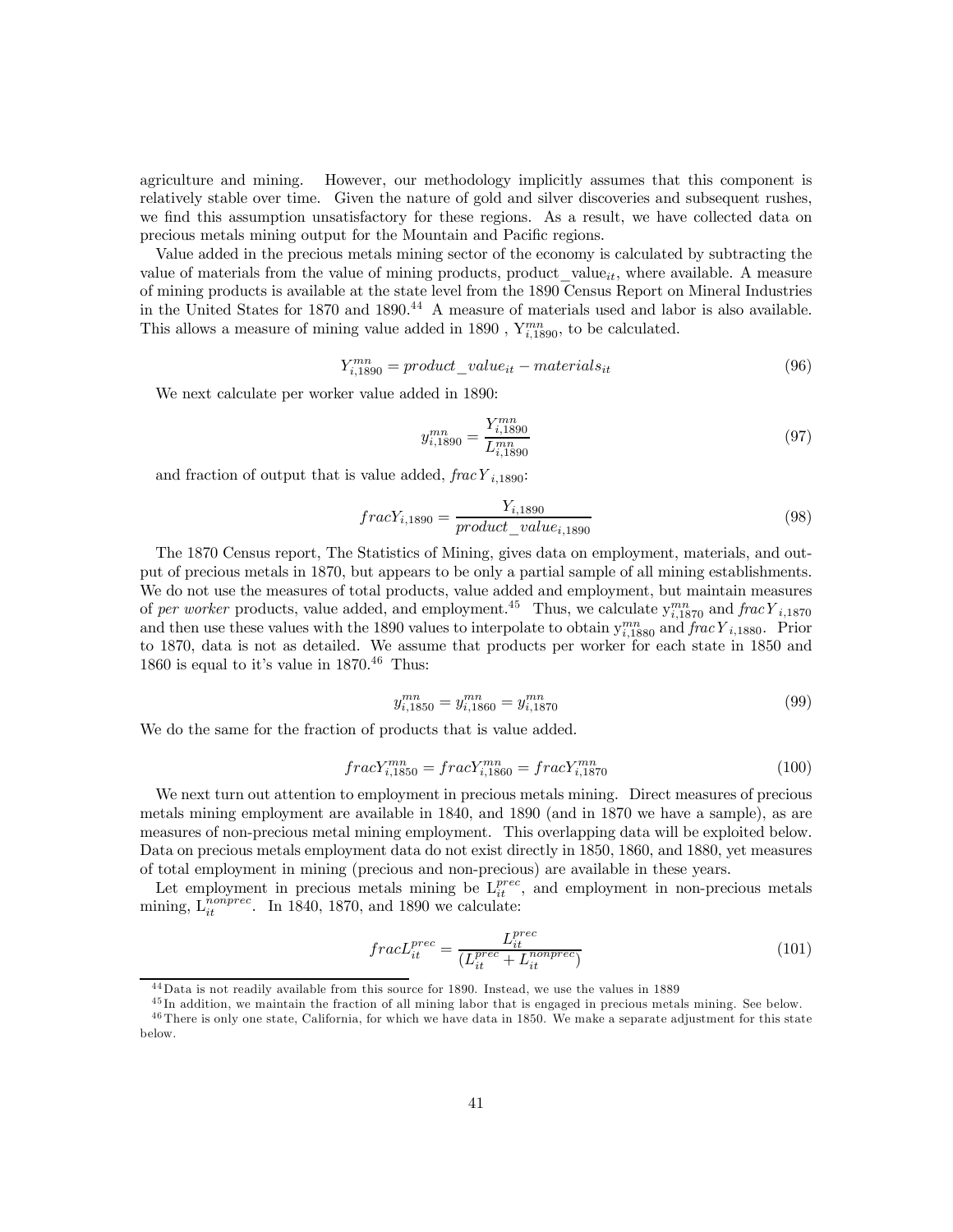agriculture and mining. However, our methodology implicitly assumes that this component is relatively stable over time. Given the nature of gold and silver discoveries and subsequent rushes, we find this assumption unsatisfactory for these regions. As a result, we have collected data on precious metals mining output for the Mountain and Pacific regions.

Value added in the precious metals mining sector of the economy is calculated by subtracting the value of materials from the value of mining products, $product\_value_{it}$, where available. A measure of mining products is available at the state level from the 1890 Census Report on Mineral Industries in the United States for 1870 and 1890.[44] A measure of materials used and labor is also available. This allows a measure of mining value added in 1890 , $Y^{mn}_{i,1890}$, to be calculated.

$$Y^{mn}_{i,1890} = product\_value_{it} - materials_{it} \tag{96}$$

We next calculate per worker value added in 1890:

$$y^{mn}_{i,1890} = \frac{Y^{mn}_{i,1890}}{L^{mn}_{i,1890}} \tag{97}$$

and fraction of output that is value added, $fracY_{i,1890}$:

$$fracY_{i,1890} = \frac{Y_{i,1890}}{product\_value_{i,1890}} \tag{98}$$

The 1870 Census report, The Statistics of Mining, gives data on employment, materials, and output of precious metals in 1870, but appears to be only a partial sample of all mining establishments. We do not use the measures of total products, value added and employment, but maintain measures of *per worker* products, value added, and employment.[45] Thus, we calculate $y^{mn}_{i,1870}$ and $fracY_{i,1870}$ and then use these values with the 1890 values to interpolate to obtain $y^{mn}_{i,1880}$ and $fracY_{i,1880}$. Prior to 1870, data is not as detailed. We assume that products per worker for each state in 1850 and 1860 is equal to it's value in 1870.[46] Thus:

$$y^{mn}_{i,1850} = y^{mn}_{i,1860} = y^{mn}_{i,1870} \tag{99}$$

We do the same for the fraction of products that is value added.

$$fracY^{mn}_{i,1850} = fracY^{mn}_{i,1860} = fracY^{mn}_{i,1870} \tag{100}$$

We next turn out attention to employment in precious metals mining. Direct measures of precious metals mining employment are available in 1840, and 1890 (and in 1870 we have a sample), as are measures of non-precious metal mining employment. This overlapping data will be exploited below. Data on precious metals employment data do not exist directly in 1850, 1860, and 1880, yet measures of total employment in mining (precious and non-precious) are available in these years.

Let employment in precious metals mining be $L^{prec}_{it}$, and employment in non-precious metals mining, $L^{nonprec}_{it}$. In 1840, 1870, and 1890 we calculate:

$$fracL^{prec}_{it} = \frac{L^{prec}_{it}}{(L^{prec}_{it} + L^{nonprec}_{it})} \tag{101}$$

[44] Data is not readily available from this source for 1890. Instead, we use the values in 1889

[45] In addition, we maintain the fraction of all mining labor that is engaged in precious metals mining. See below.

[46] There is only one state, California, for which we have data in 1850. We make a separate adjustment for this state below.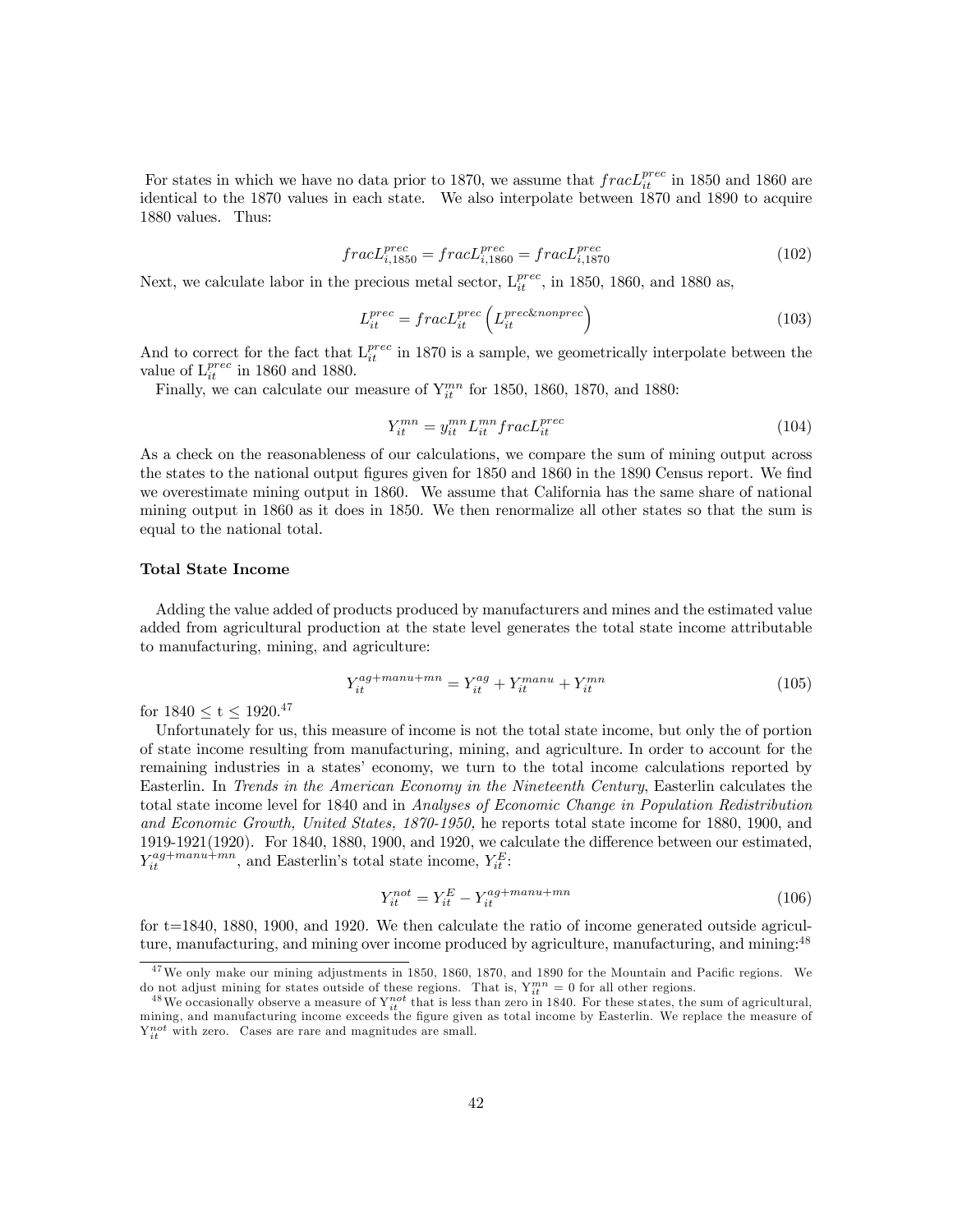For states in which we have no data prior to 1870, we assume that $fracL_{it}^{prec}$ in 1850 and 1860 are identical to the 1870 values in each state. We also interpolate between 1870 and 1890 to acquire 1880 values. Thus:

$$fracL_{i,1850}^{prec} = fracL_{i,1860}^{prec} = fracL_{i,1870}^{prec} \tag{102}$$

Next, we calculate labor in the precious metal sector, $L_{it}^{prec}$, in 1850, 1860, and 1880 as,

$$L_{it}^{prec} = fracL_{it}^{prec}\left(L_{it}^{prec\&nonprec}\right) \tag{103}$$

And to correct for the fact that $L_{it}^{prec}$ in 1870 is a sample, we geometrically interpolate between the value of $L_{it}^{prec}$ in 1860 and 1880.

Finally, we can calculate our measure of $Y_{it}^{mn}$ for 1850, 1860, 1870, and 1880:

$$Y_{it}^{mn} = y_{it}^{mn} L_{it}^{mn} fracL_{it}^{prec} \tag{104}$$

As a check on the reasonableness of our calculations, we compare the sum of mining output across the states to the national output figures given for 1850 and 1860 in the 1890 Census report. We find we overestimate mining output in 1860. We assume that California has the same share of national mining output in 1860 as it does in 1850. We then renormalize all other states so that the sum is equal to the national total.

**Total State Income**

Adding the value added of products produced by manufacturers and mines and the estimated value added from agricultural production at the state level generates the total state income attributable to manufacturing, mining, and agriculture:

$$Y_{it}^{ag+manu+mn} = Y_{it}^{ag} + Y_{it}^{manu} + Y_{it}^{mn} \tag{105}$$

for $1840 \leq t \leq 1920$.[47]

Unfortunately for us, this measure of income is not the total state income, but only the of portion of state income resulting from manufacturing, mining, and agriculture. In order to account for the remaining industries in a states' economy, we turn to the total income calculations reported by Easterlin. In *Trends in the American Economy in the Nineteenth Century*, Easterlin calculates the total state income level for 1840 and in *Analyses of Economic Change in Population Redistribution and Economic Growth, United States, 1870-1950,* he reports total state income for 1880, 1900, and 1919-1921(1920). For 1840, 1880, 1900, and 1920, we calculate the difference between our estimated, $Y_{it}^{ag+manu+mn}$, and Easterlin's total state income, $Y_{it}^{E}$:

$$Y_{it}^{not} = Y_{it}^{E} - Y_{it}^{ag+manu+mn} \tag{106}$$

for t=1840, 1880, 1900, and 1920. We then calculate the ratio of income generated outside agriculture, manufacturing, and mining over income produced by agriculture, manufacturing, and mining:[48]

[47] We only make our mining adjustments in 1850, 1860, 1870, and 1890 for the Mountain and Pacific regions. We do not adjust mining for states outside of these regions. That is, $Y_{it}^{mn} = 0$ for all other regions.

[48] We occasionally observe a measure of $Y_{it}^{not}$ that is less than zero in 1840. For these states, the sum of agricultural, mining, and manufacturing income exceeds the figure given as total income by Easterlin. We replace the measure of $Y_{it}^{not}$ with zero. Cases are rare and magnitudes are small.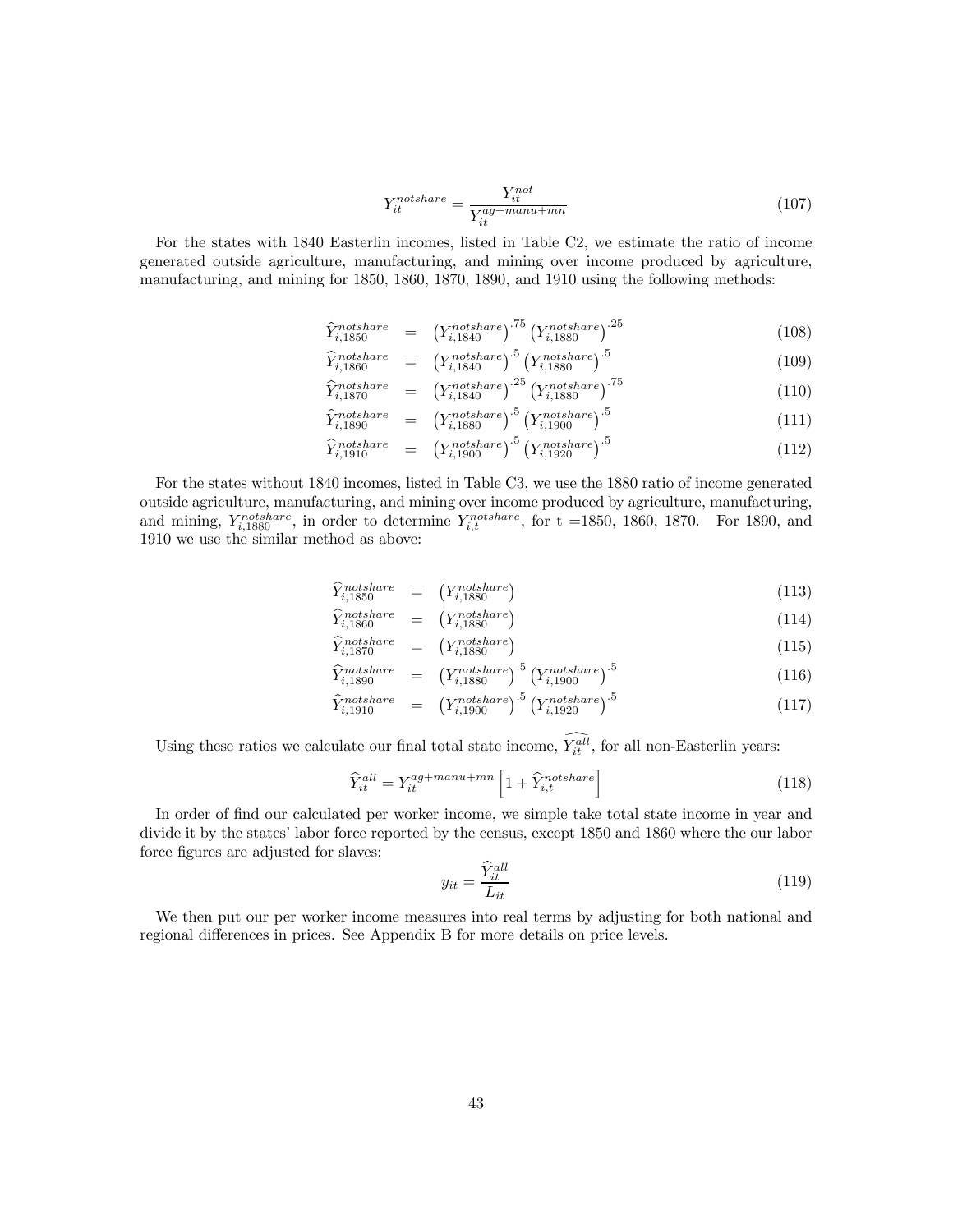$$Y_{it}^{notshare} = \frac{Y_{it}^{not}}{Y_{it}^{ag+manu+mn}} \tag{107}$$

For the states with 1840 Easterlin incomes, listed in Table C2, we estimate the ratio of income generated outside agriculture, manufacturing, and mining over income produced by agriculture, manufacturing, and mining for 1850, 1860, 1870, 1890, and 1910 using the following methods:

$$\widehat{Y}_{i,1850}^{notshare} = \left(Y_{i,1840}^{notshare}\right)^{.75}\left(Y_{i,1880}^{notshare}\right)^{.25} \tag{108}$$

$$\widehat{Y}_{i,1860}^{notshare} = \left(Y_{i,1840}^{notshare}\right)^{.5}\left(Y_{i,1880}^{notshare}\right)^{.5} \tag{109}$$

$$\widehat{Y}_{i,1870}^{notshare} = \left(Y_{i,1840}^{notshare}\right)^{.25}\left(Y_{i,1880}^{notshare}\right)^{.75} \tag{110}$$

$$\widehat{Y}_{i,1890}^{notshare} = \left(Y_{i,1880}^{notshare}\right)^{.5}\left(Y_{i,1900}^{notshare}\right)^{.5} \tag{111}$$

$$\widehat{Y}_{i,1910}^{notshare} = \left(Y_{i,1900}^{notshare}\right)^{.5}\left(Y_{i,1920}^{notshare}\right)^{.5} \tag{112}$$

For the states without 1840 incomes, listed in Table C3, we use the 1880 ratio of income generated outside agriculture, manufacturing, and mining over income produced by agriculture, manufacturing, and mining, $Y_{i,1880}^{notshare}$, in order to determine $Y_{i,t}^{notshare}$, for t =1850, 1860, 1870. For 1890, and 1910 we use the similar method as above:

$$\widehat{Y}_{i,1850}^{notshare} = \left(Y_{i,1880}^{notshare}\right) \tag{113}$$

$$\widehat{Y}_{i,1860}^{notshare} = \left(Y_{i,1880}^{notshare}\right) \tag{114}$$

$$\widehat{Y}_{i,1870}^{notshare} = \left(Y_{i,1880}^{notshare}\right) \tag{115}$$

$$\widehat{Y}_{i,1890}^{notshare} = \left(Y_{i,1880}^{notshare}\right)^{.5}\left(Y_{i,1900}^{notshare}\right)^{.5} \tag{116}$$

$$\widehat{Y}_{i,1910}^{notshare} = \left(Y_{i,1900}^{notshare}\right)^{.5}\left(Y_{i,1920}^{notshare}\right)^{.5} \tag{117}$$

Using these ratios we calculate our final total state income, $\widehat{Y_{it}^{all}}$, for all non-Easterlin years:

$$\widehat{Y}_{it}^{all} = Y_{it}^{ag+manu+mn}\left[1 + \widehat{Y}_{i,t}^{notshare}\right] \tag{118}$$

In order of find our calculated per worker income, we simple take total state income in year and divide it by the states' labor force reported by the census, except 1850 and 1860 where the our labor force figures are adjusted for slaves:

$$y_{it} = \frac{\widehat{Y}_{it}^{all}}{L_{it}} \tag{119}$$

We then put our per worker income measures into real terms by adjusting for both national and regional differences in prices. See Appendix B for more details on price levels.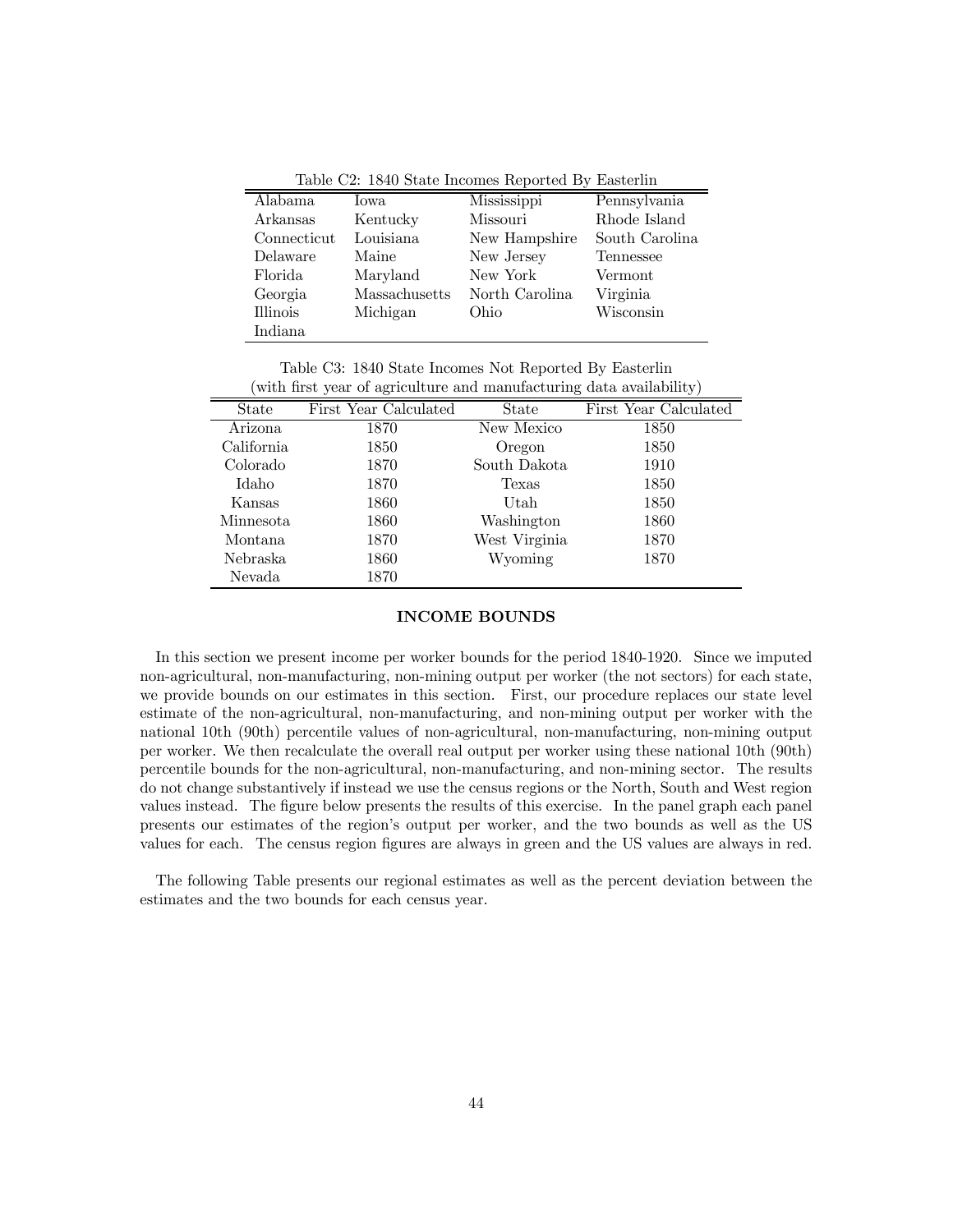Table C2: 1840 State Incomes Reported By Easterlin

| | | | |
|---|---|---|---|
| Alabama | Iowa | Mississippi | Pennsylvania |
| Arkansas | Kentucky | Missouri | Rhode Island |
| Connecticut | Louisiana | New Hampshire | South Carolina |
| Delaware | Maine | New Jersey | Tennessee |
| Florida | Maryland | New York | Vermont |
| Georgia | Massachusetts | North Carolina | Virginia |
| Illinois | Michigan | Ohio | Wisconsin |
| Indiana | | | |

Table C3: 1840 State Incomes Not Reported By Easterlin
(with first year of agriculture and manufacturing data availability)

| State | First Year Calculated | State | First Year Calculated |
|---|---|---|---|
| Arizona | 1870 | New Mexico | 1850 |
| California | 1850 | Oregon | 1850 |
| Colorado | 1870 | South Dakota | 1910 |
| Idaho | 1870 | Texas | 1850 |
| Kansas | 1860 | Utah | 1850 |
| Minnesota | 1860 | Washington | 1860 |
| Montana | 1870 | West Virginia | 1870 |
| Nebraska | 1860 | Wyoming | 1870 |
| Nevada | 1870 | | |

## INCOME BOUNDS

In this section we present income per worker bounds for the period 1840-1920. Since we imputed non-agricultural, non-manufacturing, non-mining output per worker (the not sectors) for each state, we provide bounds on our estimates in this section. First, our procedure replaces our state level estimate of the non-agricultural, non-manufacturing, and non-mining output per worker with the national 10th (90th) percentile values of non-agricultural, non-manufacturing, non-mining output per worker. We then recalculate the overall real output per worker using these national 10th (90th) percentile bounds for the non-agricultural, non-manufacturing, and non-mining sector. The results do not change substantively if instead we use the census regions or the North, South and West region values instead. The figure below presents the results of this exercise. In the panel graph each panel presents our estimates of the region's output per worker, and the two bounds as well as the US values for each. The census region figures are always in green and the US values are always in red.

The following Table presents our regional estimates as well as the percent deviation between the estimates and the two bounds for each census year.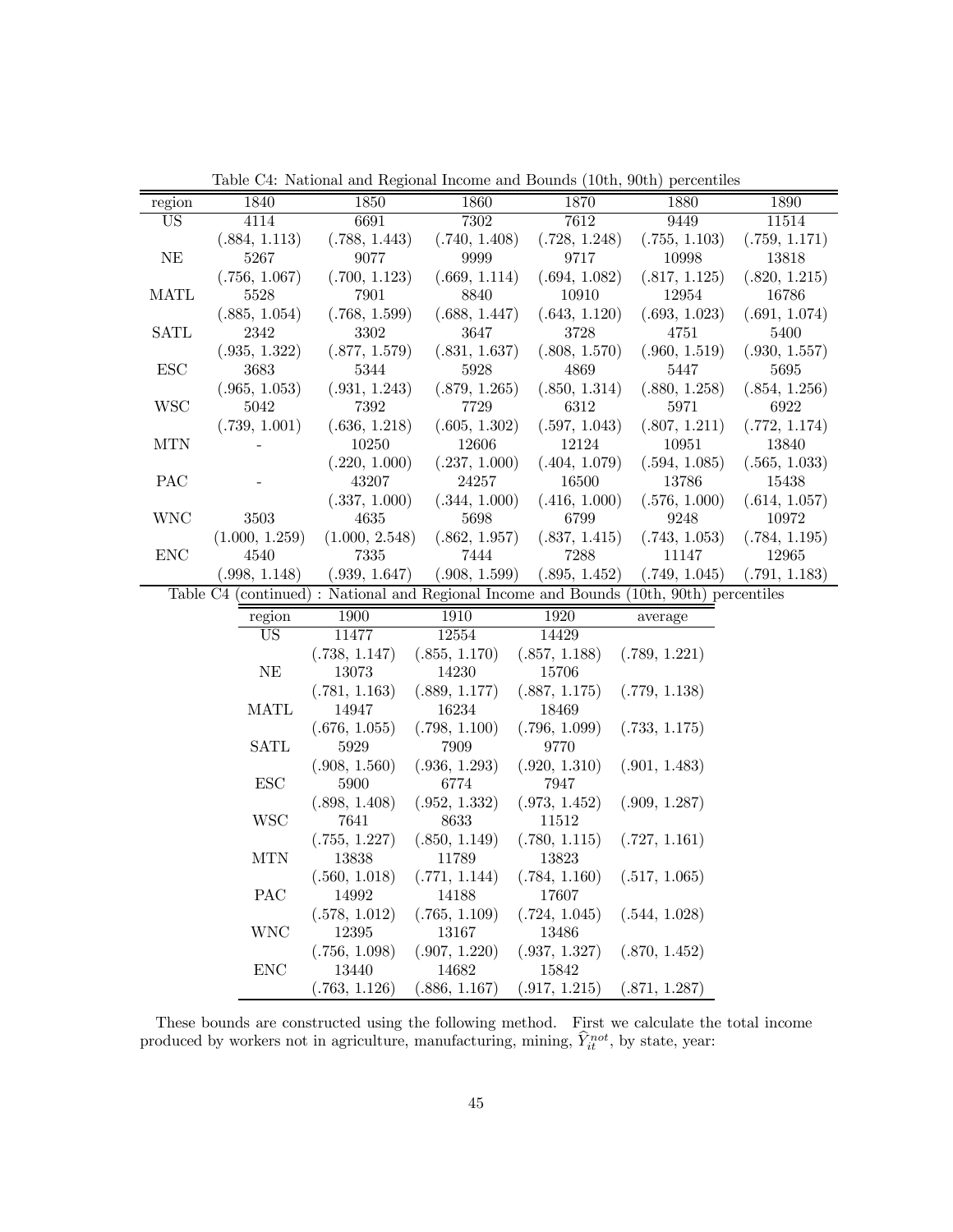Table C4: National and Regional Income and Bounds (10th, 90th) percentiles

| region | 1840 | 1850 | 1860 | 1870 | 1880 | 1890 |
|---|---|---|---|---|---|---|
| US | 4114 | 6691 | 7302 | 7612 | 9449 | 11514 |
| | (.884, 1.113) | (.788, 1.443) | (.740, 1.408) | (.728, 1.248) | (.755, 1.103) | (.759, 1.171) |
| NE | 5267 | 9077 | 9999 | 9717 | 10998 | 13818 |
| | (.756, 1.067) | (.700, 1.123) | (.669, 1.114) | (.694, 1.082) | (.817, 1.125) | (.820, 1.215) |
| MATL | 5528 | 7901 | 8840 | 10910 | 12954 | 16786 |
| | (.885, 1.054) | (.768, 1.599) | (.688, 1.447) | (.643, 1.120) | (.693, 1.023) | (.691, 1.074) |
| SATL | 2342 | 3302 | 3647 | 3728 | 4751 | 5400 |
| | (.935, 1.322) | (.877, 1.579) | (.831, 1.637) | (.808, 1.570) | (.960, 1.519) | (.930, 1.557) |
| ESC | 3683 | 5344 | 5928 | 4869 | 5447 | 5695 |
| | (.965, 1.053) | (.931, 1.243) | (.879, 1.265) | (.850, 1.314) | (.880, 1.258) | (.854, 1.256) |
| WSC | 5042 | 7392 | 7729 | 6312 | 5971 | 6922 |
| | (.739, 1.001) | (.636, 1.218) | (.605, 1.302) | (.597, 1.043) | (.807, 1.211) | (.772, 1.174) |
| MTN | - | 10250 | 12606 | 12124 | 10951 | 13840 |
| | | (.220, 1.000) | (.237, 1.000) | (.404, 1.079) | (.594, 1.085) | (.565, 1.033) |
| PAC | - | 43207 | 24257 | 16500 | 13786 | 15438 |
| | | (.337, 1.000) | (.344, 1.000) | (.416, 1.000) | (.576, 1.000) | (.614, 1.057) |
| WNC | 3503 | 4635 | 5698 | 6799 | 9248 | 10972 |
| | (1.000, 1.259) | (1.000, 2.548) | (.862, 1.957) | (.837, 1.415) | (.743, 1.053) | (.784, 1.195) |
| ENC | 4540 | 7335 | 7444 | 7288 | 11147 | 12965 |
| | (.998, 1.148) | (.939, 1.647) | (.908, 1.599) | (.895, 1.452) | (.749, 1.045) | (.791, 1.183) |

Table C4 (continued) : National and Regional Income and Bounds (10th, 90th) percentiles

| region | 1900 | 1910 | 1920 | average |
|---|---|---|---|---|
| US | 11477 | 12554 | 14429 | |
| | (.738, 1.147) | (.855, 1.170) | (.857, 1.188) | (.789, 1.221) |
| NE | 13073 | 14230 | 15706 | |
| | (.781, 1.163) | (.889, 1.177) | (.887, 1.175) | (.779, 1.138) |
| MATL | 14947 | 16234 | 18469 | |
| | (.676, 1.055) | (.798, 1.100) | (.796, 1.099) | (.733, 1.175) |
| SATL | 5929 | 7909 | 9770 | |
| | (.908, 1.560) | (.936, 1.293) | (.920, 1.310) | (.901, 1.483) |
| ESC | 5900 | 6774 | 7947 | |
| | (.898, 1.408) | (.952, 1.332) | (.973, 1.452) | (.909, 1.287) |
| WSC | 7641 | 8633 | 11512 | |
| | (.755, 1.227) | (.850, 1.149) | (.780, 1.115) | (.727, 1.161) |
| MTN | 13838 | 11789 | 13823 | |
| | (.560, 1.018) | (.771, 1.144) | (.784, 1.160) | (.517, 1.065) |
| PAC | 14992 | 14188 | 17607 | |
| | (.578, 1.012) | (.765, 1.109) | (.724, 1.045) | (.544, 1.028) |
| WNC | 12395 | 13167 | 13486 | |
| | (.756, 1.098) | (.907, 1.220) | (.937, 1.327) | (.870, 1.452) |
| ENC | 13440 | 14682 | 15842 | |
| | (.763, 1.126) | (.886, 1.167) | (.917, 1.215) | (.871, 1.287) |

These bounds are constructed using the following method. First we calculate the total income produced by workers not in agriculture, manufacturing, mining, $\widehat{Y}_{it}^{not}$, by state, year: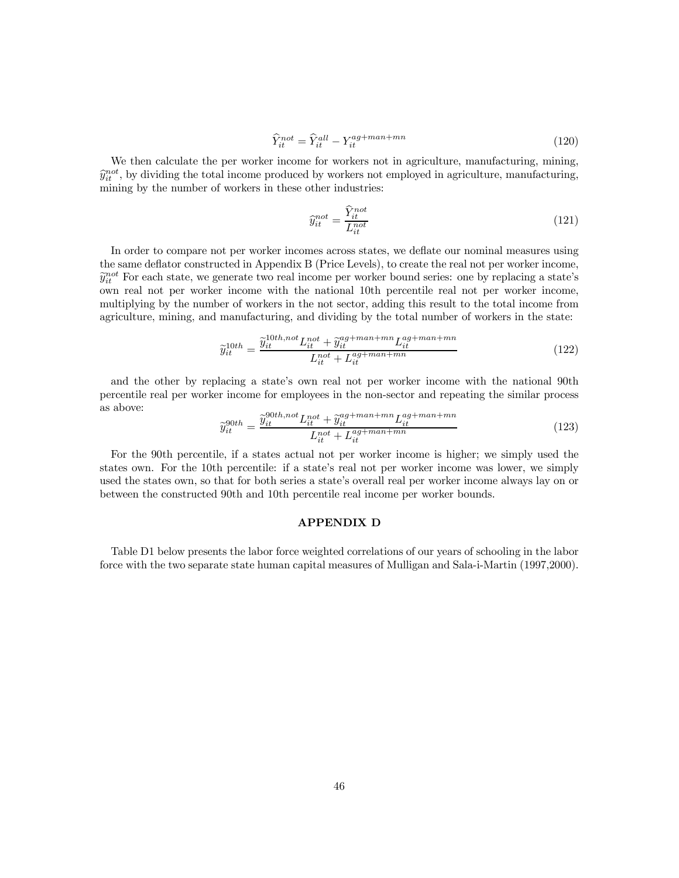$$\widehat{Y}_{it}^{not} = \widehat{Y}_{it}^{all} - Y_{it}^{ag+man+mn} \tag{120}$$

We then calculate the per worker income for workers not in agriculture, manufacturing, mining, $\widehat{y}_{it}^{not}$, by dividing the total income produced by workers not employed in agriculture, manufacturing, mining by the number of workers in these other industries:

$$\widehat{y}_{it}^{not} = \frac{\widehat{Y}_{it}^{not}}{L_{it}^{not}} \tag{121}$$

In order to compare not per worker incomes across states, we deflate our nominal measures using the same deflator constructed in Appendix B (Price Levels), to create the real not per worker income, $\widetilde{y}_{it}^{not}$ For each state, we generate two real income per worker bound series: one by replacing a state's own real not per worker income with the national 10th percentile real not per worker income, multiplying by the number of workers in the not sector, adding this result to the total income from agriculture, mining, and manufacturing, and dividing by the total number of workers in the state:

$$\widetilde{y}_{it}^{10th} = \frac{\widetilde{y}_{it}^{10th,not} L_{it}^{not} + \widetilde{y}_{it}^{ag+man+mn} L_{it}^{ag+man+mn}}{L_{it}^{not} + L_{it}^{ag+man+mn}} \tag{122}$$

and the other by replacing a state's own real not per worker income with the national 90th percentile real per worker income for employees in the non-sector and repeating the similar process as above:

$$\widetilde{y}_{it}^{90th} = \frac{\widetilde{y}_{it}^{90th,not} L_{it}^{not} + \widetilde{y}_{it}^{ag+man+mn} L_{it}^{ag+man+mn}}{L_{it}^{not} + L_{it}^{ag+man+mn}} \tag{123}$$

For the 90th percentile, if a states actual not per worker income is higher; we simply used the states own. For the 10th percentile: if a state's real not per worker income was lower, we simply used the states own, so that for both series a state's overall real per worker income always lay on or between the constructed 90th and 10th percentile real income per worker bounds.

## APPENDIX D

Table D1 below presents the labor force weighted correlations of our years of schooling in the labor force with the two separate state human capital measures of Mulligan and Sala-i-Martin (1997,2000).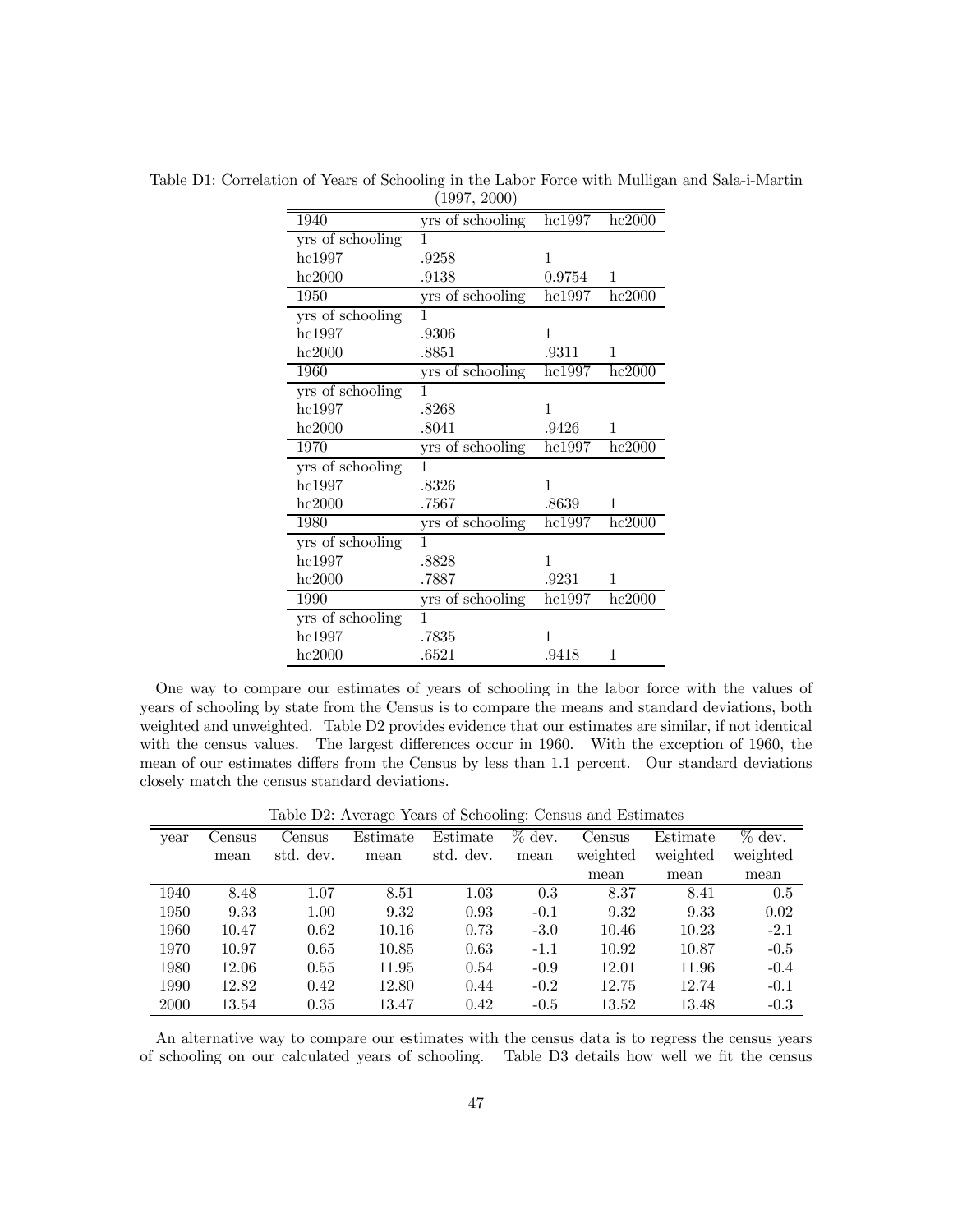Table D1: Correlation of Years of Schooling in the Labor Force with Mulligan and Sala-i-Martin (1997, 2000)

| 1940 | yrs of schooling | hc1997 | hc2000 |
|---|---|---|---|
| yrs of schooling | 1 | | |
| hc1997 | .9258 | 1 | |
| hc2000 | .9138 | 0.9754 | 1 |
| **1950** | **yrs of schooling** | **hc1997** | **hc2000** |
| yrs of schooling | 1 | | |
| hc1997 | .9306 | 1 | |
| hc2000 | .8851 | .9311 | 1 |
| **1960** | **yrs of schooling** | **hc1997** | **hc2000** |
| yrs of schooling | 1 | | |
| hc1997 | .8268 | 1 | |
| hc2000 | .8041 | .9426 | 1 |
| **1970** | **yrs of schooling** | **hc1997** | **hc2000** |
| yrs of schooling | 1 | | |
| hc1997 | .8326 | 1 | |
| hc2000 | .7567 | .8639 | 1 |
| **1980** | **yrs of schooling** | **hc1997** | **hc2000** |
| yrs of schooling | 1 | | |
| hc1997 | .8828 | 1 | |
| hc2000 | .7887 | .9231 | 1 |
| **1990** | **yrs of schooling** | **hc1997** | **hc2000** |
| yrs of schooling | 1 | | |
| hc1997 | .7835 | 1 | |
| hc2000 | .6521 | .9418 | 1 |

One way to compare our estimates of years of schooling in the labor force with the values of years of schooling by state from the Census is to compare the means and standard deviations, both weighted and unweighted. Table D2 provides evidence that our estimates are similar, if not identical with the census values. The largest differences occur in 1960. With the exception of 1960, the mean of our estimates differs from the Census by less than 1.1 percent. Our standard deviations closely match the census standard deviations.

Table D2: Average Years of Schooling: Census and Estimates

| year | Census mean | Census std. dev. | Estimate mean | Estimate std. dev. | % dev. mean | Census weighted mean | Estimate weighted mean | % dev. weighted mean |
|---|---|---|---|---|---|---|---|---|
| 1940 | 8.48 | 1.07 | 8.51 | 1.03 | 0.3 | 8.37 | 8.41 | 0.5 |
| 1950 | 9.33 | 1.00 | 9.32 | 0.93 | -0.1 | 9.32 | 9.33 | 0.02 |
| 1960 | 10.47 | 0.62 | 10.16 | 0.73 | -3.0 | 10.46 | 10.23 | -2.1 |
| 1970 | 10.97 | 0.65 | 10.85 | 0.63 | -1.1 | 10.92 | 10.87 | -0.5 |
| 1980 | 12.06 | 0.55 | 11.95 | 0.54 | -0.9 | 12.01 | 11.96 | -0.4 |
| 1990 | 12.82 | 0.42 | 12.80 | 0.44 | -0.2 | 12.75 | 12.74 | -0.1 |
| 2000 | 13.54 | 0.35 | 13.47 | 0.42 | -0.5 | 13.52 | 13.48 | -0.3 |

An alternative way to compare our estimates with the census data is to regress the census years of schooling on our calculated years of schooling. Table D3 details how well we fit the census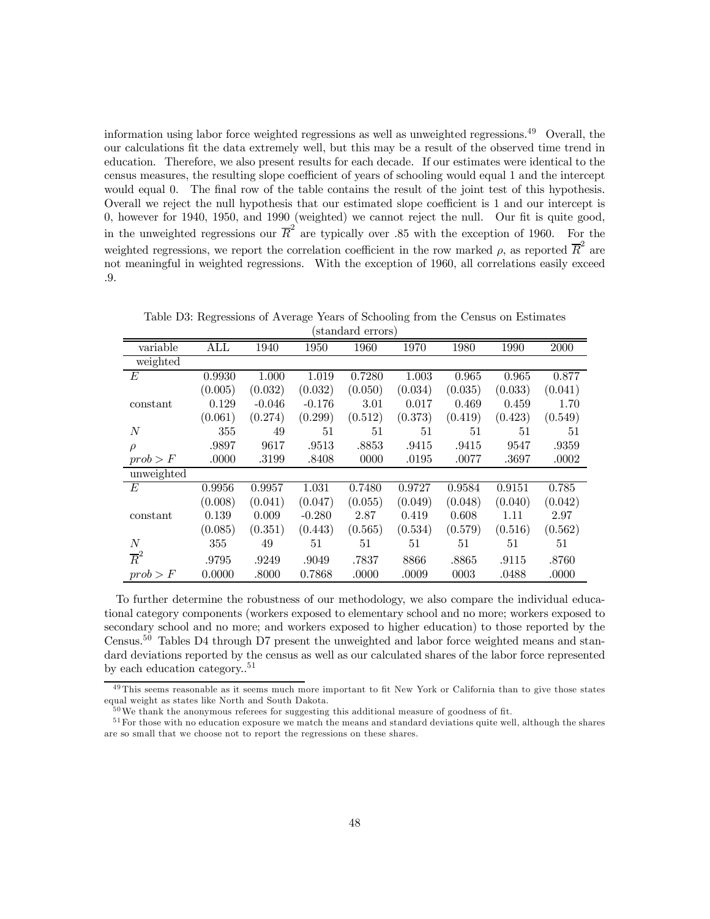information using labor force weighted regressions as well as unweighted regressions.[49] Overall, the our calculations fit the data extremely well, but this may be a result of the observed time trend in education. Therefore, we also present results for each decade. If our estimates were identical to the census measures, the resulting slope coefficient of years of schooling would equal 1 and the intercept would equal 0. The final row of the table contains the result of the joint test of this hypothesis. Overall we reject the null hypothesis that our estimated slope coefficient is 1 and our intercept is 0, however for 1940, 1950, and 1990 (weighted) we cannot reject the null. Our fit is quite good, in the unweighted regressions our $\overline{R}^2$ are typically over .85 with the exception of 1960. For the weighted regressions, we report the correlation coefficient in the row marked $\rho$, as reported $\overline{R}^2$ are not meaningful in weighted regressions. With the exception of 1960, all correlations easily exceed .9.

Table D3: Regressions of Average Years of Schooling from the Census on Estimates (standard errors)

| variable | ALL | 1940 | 1950 | 1960 | 1970 | 1980 | 1990 | 2000 |
|---|---|---|---|---|---|---|---|---|
| weighted | | | | | | | | |
| $E$ | 0.9930 | 1.000 | 1.019 | 0.7280 | 1.003 | 0.965 | 0.965 | 0.877 |
| | (0.005) | (0.032) | (0.032) | (0.050) | (0.034) | (0.035) | (0.033) | (0.041) |
| constant | 0.129 | -0.046 | -0.176 | 3.01 | 0.017 | 0.469 | 0.459 | 1.70 |
| | (0.061) | (0.274) | (0.299) | (0.512) | (0.373) | (0.419) | (0.423) | (0.549) |
| $N$ | 355 | 49 | 51 | 51 | 51 | 51 | 51 | 51 |
| $\rho$ | .9897 | 9617 | .9513 | .8853 | .9415 | .9415 | 9547 | .9359 |
| $prob > F$ | .0000 | .3199 | .8408 | 0000 | .0195 | .0077 | .3697 | .0002 |
| unweighted | | | | | | | | |
| $E$ | 0.9956 | 0.9957 | 1.031 | 0.7480 | 0.9727 | 0.9584 | 0.9151 | 0.785 |
| | (0.008) | (0.041) | (0.047) | (0.055) | (0.049) | (0.048) | (0.040) | (0.042) |
| constant | 0.139 | 0.009 | -0.280 | 2.87 | 0.419 | 0.608 | 1.11 | 2.97 |
| | (0.085) | (0.351) | (0.443) | (0.565) | (0.534) | (0.579) | (0.516) | (0.562) |
| $N$ | 355 | 49 | 51 | 51 | 51 | 51 | 51 | 51 |
| $\overline{R}^2$ | .9795 | .9249 | .9049 | .7837 | 8866 | .8865 | .9115 | .8760 |
| $prob > F$ | 0.0000 | .8000 | 0.7868 | .0000 | .0009 | 0003 | .0488 | .0000 |

To further determine the robustness of our methodology, we also compare the individual educational category components (workers exposed to elementary school and no more; workers exposed to secondary school and no more; and workers exposed to higher education) to those reported by the Census.[50] Tables D4 through D7 present the unweighted and labor force weighted means and standard deviations reported by the census as well as our calculated shares of the labor force represented by each education category..[51]

[49] This seems reasonable as it seems much more important to fit New York or California than to give those states equal weight as states like North and South Dakota.

[50] We thank the anonymous referees for suggesting this additional measure of goodness of fit.

[51] For those with no education exposure we match the means and standard deviations quite well, although the shares are so small that we choose not to report the regressions on these shares.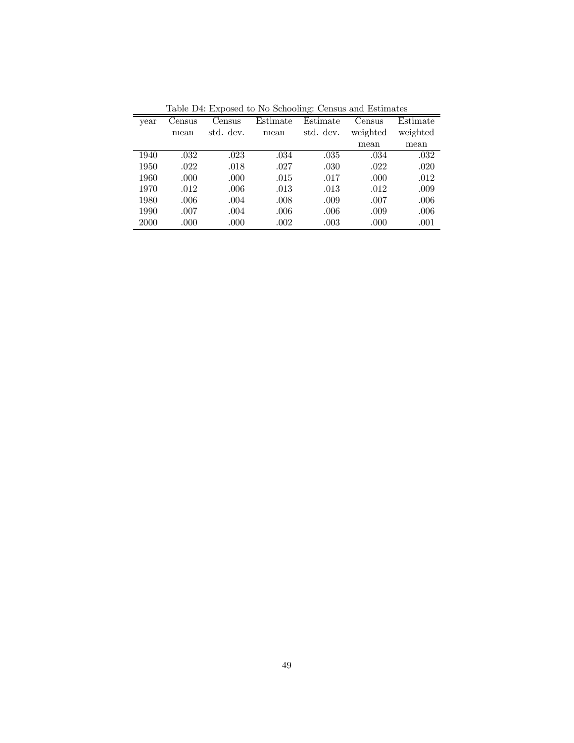Table D4: Exposed to No Schooling: Census and Estimates

| year | Census mean | Census std. dev. | Estimate mean | Estimate std. dev. | Census weighted mean | Estimate weighted mean |
|---|---|---|---|---|---|---|
| 1940 | .032 | .023 | .034 | .035 | .034 | .032 |
| 1950 | .022 | .018 | .027 | .030 | .022 | .020 |
| 1960 | .000 | .000 | .015 | .017 | .000 | .012 |
| 1970 | .012 | .006 | .013 | .013 | .012 | .009 |
| 1980 | .006 | .004 | .008 | .009 | .007 | .006 |
| 1990 | .007 | .004 | .006 | .006 | .009 | .006 |
| 2000 | .000 | .000 | .002 | .003 | .000 | .001 |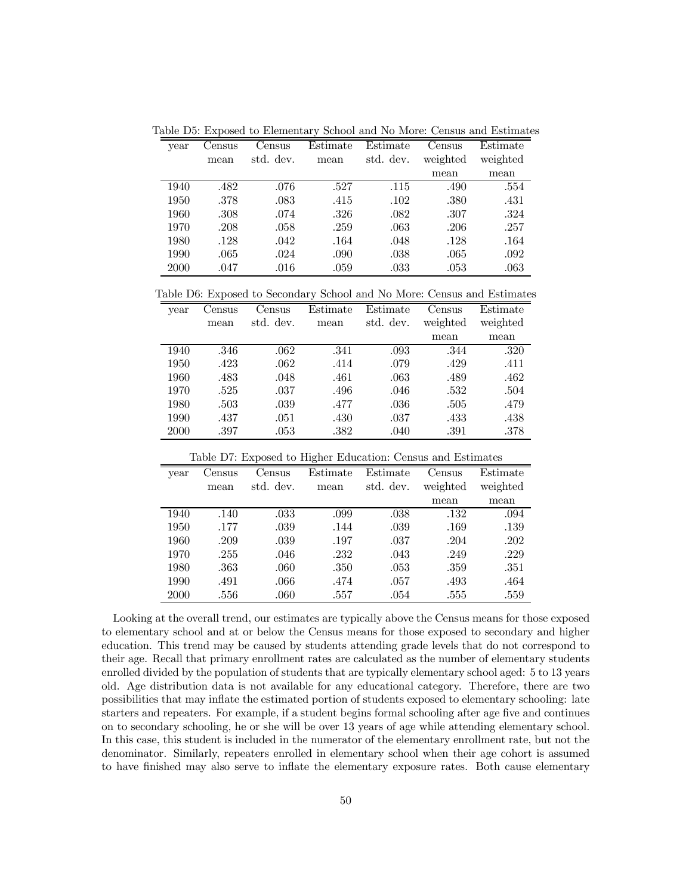Table D5: Exposed to Elementary School and No More: Census and Estimates

| year | Census mean | Census std. dev. | Estimate mean | Estimate std. dev. | Census weighted mean | Estimate weighted mean |
|---|---|---|---|---|---|---|
| 1940 | .482 | .076 | .527 | .115 | .490 | .554 |
| 1950 | .378 | .083 | .415 | .102 | .380 | .431 |
| 1960 | .308 | .074 | .326 | .082 | .307 | .324 |
| 1970 | .208 | .058 | .259 | .063 | .206 | .257 |
| 1980 | .128 | .042 | .164 | .048 | .128 | .164 |
| 1990 | .065 | .024 | .090 | .038 | .065 | .092 |
| 2000 | .047 | .016 | .059 | .033 | .053 | .063 |

Table D6: Exposed to Secondary School and No More: Census and Estimates

| year | Census mean | Census std. dev. | Estimate mean | Estimate std. dev. | Census weighted mean | Estimate weighted mean |
|---|---|---|---|---|---|---|
| 1940 | .346 | .062 | .341 | .093 | .344 | .320 |
| 1950 | .423 | .062 | .414 | .079 | .429 | .411 |
| 1960 | .483 | .048 | .461 | .063 | .489 | .462 |
| 1970 | .525 | .037 | .496 | .046 | .532 | .504 |
| 1980 | .503 | .039 | .477 | .036 | .505 | .479 |
| 1990 | .437 | .051 | .430 | .037 | .433 | .438 |
| 2000 | .397 | .053 | .382 | .040 | .391 | .378 |

Table D7: Exposed to Higher Education: Census and Estimates

| year | Census mean | Census std. dev. | Estimate mean | Estimate std. dev. | Census weighted mean | Estimate weighted mean |
|---|---|---|---|---|---|---|
| 1940 | .140 | .033 | .099 | .038 | .132 | .094 |
| 1950 | .177 | .039 | .144 | .039 | .169 | .139 |
| 1960 | .209 | .039 | .197 | .037 | .204 | .202 |
| 1970 | .255 | .046 | .232 | .043 | .249 | .229 |
| 1980 | .363 | .060 | .350 | .053 | .359 | .351 |
| 1990 | .491 | .066 | .474 | .057 | .493 | .464 |
| 2000 | .556 | .060 | .557 | .054 | .555 | .559 |

Looking at the overall trend, our estimates are typically above the Census means for those exposed to elementary school and at or below the Census means for those exposed to secondary and higher education. This trend may be caused by students attending grade levels that do not correspond to their age. Recall that primary enrollment rates are calculated as the number of elementary students enrolled divided by the population of students that are typically elementary school aged: 5 to 13 years old. Age distribution data is not available for any educational category. Therefore, there are two possibilities that may inflate the estimated portion of students exposed to elementary schooling: late starters and repeaters. For example, if a student begins formal schooling after age five and continues on to secondary schooling, he or she will be over 13 years of age while attending elementary school. In this case, this student is included in the numerator of the elementary enrollment rate, but not the denominator. Similarly, repeaters enrolled in elementary school when their age cohort is assumed to have finished may also serve to inflate the elementary exposure rates. Both cause elementary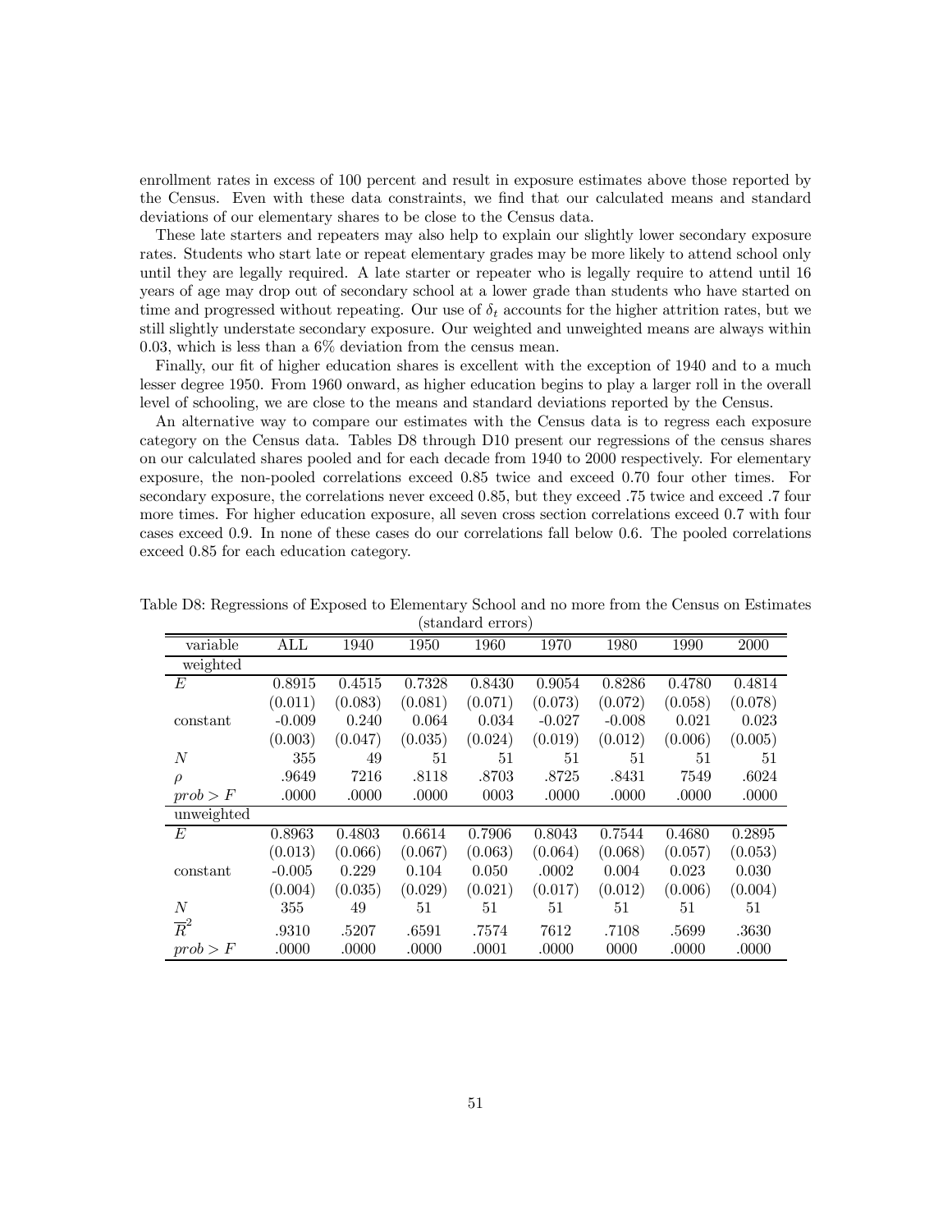enrollment rates in excess of 100 percent and result in exposure estimates above those reported by the Census. Even with these data constraints, we find that our calculated means and standard deviations of our elementary shares to be close to the Census data.

These late starters and repeaters may also help to explain our slightly lower secondary exposure rates. Students who start late or repeat elementary grades may be more likely to attend school only until they are legally required. A late starter or repeater who is legally require to attend until 16 years of age may drop out of secondary school at a lower grade than students who have started on time and progressed without repeating. Our use of $\delta_t$ accounts for the higher attrition rates, but we still slightly understate secondary exposure. Our weighted and unweighted means are always within 0.03, which is less than a 6% deviation from the census mean.

Finally, our fit of higher education shares is excellent with the exception of 1940 and to a much lesser degree 1950. From 1960 onward, as higher education begins to play a larger roll in the overall level of schooling, we are close to the means and standard deviations reported by the Census.

An alternative way to compare our estimates with the Census data is to regress each exposure category on the Census data. Tables D8 through D10 present our regressions of the census shares on our calculated shares pooled and for each decade from 1940 to 2000 respectively. For elementary exposure, the non-pooled correlations exceed 0.85 twice and exceed 0.70 four other times. For secondary exposure, the correlations never exceed 0.85, but they exceed .75 twice and exceed .7 four more times. For higher education exposure, all seven cross section correlations exceed 0.7 with four cases exceed 0.9. In none of these cases do our correlations fall below 0.6. The pooled correlations exceed 0.85 for each education category.

Table D8: Regressions of Exposed to Elementary School and no more from the Census on Estimates (standard errors)

| variable | ALL | 1940 | 1950 | 1960 | 1970 | 1980 | 1990 | 2000 |
|---|---|---|---|---|---|---|---|---|
| weighted | | | | | | | | |
| $E$ | 0.8915 | 0.4515 | 0.7328 | 0.8430 | 0.9054 | 0.8286 | 0.4780 | 0.4814 |
| | (0.011) | (0.083) | (0.081) | (0.071) | (0.073) | (0.072) | (0.058) | (0.078) |
| constant | -0.009 | 0.240 | 0.064 | 0.034 | -0.027 | -0.008 | 0.021 | 0.023 |
| | (0.003) | (0.047) | (0.035) | (0.024) | (0.019) | (0.012) | (0.006) | (0.005) |
| $N$ | 355 | 49 | 51 | 51 | 51 | 51 | 51 | 51 |
| $\rho$ | .9649 | 7216 | .8118 | .8703 | .8725 | .8431 | 7549 | .6024 |
| $prob > F$ | .0000 | .0000 | .0000 | 0003 | .0000 | .0000 | .0000 | .0000 |
| unweighted | | | | | | | | |
| $E$ | 0.8963 | 0.4803 | 0.6614 | 0.7906 | 0.8043 | 0.7544 | 0.4680 | 0.2895 |
| | (0.013) | (0.066) | (0.067) | (0.063) | (0.064) | (0.068) | (0.057) | (0.053) |
| constant | -0.005 | 0.229 | 0.104 | 0.050 | .0002 | 0.004 | 0.023 | 0.030 |
| | (0.004) | (0.035) | (0.029) | (0.021) | (0.017) | (0.012) | (0.006) | (0.004) |
| $N$ | 355 | 49 | 51 | 51 | 51 | 51 | 51 | 51 |
| $\overline{R}^2$ | .9310 | .5207 | .6591 | .7574 | 7612 | .7108 | .5699 | .3630 |
| $prob > F$ | .0000 | .0000 | .0000 | .0001 | .0000 | 0000 | .0000 | .0000 |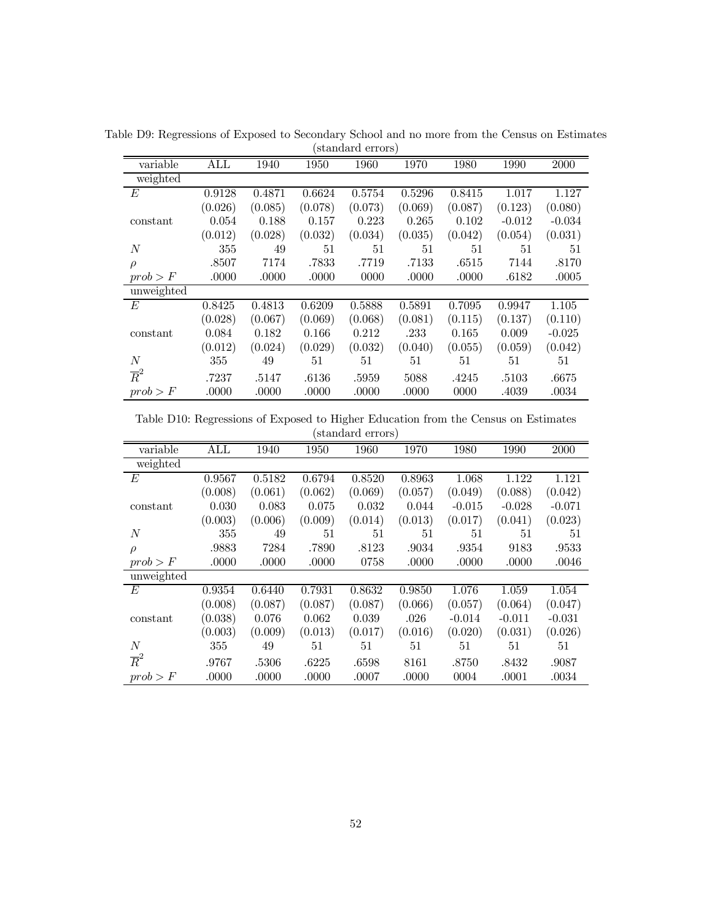Table D9: Regressions of Exposed to Secondary School and no more from the Census on Estimates (standard errors)

| variable | ALL | 1940 | 1950 | 1960 | 1970 | 1980 | 1990 | 2000 |
|---|---|---|---|---|---|---|---|---|
| weighted | | | | | | | | |
| $E$ | 0.9128 | 0.4871 | 0.6624 | 0.5754 | 0.5296 | 0.8415 | 1.017 | 1.127 |
| | (0.026) | (0.085) | (0.078) | (0.073) | (0.069) | (0.087) | (0.123) | (0.080) |
| constant | 0.054 | 0.188 | 0.157 | 0.223 | 0.265 | 0.102 | -0.012 | -0.034 |
| | (0.012) | (0.028) | (0.032) | (0.034) | (0.035) | (0.042) | (0.054) | (0.031) |
| $N$ | 355 | 49 | 51 | 51 | 51 | 51 | 51 | 51 |
| $\rho$ | .8507 | 7174 | .7833 | .7719 | .7133 | .6515 | 7144 | .8170 |
| $prob > F$ | .0000 | .0000 | .0000 | 0000 | .0000 | .0000 | .6182 | .0005 |
| unweighted | | | | | | | | |
| $E$ | 0.8425 | 0.4813 | 0.6209 | 0.5888 | 0.5891 | 0.7095 | 0.9947 | 1.105 |
| | (0.028) | (0.067) | (0.069) | (0.068) | (0.081) | (0.115) | (0.137) | (0.110) |
| constant | 0.084 | 0.182 | 0.166 | 0.212 | .233 | 0.165 | 0.009 | -0.025 |
| | (0.012) | (0.024) | (0.029) | (0.032) | (0.040) | (0.055) | (0.059) | (0.042) |
| $N$ | 355 | 49 | 51 | 51 | 51 | 51 | 51 | 51 |
| $\overline{R}^2$ | .7237 | .5147 | .6136 | .5959 | 5088 | .4245 | .5103 | .6675 |
| $prob > F$ | .0000 | .0000 | .0000 | .0000 | .0000 | 0000 | .4039 | .0034 |

Table D10: Regressions of Exposed to Higher Education from the Census on Estimates (standard errors)

| variable | ALL | 1940 | 1950 | 1960 | 1970 | 1980 | 1990 | 2000 |
|---|---|---|---|---|---|---|---|---|
| weighted | | | | | | | | |
| $E$ | 0.9567 | 0.5182 | 0.6794 | 0.8520 | 0.8963 | 1.068 | 1.122 | 1.121 |
| | (0.008) | (0.061) | (0.062) | (0.069) | (0.057) | (0.049) | (0.088) | (0.042) |
| constant | 0.030 | 0.083 | 0.075 | 0.032 | 0.044 | -0.015 | -0.028 | -0.071 |
| | (0.003) | (0.006) | (0.009) | (0.014) | (0.013) | (0.017) | (0.041) | (0.023) |
| $N$ | 355 | 49 | 51 | 51 | 51 | 51 | 51 | 51 |
| $\rho$ | .9883 | 7284 | .7890 | .8123 | .9034 | .9354 | 9183 | .9533 |
| $prob > F$ | .0000 | .0000 | .0000 | 0758 | .0000 | .0000 | .0000 | .0046 |
| unweighted | | | | | | | | |
| $E$ | 0.9354 | 0.6440 | 0.7931 | 0.8632 | 0.9850 | 1.076 | 1.059 | 1.054 |
| | (0.008) | (0.087) | (0.087) | (0.087) | (0.066) | (0.057) | (0.064) | (0.047) |
| constant | (0.038) | 0.076 | 0.062 | 0.039 | .026 | -0.014 | -0.011 | -0.031 |
| | (0.003) | (0.009) | (0.013) | (0.017) | (0.016) | (0.020) | (0.031) | (0.026) |
| $N$ | 355 | 49 | 51 | 51 | 51 | 51 | 51 | 51 |
| $\overline{R}^2$ | .9767 | .5306 | .6225 | .6598 | 8161 | .8750 | .8432 | .9087 |
| $prob > F$ | .0000 | .0000 | .0000 | .0007 | .0000 | 0004 | .0001 | .0034 |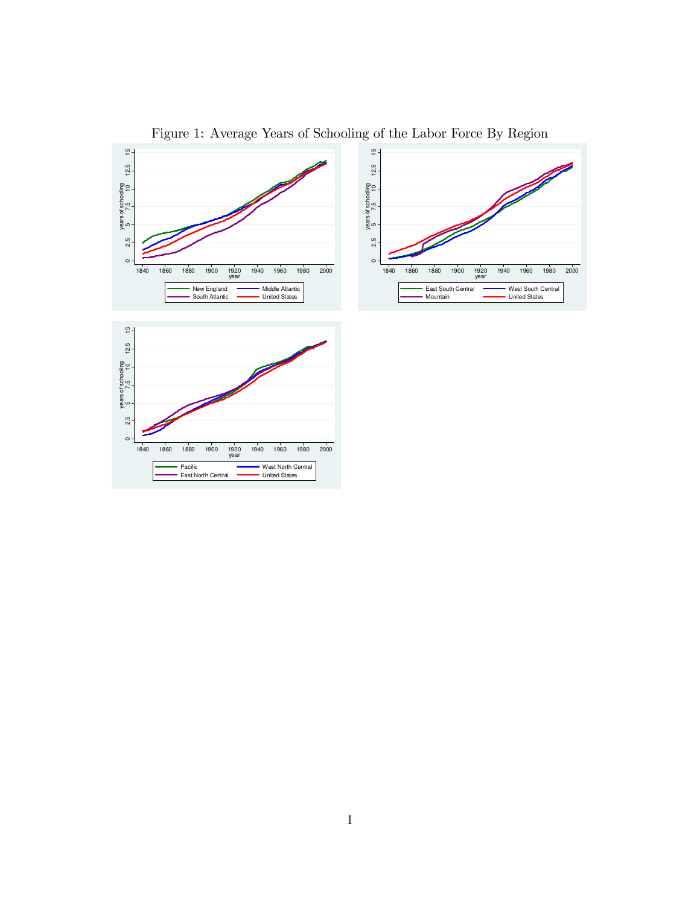Figure 1: Average Years of Schooling of the Labor Force By Region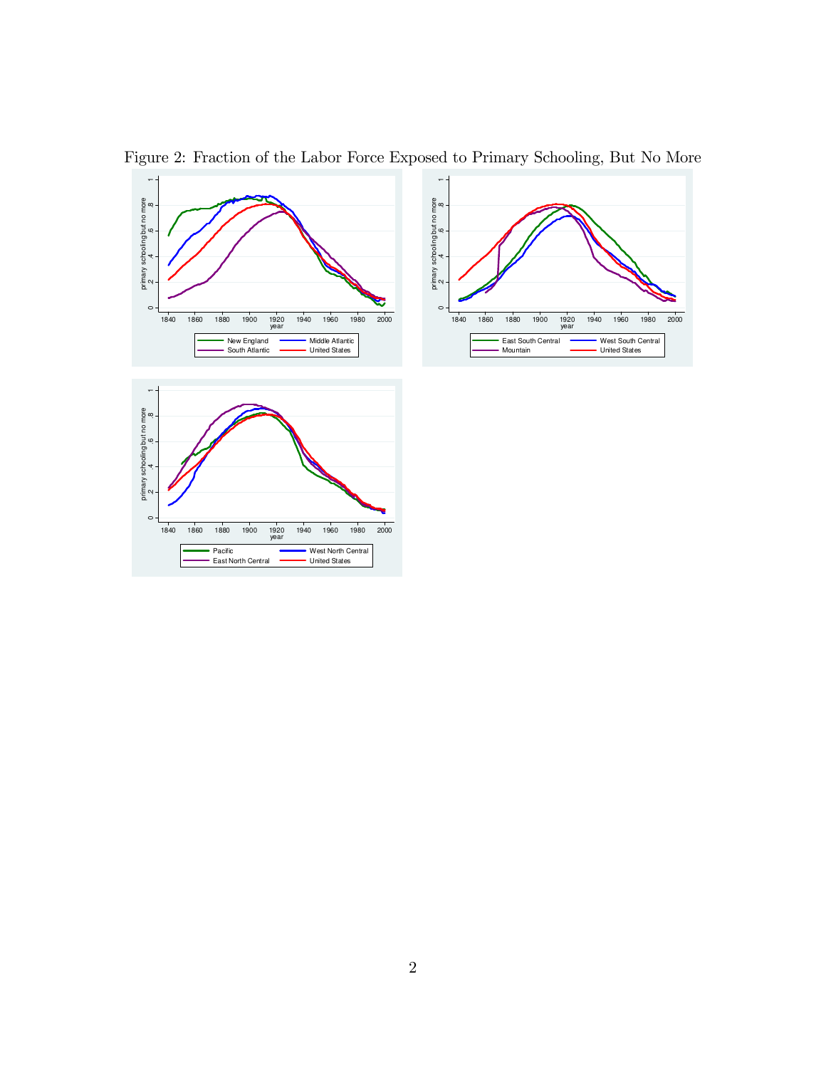Figure 2: Fraction of the Labor Force Exposed to Primary Schooling, But No More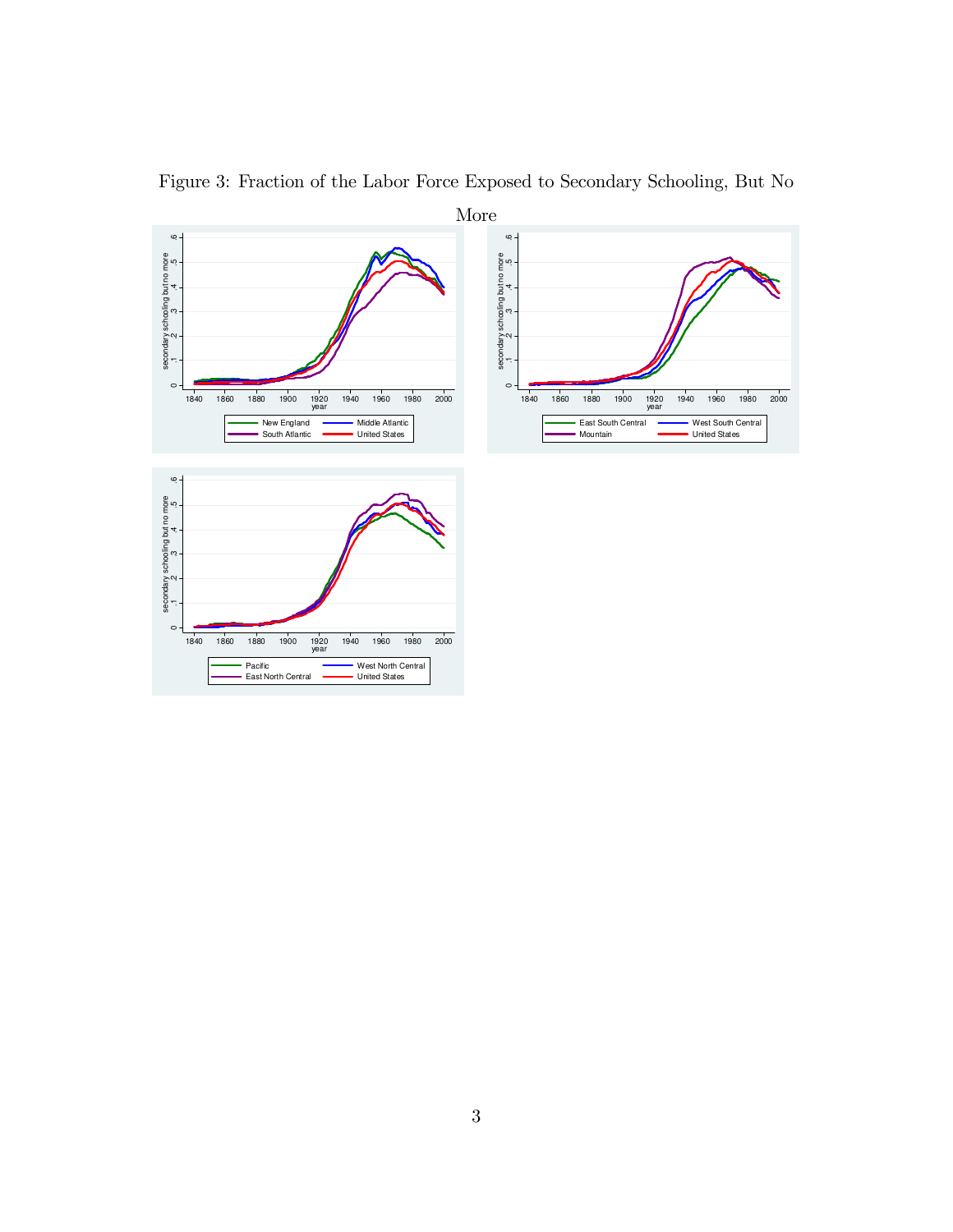Figure 3: Fraction of the Labor Force Exposed to Secondary Schooling, But No More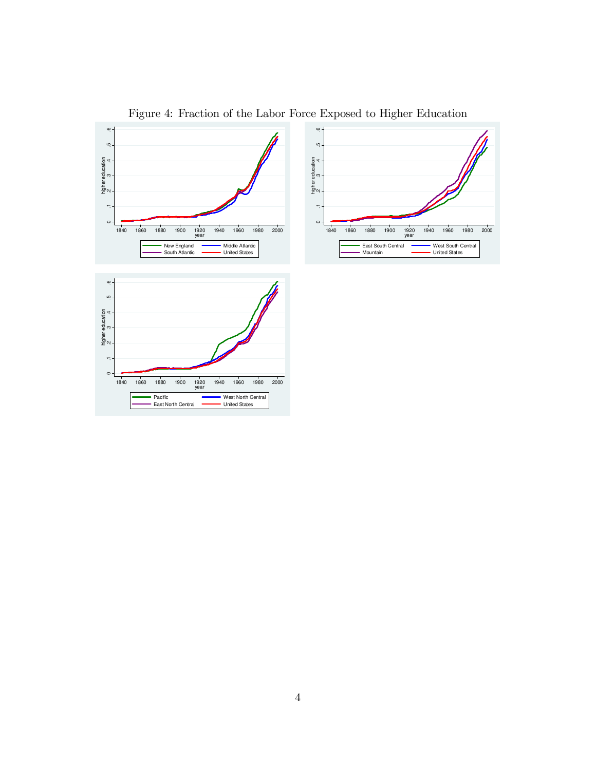Figure 4: Fraction of the Labor Force Exposed to Higher Education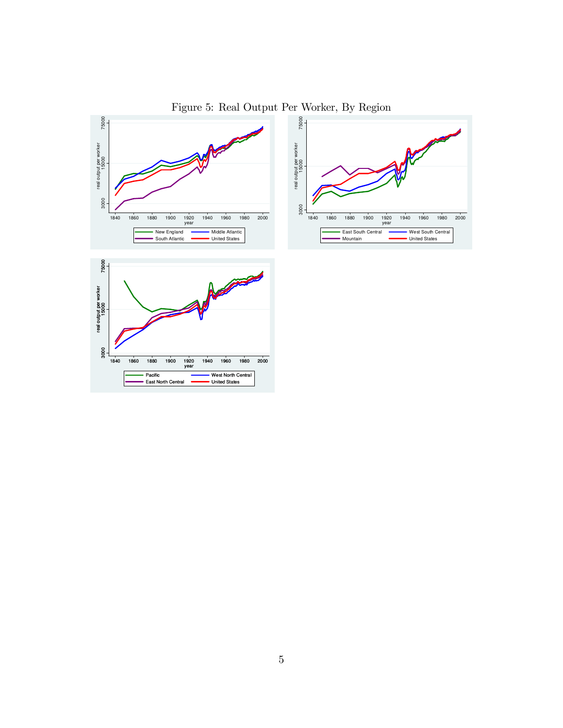Figure 5: Real Output Per Worker, By Region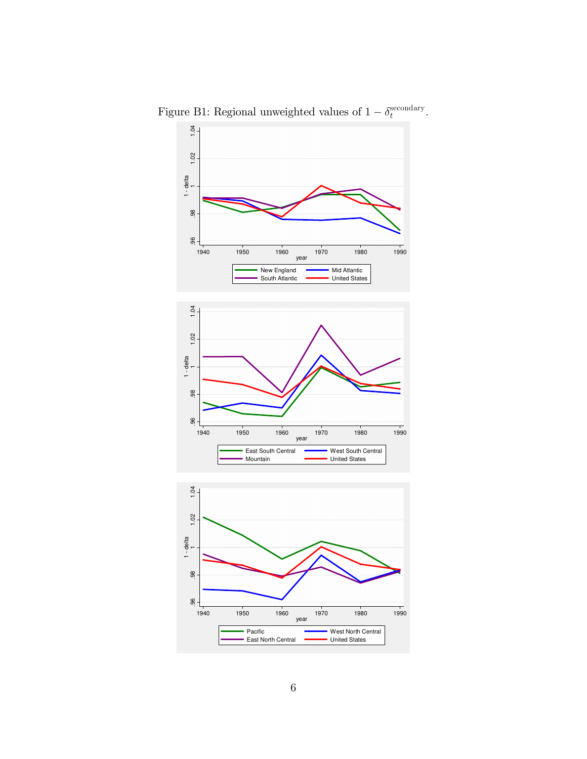Figure B1: Regional unweighted values of $1 - \delta_t^{\text{secondary}}$.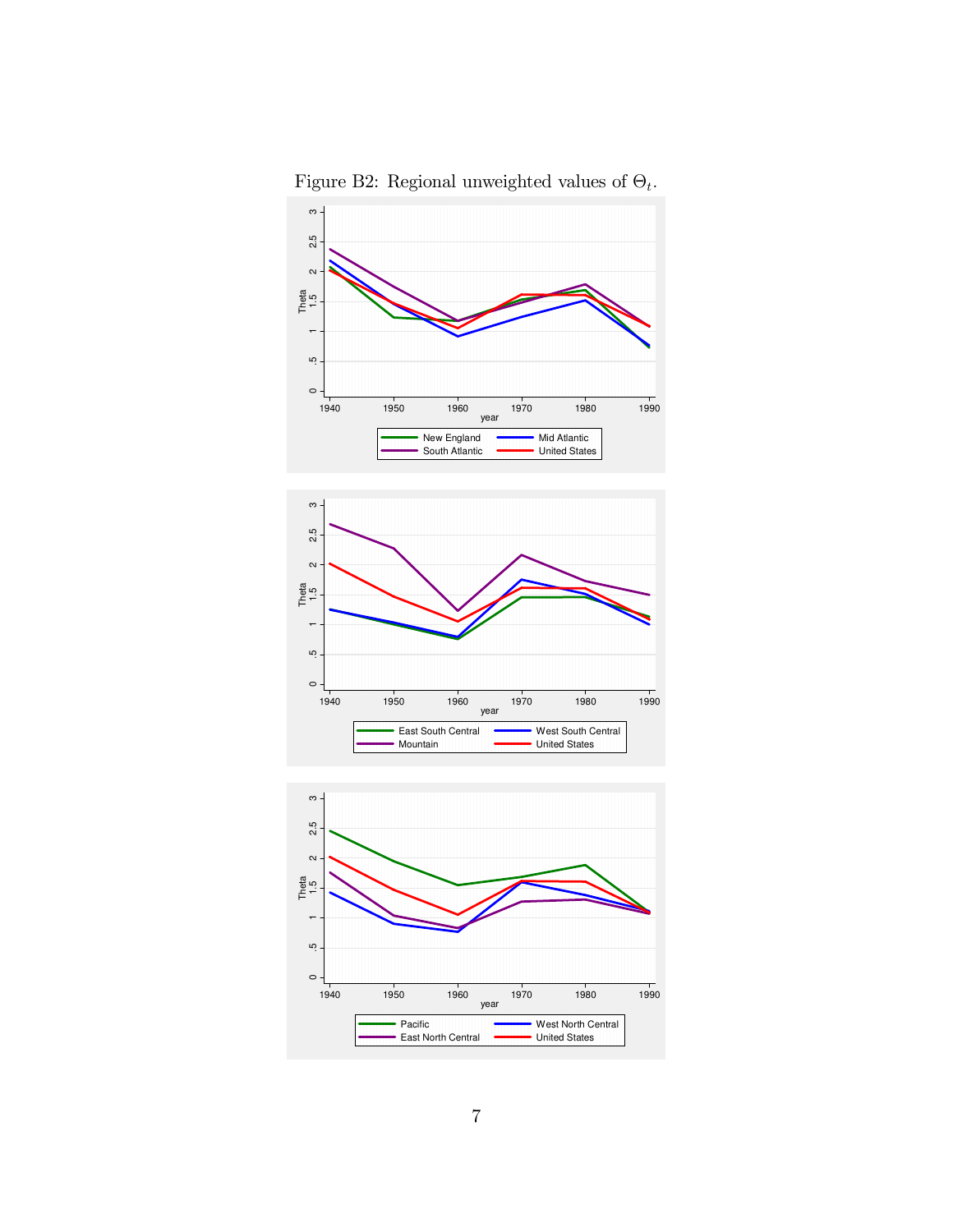Figure B2: Regional unweighted values of $\Theta_t$.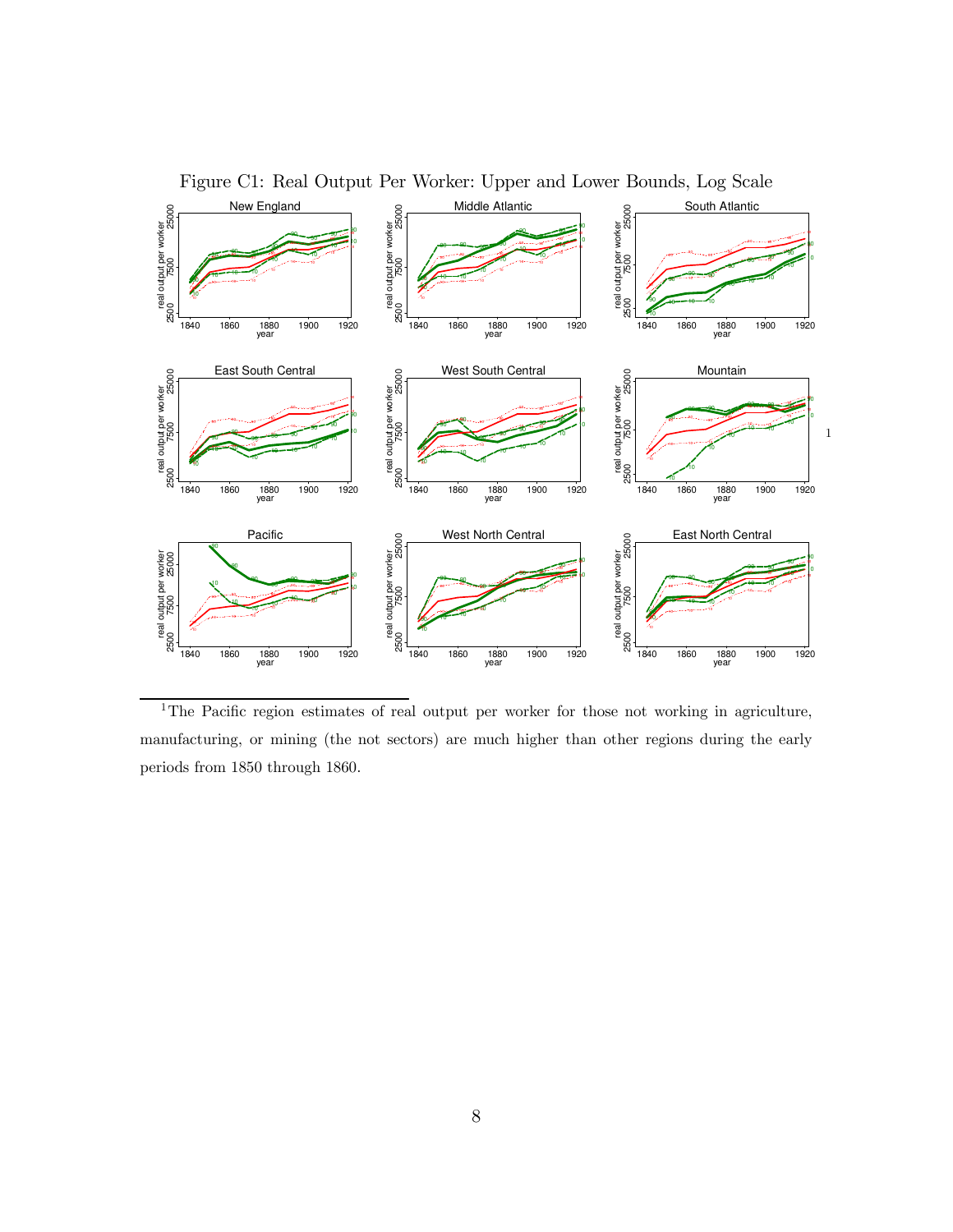Figure C1: Real Output Per Worker: Upper and Lower Bounds, Log Scale[1]

[1] The Pacific region estimates of real output per worker for those not working in agriculture, manufacturing, or mining (the not sectors) are much higher than other regions during the early periods from 1850 through 1860.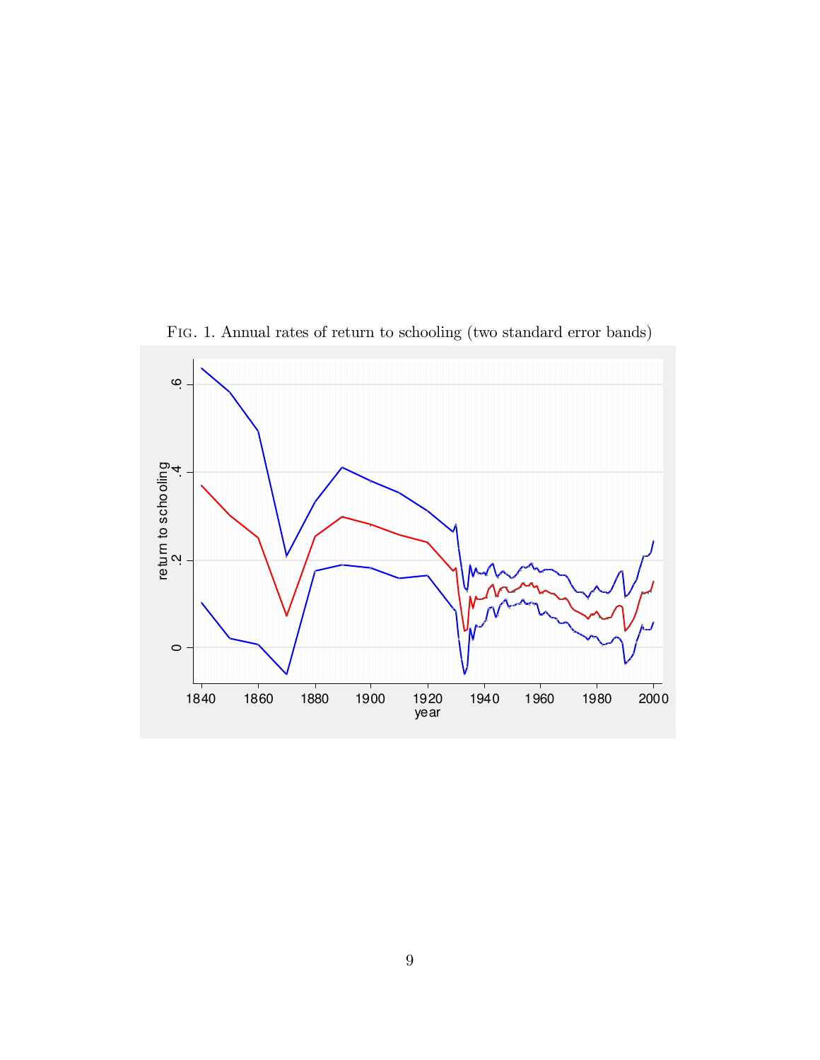Fig. 1. Annual rates of return to schooling (two standard error bands)

return to schooling

0

.2

.4

.6

1840

1860

1880

1900

1920

1940

1960

1980

2000

year